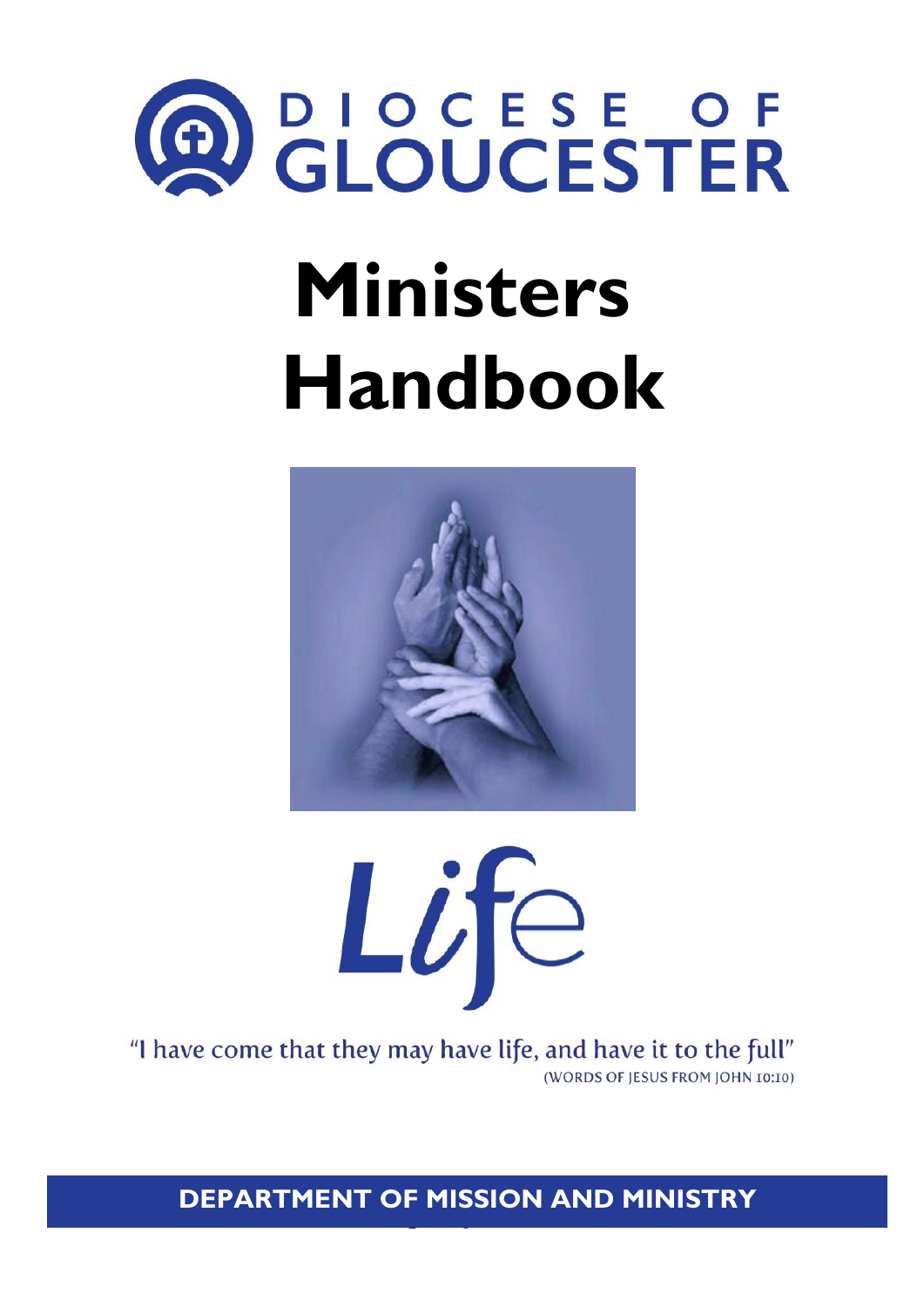DIOCESE OF GLOUCESTER

# Ministers Handbook

Life

"I have come that they may have life, and have it to the full"
(WORDS OF JESUS FROM JOHN 10:10)

DEPARTMENT OF MISSION AND MINISTRY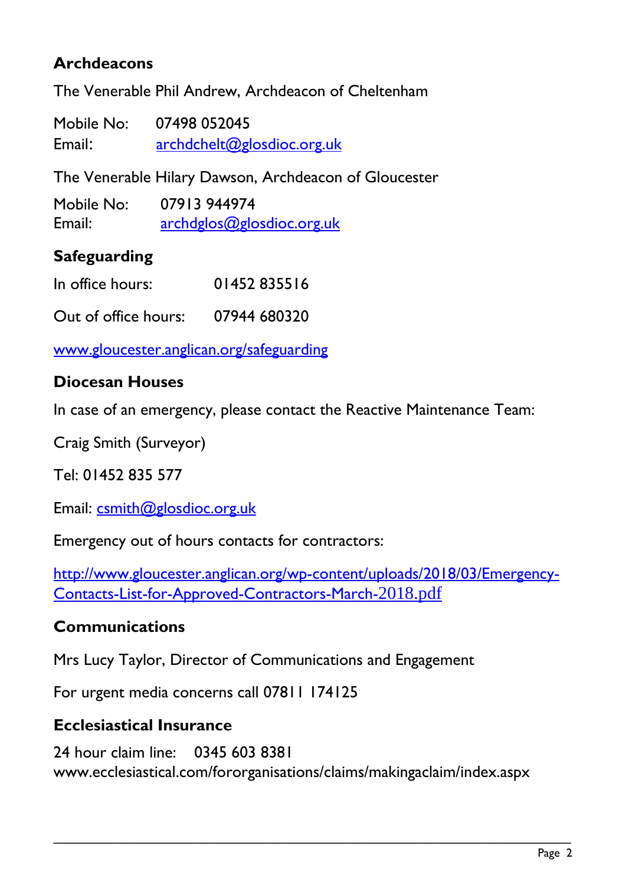## Archdeacons

The Venerable Phil Andrew, Archdeacon of Cheltenham

Mobile No: 07498 052045
Email: archdchelt@glosdioc.org.uk

The Venerable Hilary Dawson, Archdeacon of Gloucester

Mobile No: 07913 944974
Email: archdglos@glosdioc.org.uk

## Safeguarding

In office hours: 01452 835516

Out of office hours: 07944 680320

www.gloucester.anglican.org/safeguarding

## Diocesan Houses

In case of an emergency, please contact the Reactive Maintenance Team:

Craig Smith (Surveyor)

Tel: 01452 835 577

Email: csmith@glosdioc.org.uk

Emergency out of hours contacts for contractors:

http://www.gloucester.anglican.org/wp-content/uploads/2018/03/Emergency-Contacts-List-for-Approved-Contractors-March-2018.pdf

## Communications

Mrs Lucy Taylor, Director of Communications and Engagement

For urgent media concerns call 07811 174125

## Ecclesiastical Insurance

24 hour claim line: 0345 603 8381
www.ecclesiastical.com/fororganisations/claims/makingaclaim/index.aspx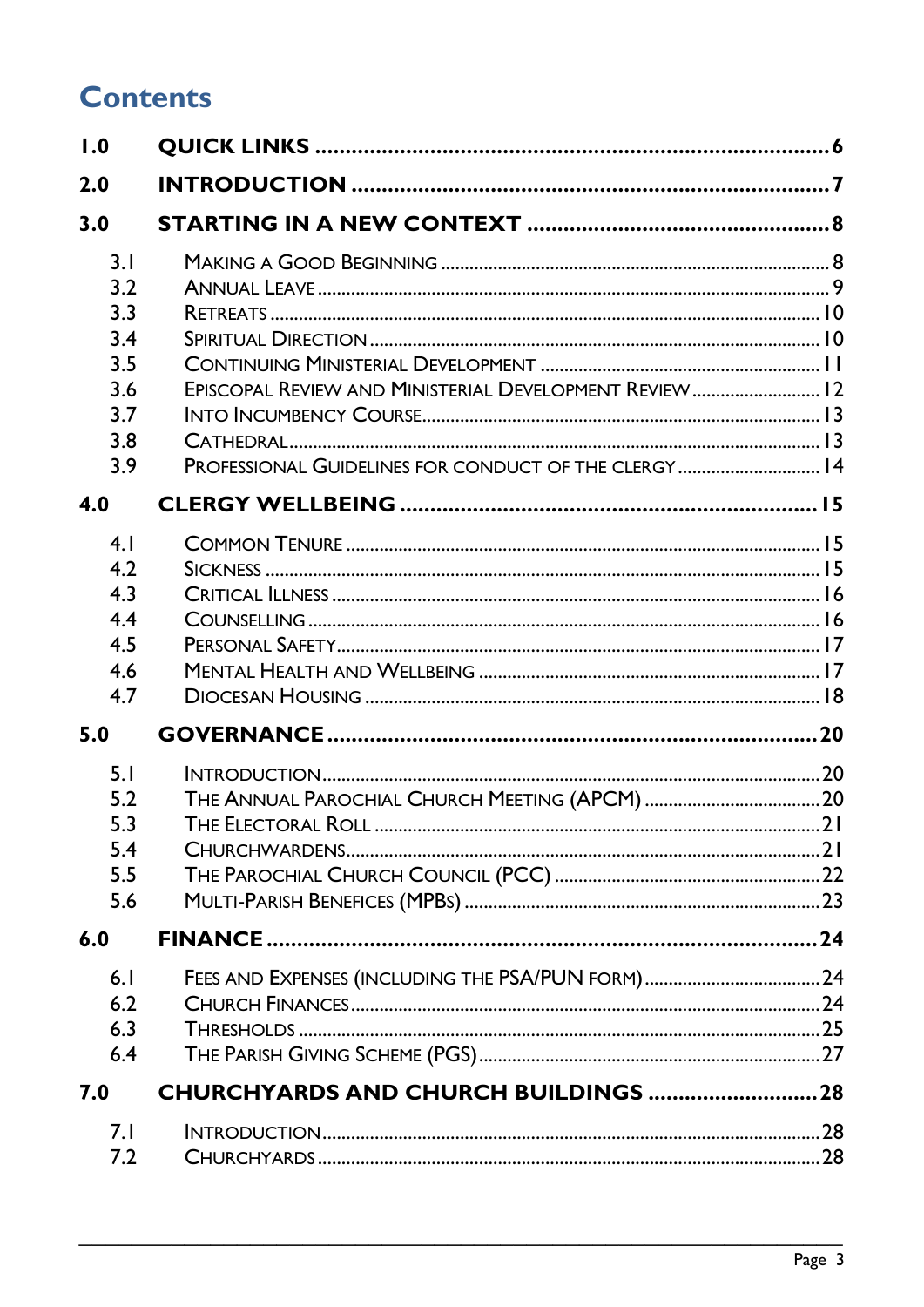# Contents

**1.0 QUICK LINKS** ..... 6

**2.0 INTRODUCTION** ..... 7

**3.0 STARTING IN A NEW CONTEXT** ..... 8

- 3.1 Making a Good Beginning ..... 8
- 3.2 Annual Leave ..... 9
- 3.3 Retreats ..... 10
- 3.4 Spiritual Direction ..... 10
- 3.5 Continuing Ministerial Development ..... 11
- 3.6 Episcopal Review and Ministerial Development Review ..... 12
- 3.7 Into Incumbency Course ..... 13
- 3.8 Cathedral ..... 13
- 3.9 Professional Guidelines for conduct of the clergy ..... 14

**4.0 CLERGY WELLBEING** ..... 15

- 4.1 Common Tenure ..... 15
- 4.2 Sickness ..... 15
- 4.3 Critical Illness ..... 16
- 4.4 Counselling ..... 16
- 4.5 Personal Safety ..... 17
- 4.6 Mental Health and Wellbeing ..... 17
- 4.7 Diocesan Housing ..... 18

**5.0 GOVERNANCE** ..... 20

- 5.1 Introduction ..... 20
- 5.2 The Annual Parochial Church Meeting (APCM) ..... 20
- 5.3 The Electoral Roll ..... 21
- 5.4 Churchwardens ..... 21
- 5.5 The Parochial Church Council (PCC) ..... 22
- 5.6 Multi-Parish Benefices (MPBs) ..... 23

**6.0 FINANCE** ..... 24

- 6.1 Fees and Expenses (including the PSA/PUN form) ..... 24
- 6.2 Church Finances ..... 24
- 6.3 Thresholds ..... 25
- 6.4 The Parish Giving Scheme (PGS) ..... 27

**7.0 CHURCHYARDS AND CHURCH BUILDINGS** ..... 28

- 7.1 Introduction ..... 28
- 7.2 Churchyards ..... 28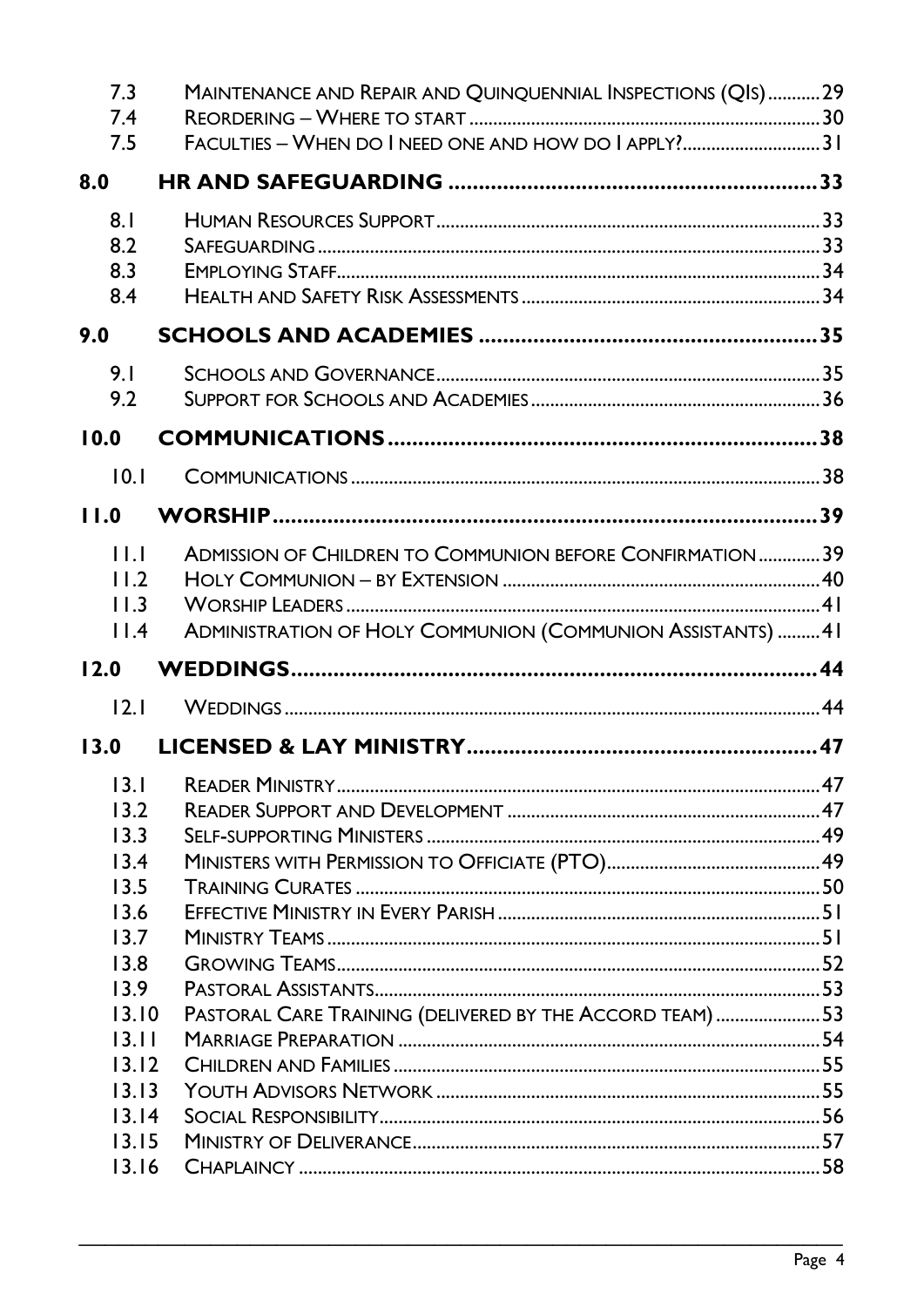| | | |
|---|---|---|
| 7.3 | Maintenance and Repair and Quinquennial Inspections (QIs) | 29 |
| 7.4 | Reordering – Where to start | 30 |
| 7.5 | Faculties – When do I need one and how do I apply? | 31 |
| **8.0** | **HR AND SAFEGUARDING** | **33** |
| 8.1 | Human Resources Support | 33 |
| 8.2 | Safeguarding | 33 |
| 8.3 | Employing Staff | 34 |
| 8.4 | Health and Safety Risk Assessments | 34 |
| **9.0** | **SCHOOLS AND ACADEMIES** | **35** |
| 9.1 | Schools and Governance | 35 |
| 9.2 | Support for Schools and Academies | 36 |
| **10.0** | **COMMUNICATIONS** | **38** |
| 10.1 | Communications | 38 |
| **11.0** | **WORSHIP** | **39** |
| 11.1 | Admission of Children to Communion before Confirmation | 39 |
| 11.2 | Holy Communion – by Extension | 40 |
| 11.3 | Worship Leaders | 41 |
| 11.4 | Administration of Holy Communion (Communion Assistants) | 41 |
| **12.0** | **WEDDINGS** | **44** |
| 12.1 | Weddings | 44 |
| **13.0** | **LICENSED & LAY MINISTRY** | **47** |
| 13.1 | Reader Ministry | 47 |
| 13.2 | Reader Support and Development | 47 |
| 13.3 | Self-supporting Ministers | 49 |
| 13.4 | Ministers with Permission to Officiate (PTO) | 49 |
| 13.5 | Training Curates | 50 |
| 13.6 | Effective Ministry in Every Parish | 51 |
| 13.7 | Ministry Teams | 51 |
| 13.8 | Growing Teams | 52 |
| 13.9 | Pastoral Assistants | 53 |
| 13.10 | Pastoral Care Training (delivered by the Accord team) | 53 |
| 13.11 | Marriage Preparation | 54 |
| 13.12 | Children and Families | 55 |
| 13.13 | Youth Advisors Network | 55 |
| 13.14 | Social Responsibility | 56 |
| 13.15 | Ministry of Deliverance | 57 |
| 13.16 | Chaplaincy | 58 |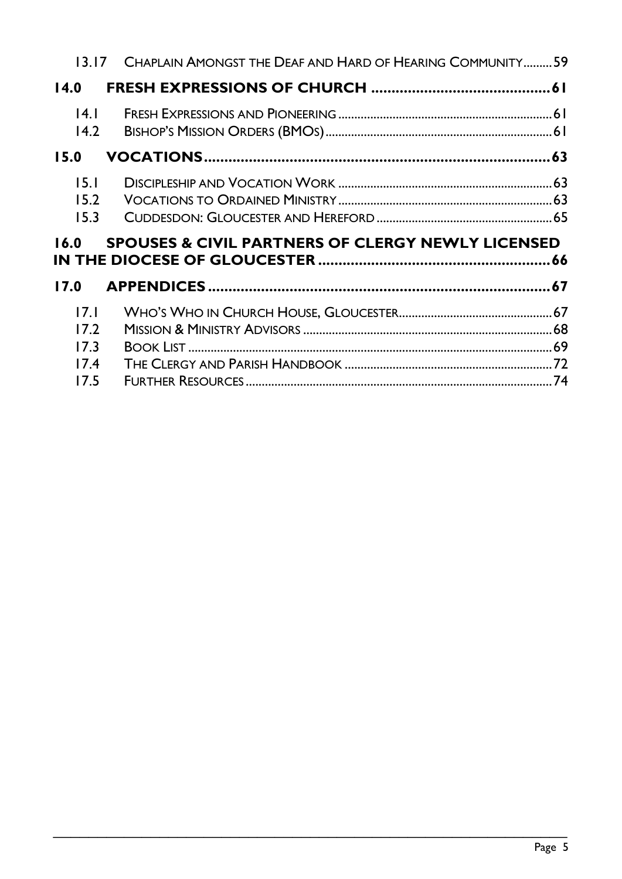13.17 Chaplain Amongst the Deaf and Hard of Hearing Community ......... 59

**14.0 FRESH EXPRESSIONS OF CHURCH ............................................ 61**

14.1 Fresh Expressions and Pioneering ............................................ 61
14.2 Bishop's Mission Orders (BMOs) ............................................ 61

**15.0 VOCATIONS ............................................................................ 63**

15.1 Discipleship and Vocation Work ............................................ 63
15.2 Vocations to Ordained Ministry ............................................ 63
15.3 Cuddesdon: Gloucester and Hereford ............................................ 65

**16.0 SPOUSES & CIVIL PARTNERS OF CLERGY NEWLY LICENSED IN THE DIOCESE OF GLOUCESTER ............................................ 66**

**17.0 APPENDICES ............................................................................ 67**

17.1 Who's Who in Church House, Gloucester ............................................ 67
17.2 Mission & Ministry Advisors ............................................ 68
17.3 Book List ............................................ 69
17.4 The Clergy and Parish Handbook ............................................ 72
17.5 Further Resources ............................................ 74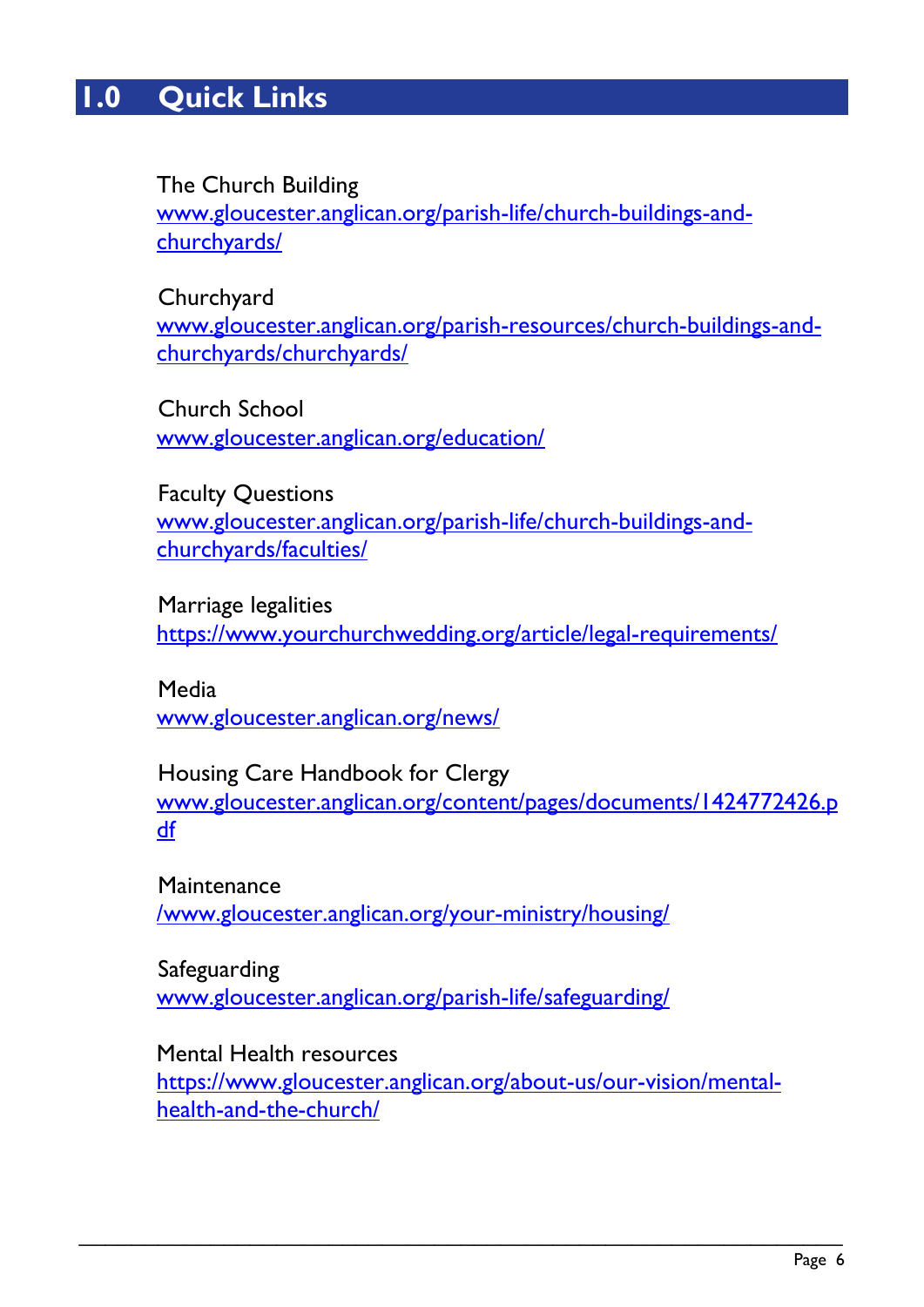# 1.0 Quick Links

The Church Building
www.gloucester.anglican.org/parish-life/church-buildings-and-churchyards/

Churchyard
www.gloucester.anglican.org/parish-resources/church-buildings-and-churchyards/churchyards/

Church School
www.gloucester.anglican.org/education/

Faculty Questions
www.gloucester.anglican.org/parish-life/church-buildings-and-churchyards/faculties/

Marriage legalities
https://www.yourchurchwedding.org/article/legal-requirements/

Media
www.gloucester.anglican.org/news/

Housing Care Handbook for Clergy
www.gloucester.anglican.org/content/pages/documents/1424772426.pdf

Maintenance
/www.gloucester.anglican.org/your-ministry/housing/

Safeguarding
www.gloucester.anglican.org/parish-life/safeguarding/

Mental Health resources
https://www.gloucester.anglican.org/about-us/our-vision/mental-health-and-the-church/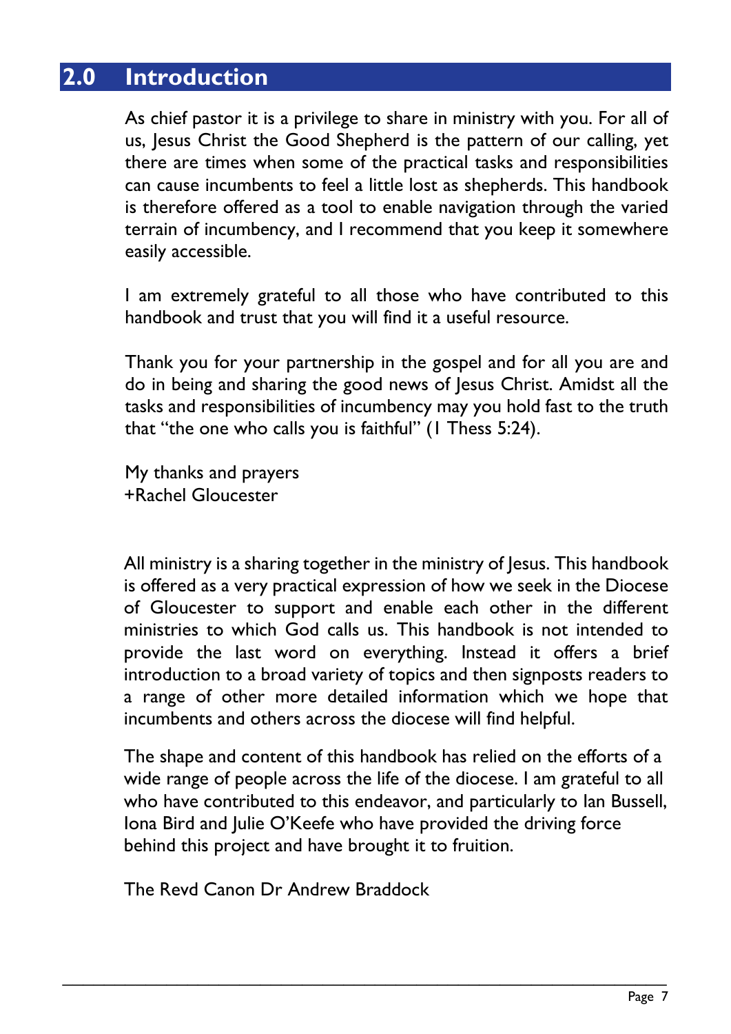## 2.0 Introduction

As chief pastor it is a privilege to share in ministry with you. For all of us, Jesus Christ the Good Shepherd is the pattern of our calling, yet there are times when some of the practical tasks and responsibilities can cause incumbents to feel a little lost as shepherds. This handbook is therefore offered as a tool to enable navigation through the varied terrain of incumbency, and I recommend that you keep it somewhere easily accessible.

I am extremely grateful to all those who have contributed to this handbook and trust that you will find it a useful resource.

Thank you for your partnership in the gospel and for all you are and do in being and sharing the good news of Jesus Christ. Amidst all the tasks and responsibilities of incumbency may you hold fast to the truth that "the one who calls you is faithful" (1 Thess 5:24).

My thanks and prayers
+Rachel Gloucester

All ministry is a sharing together in the ministry of Jesus. This handbook is offered as a very practical expression of how we seek in the Diocese of Gloucester to support and enable each other in the different ministries to which God calls us. This handbook is not intended to provide the last word on everything. Instead it offers a brief introduction to a broad variety of topics and then signposts readers to a range of other more detailed information which we hope that incumbents and others across the diocese will find helpful.

The shape and content of this handbook has relied on the efforts of a wide range of people across the life of the diocese. I am grateful to all who have contributed to this endeavor, and particularly to Ian Bussell, Iona Bird and Julie O'Keefe who have provided the driving force behind this project and have brought it to fruition.

The Revd Canon Dr Andrew Braddock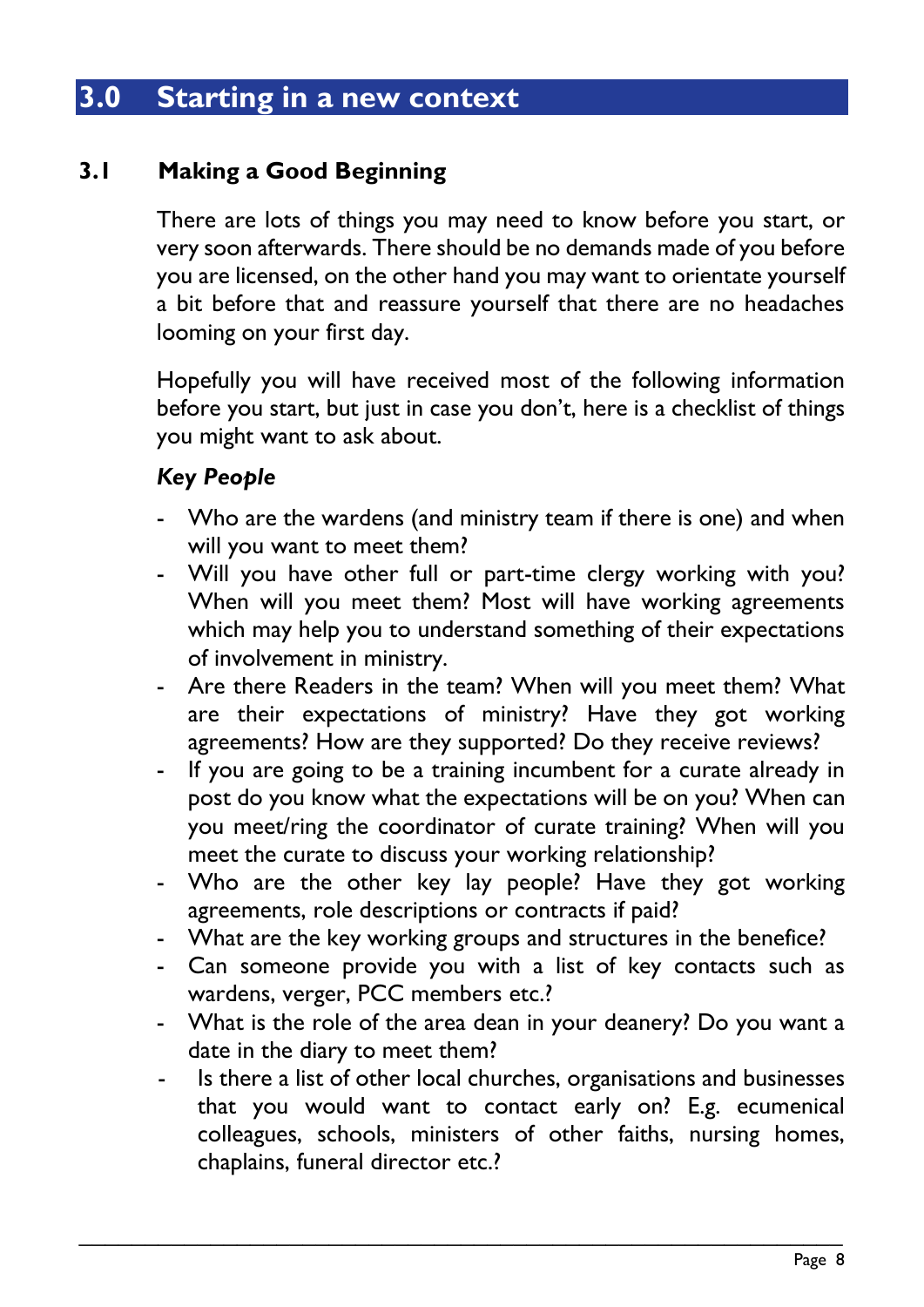# 3.0 Starting in a new context

## 3.1 Making a Good Beginning

There are lots of things you may need to know before you start, or very soon afterwards. There should be no demands made of you before you are licensed, on the other hand you may want to orientate yourself a bit before that and reassure yourself that there are no headaches looming on your first day.

Hopefully you will have received most of the following information before you start, but just in case you don't, here is a checklist of things you might want to ask about.

***Key People***

- Who are the wardens (and ministry team if there is one) and when will you want to meet them?
- Will you have other full or part-time clergy working with you? When will you meet them? Most will have working agreements which may help you to understand something of their expectations of involvement in ministry.
- Are there Readers in the team? When will you meet them? What are their expectations of ministry? Have they got working agreements? How are they supported? Do they receive reviews?
- If you are going to be a training incumbent for a curate already in post do you know what the expectations will be on you? When can you meet/ring the coordinator of curate training? When will you meet the curate to discuss your working relationship?
- Who are the other key lay people? Have they got working agreements, role descriptions or contracts if paid?
- What are the key working groups and structures in the benefice?
- Can someone provide you with a list of key contacts such as wardens, verger, PCC members etc.?
- What is the role of the area dean in your deanery? Do you want a date in the diary to meet them?
- Is there a list of other local churches, organisations and businesses that you would want to contact early on? E.g. ecumenical colleagues, schools, ministers of other faiths, nursing homes, chaplains, funeral director etc.?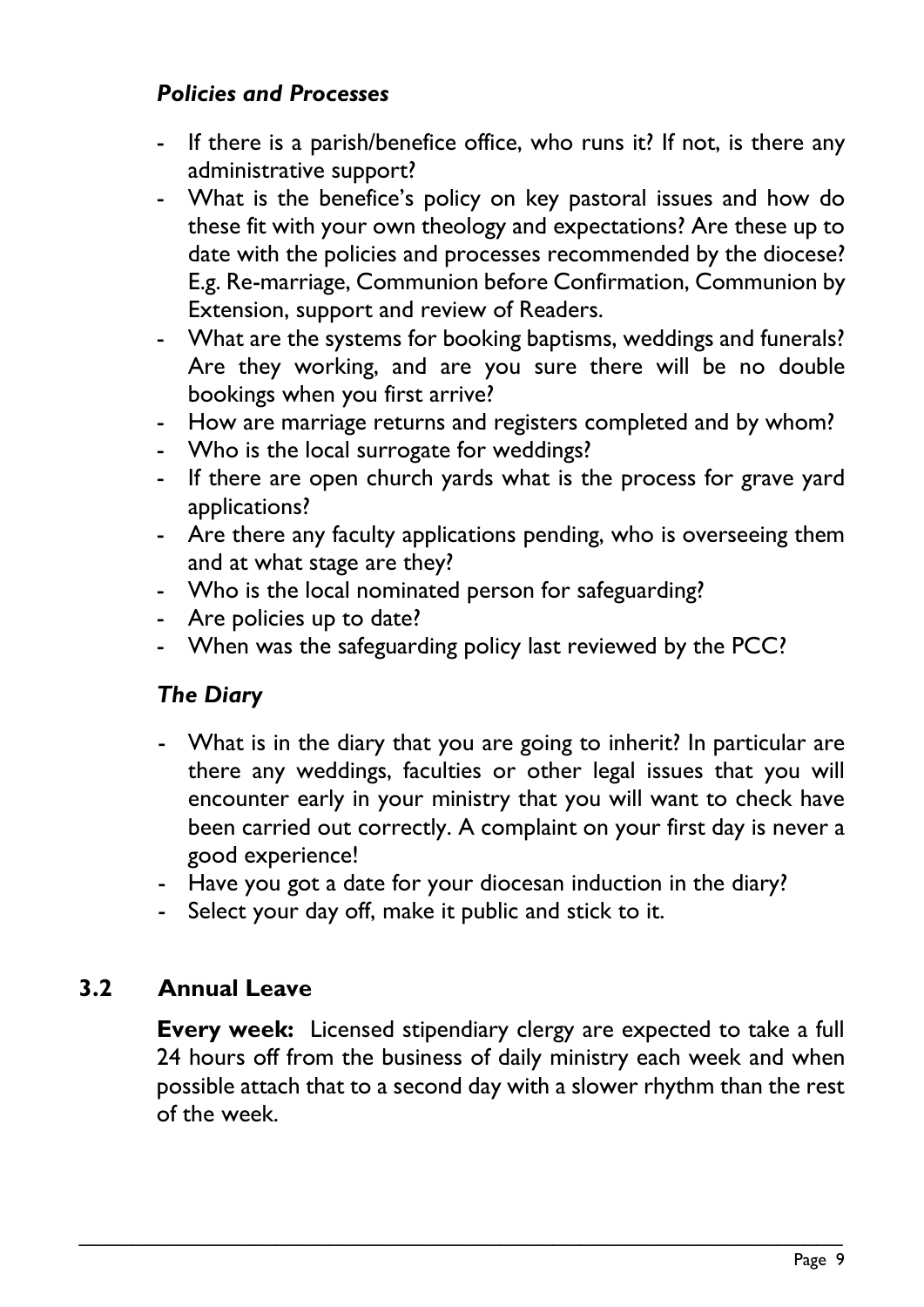### *Policies and Processes*

- If there is a parish/benefice office, who runs it? If not, is there any administrative support?
- What is the benefice's policy on key pastoral issues and how do these fit with your own theology and expectations? Are these up to date with the policies and processes recommended by the diocese? E.g. Re-marriage, Communion before Confirmation, Communion by Extension, support and review of Readers.
- What are the systems for booking baptisms, weddings and funerals? Are they working, and are you sure there will be no double bookings when you first arrive?
- How are marriage returns and registers completed and by whom?
- Who is the local surrogate for weddings?
- If there are open church yards what is the process for grave yard applications?
- Are there any faculty applications pending, who is overseeing them and at what stage are they?
- Who is the local nominated person for safeguarding?
- Are policies up to date?
- When was the safeguarding policy last reviewed by the PCC?

### *The Diary*

- What is in the diary that you are going to inherit? In particular are there any weddings, faculties or other legal issues that you will encounter early in your ministry that you will want to check have been carried out correctly. A complaint on your first day is never a good experience!
- Have you got a date for your diocesan induction in the diary?
- Select your day off, make it public and stick to it.

## 3.2 Annual Leave

**Every week:** Licensed stipendiary clergy are expected to take a full 24 hours off from the business of daily ministry each week and when possible attach that to a second day with a slower rhythm than the rest of the week.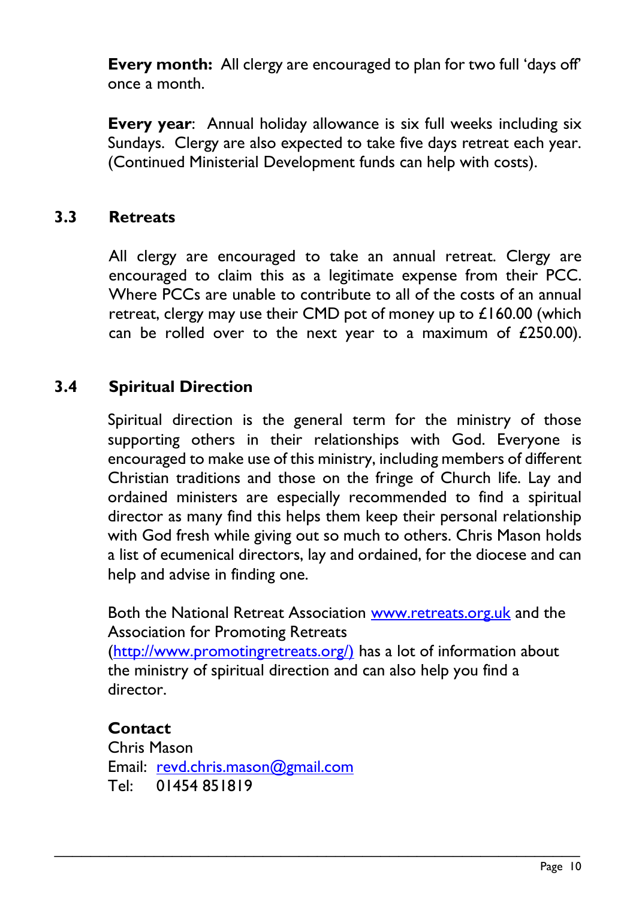**Every month:** All clergy are encouraged to plan for two full 'days off' once a month.

**Every year**: Annual holiday allowance is six full weeks including six Sundays. Clergy are also expected to take five days retreat each year. (Continued Ministerial Development funds can help with costs).

## 3.3 Retreats

All clergy are encouraged to take an annual retreat. Clergy are encouraged to claim this as a legitimate expense from their PCC. Where PCCs are unable to contribute to all of the costs of an annual retreat, clergy may use their CMD pot of money up to £160.00 (which can be rolled over to the next year to a maximum of £250.00).

## 3.4 Spiritual Direction

Spiritual direction is the general term for the ministry of those supporting others in their relationships with God. Everyone is encouraged to make use of this ministry, including members of different Christian traditions and those on the fringe of Church life. Lay and ordained ministers are especially recommended to find a spiritual director as many find this helps them keep their personal relationship with God fresh while giving out so much to others. Chris Mason holds a list of ecumenical directors, lay and ordained, for the diocese and can help and advise in finding one.

Both the National Retreat Association www.retreats.org.uk and the Association for Promoting Retreats (http://www.promotingretreats.org/) has a lot of information about the ministry of spiritual direction and can also help you find a director.

**Contact**
Chris Mason
Email: revd.chris.mason@gmail.com
Tel: 01454 851819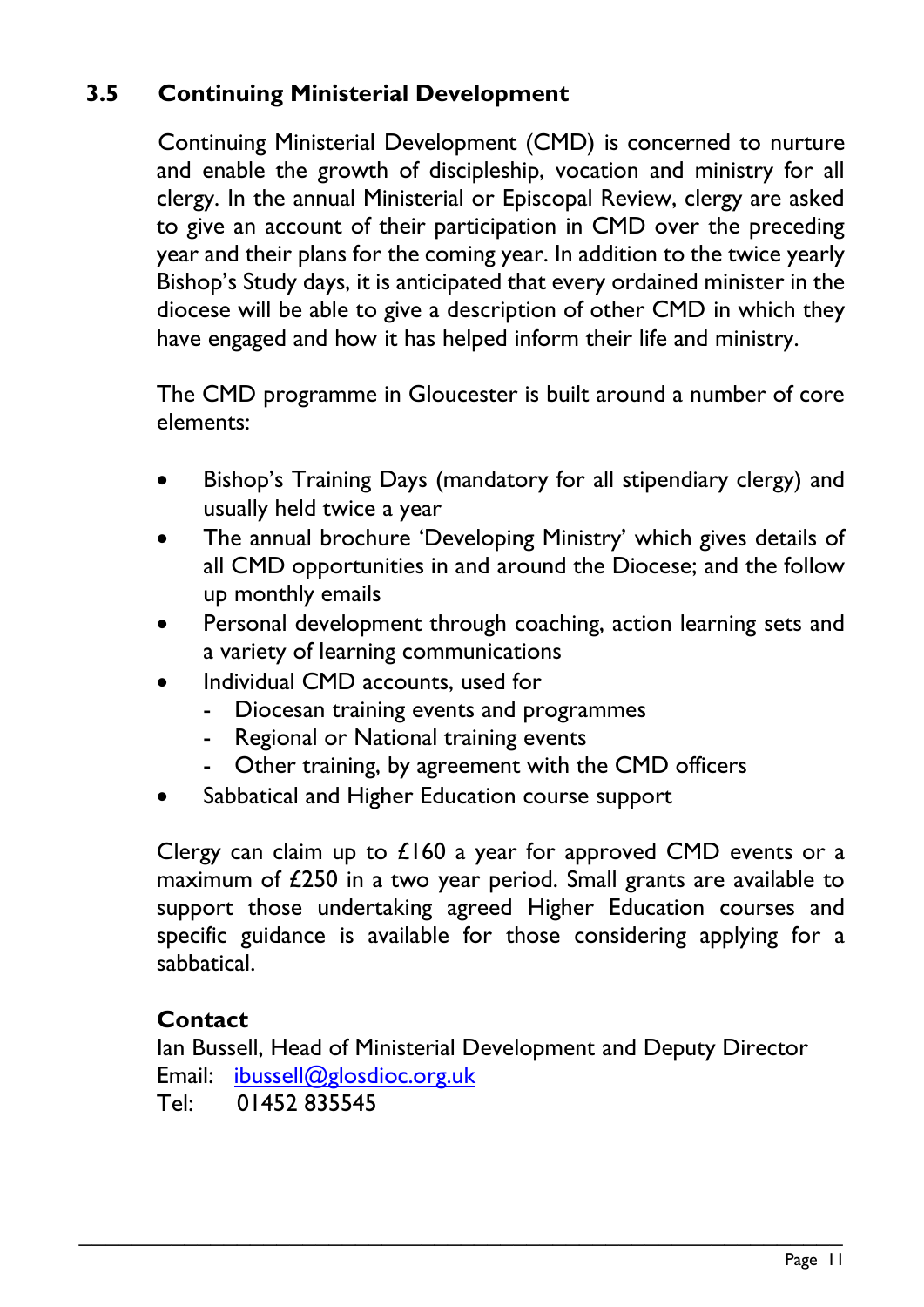## 3.5 Continuing Ministerial Development

Continuing Ministerial Development (CMD) is concerned to nurture and enable the growth of discipleship, vocation and ministry for all clergy. In the annual Ministerial or Episcopal Review, clergy are asked to give an account of their participation in CMD over the preceding year and their plans for the coming year. In addition to the twice yearly Bishop's Study days, it is anticipated that every ordained minister in the diocese will be able to give a description of other CMD in which they have engaged and how it has helped inform their life and ministry.

The CMD programme in Gloucester is built around a number of core elements:

- Bishop's Training Days (mandatory for all stipendiary clergy) and usually held twice a year
- The annual brochure 'Developing Ministry' which gives details of all CMD opportunities in and around the Diocese; and the follow up monthly emails
- Personal development through coaching, action learning sets and a variety of learning communications
- Individual CMD accounts, used for
  - Diocesan training events and programmes
  - Regional or National training events
  - Other training, by agreement with the CMD officers
- Sabbatical and Higher Education course support

Clergy can claim up to £160 a year for approved CMD events or a maximum of £250 in a two year period. Small grants are available to support those undertaking agreed Higher Education courses and specific guidance is available for those considering applying for a sabbatical.

**Contact**
Ian Bussell, Head of Ministerial Development and Deputy Director
Email: ibussell@glosdioc.org.uk
Tel: 01452 835545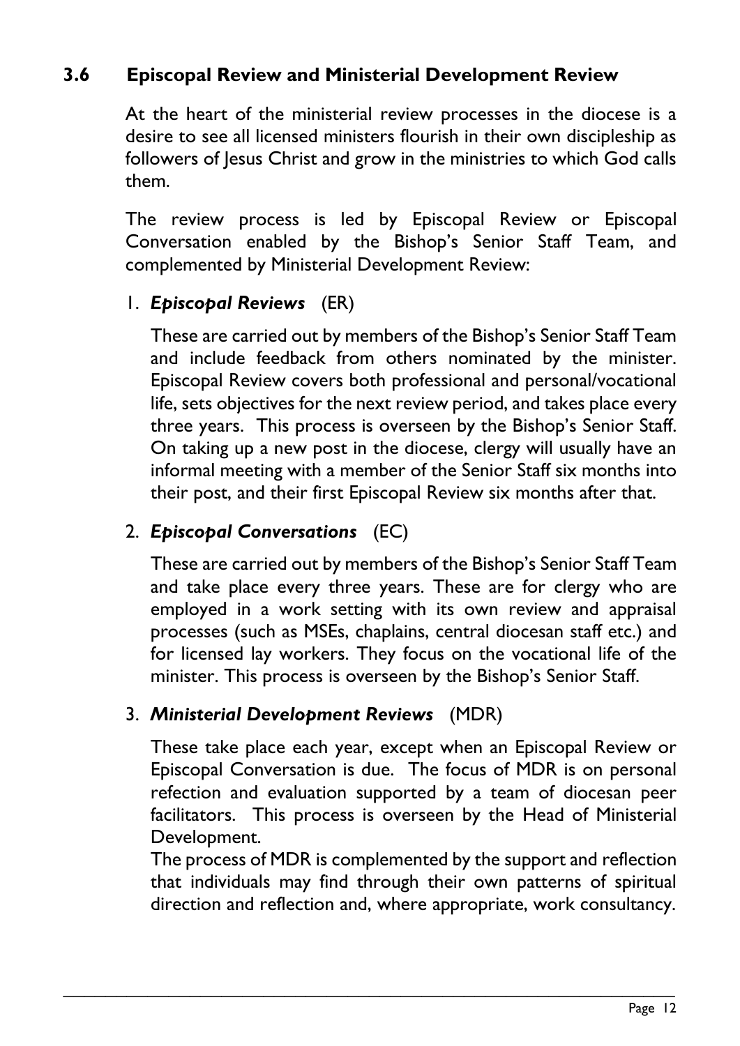### 3.6 Episcopal Review and Ministerial Development Review

At the heart of the ministerial review processes in the diocese is a desire to see all licensed ministers flourish in their own discipleship as followers of Jesus Christ and grow in the ministries to which God calls them.

The review process is led by Episcopal Review or Episcopal Conversation enabled by the Bishop's Senior Staff Team, and complemented by Ministerial Development Review:

1. ***Episcopal Reviews*** (ER)

   These are carried out by members of the Bishop's Senior Staff Team and include feedback from others nominated by the minister. Episcopal Review covers both professional and personal/vocational life, sets objectives for the next review period, and takes place every three years. This process is overseen by the Bishop's Senior Staff. On taking up a new post in the diocese, clergy will usually have an informal meeting with a member of the Senior Staff six months into their post, and their first Episcopal Review six months after that.

2. ***Episcopal Conversations*** (EC)

   These are carried out by members of the Bishop's Senior Staff Team and take place every three years. These are for clergy who are employed in a work setting with its own review and appraisal processes (such as MSEs, chaplains, central diocesan staff etc.) and for licensed lay workers. They focus on the vocational life of the minister. This process is overseen by the Bishop's Senior Staff.

3. ***Ministerial Development Reviews*** (MDR)

   These take place each year, except when an Episcopal Review or Episcopal Conversation is due. The focus of MDR is on personal refection and evaluation supported by a team of diocesan peer facilitators. This process is overseen by the Head of Ministerial Development.

   The process of MDR is complemented by the support and reflection that individuals may find through their own patterns of spiritual direction and reflection and, where appropriate, work consultancy.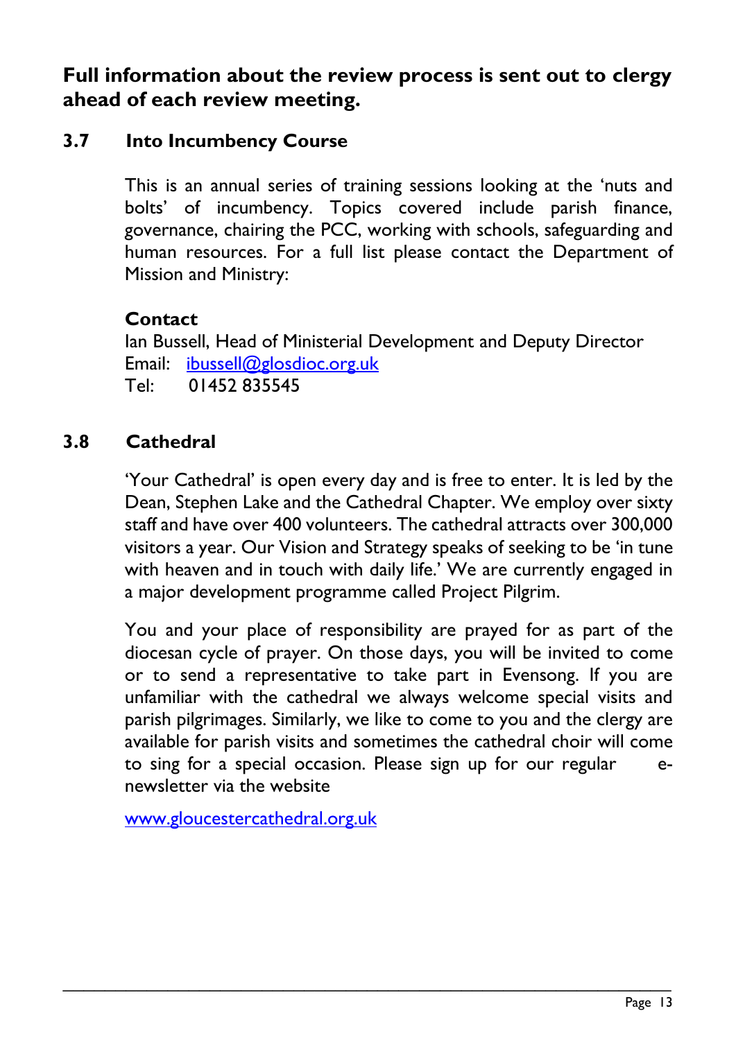**Full information about the review process is sent out to clergy ahead of each review meeting.**

### 3.7 Into Incumbency Course

This is an annual series of training sessions looking at the 'nuts and bolts' of incumbency. Topics covered include parish finance, governance, chairing the PCC, working with schools, safeguarding and human resources. For a full list please contact the Department of Mission and Ministry:

**Contact**
Ian Bussell, Head of Ministerial Development and Deputy Director
Email: ibussell@glosdioc.org.uk
Tel: 01452 835545

### 3.8 Cathedral

'Your Cathedral' is open every day and is free to enter. It is led by the Dean, Stephen Lake and the Cathedral Chapter. We employ over sixty staff and have over 400 volunteers. The cathedral attracts over 300,000 visitors a year. Our Vision and Strategy speaks of seeking to be 'in tune with heaven and in touch with daily life.' We are currently engaged in a major development programme called Project Pilgrim.

You and your place of responsibility are prayed for as part of the diocesan cycle of prayer. On those days, you will be invited to come or to send a representative to take part in Evensong. If you are unfamiliar with the cathedral we always welcome special visits and parish pilgrimages. Similarly, we like to come to you and the clergy are available for parish visits and sometimes the cathedral choir will come to sing for a special occasion. Please sign up for our regular e-newsletter via the website

www.gloucestercathedral.org.uk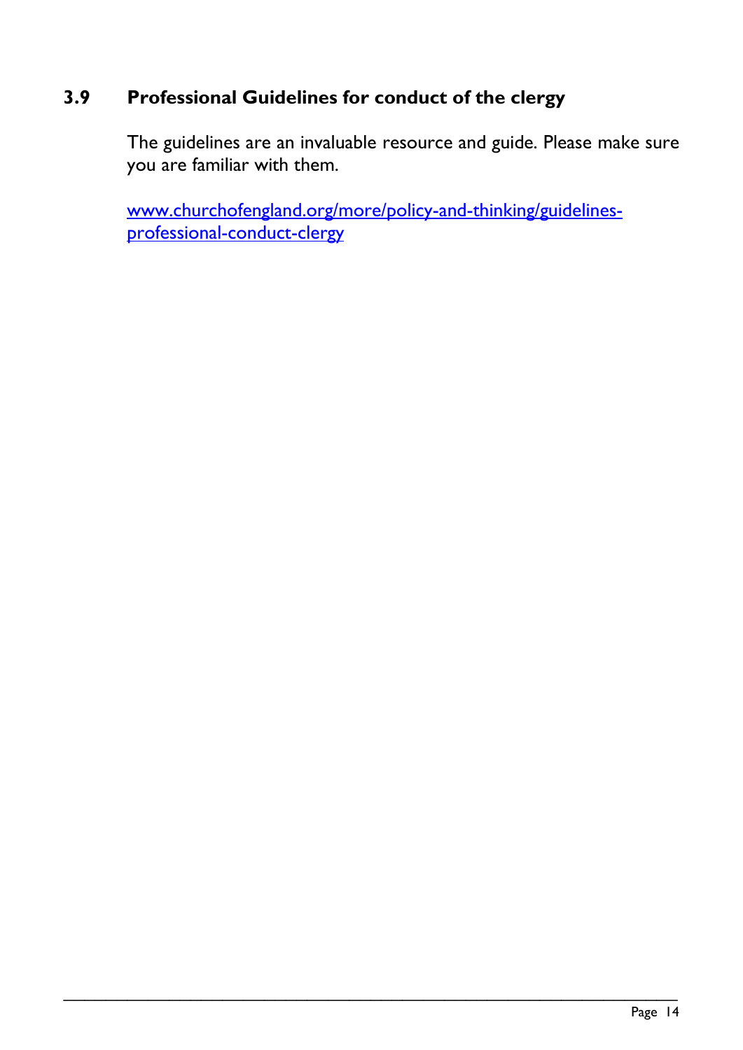### 3.9 Professional Guidelines for conduct of the clergy

The guidelines are an invaluable resource and guide. Please make sure you are familiar with them.

[www.churchofengland.org/more/policy-and-thinking/guidelines-professional-conduct-clergy](www.churchofengland.org/more/policy-and-thinking/guidelines-professional-conduct-clergy)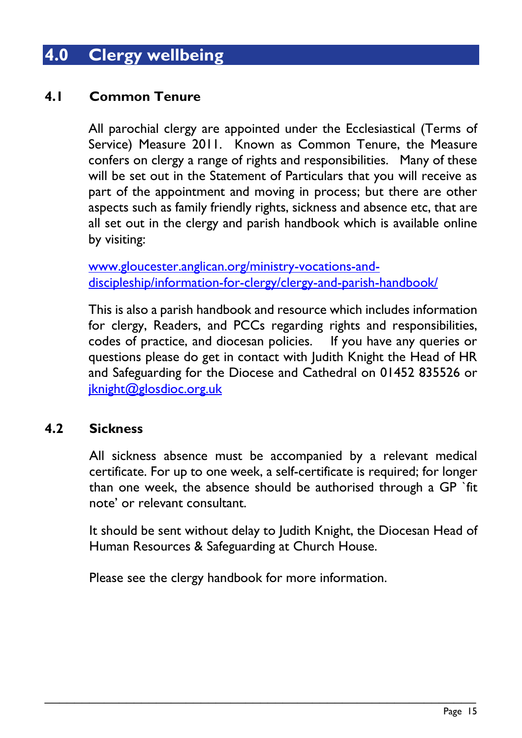## 4.0 Clergy wellbeing

### 4.1 Common Tenure

All parochial clergy are appointed under the Ecclesiastical (Terms of Service) Measure 2011. Known as Common Tenure, the Measure confers on clergy a range of rights and responsibilities. Many of these will be set out in the Statement of Particulars that you will receive as part of the appointment and moving in process; but there are other aspects such as family friendly rights, sickness and absence etc, that are all set out in the clergy and parish handbook which is available online by visiting:

[www.gloucester.anglican.org/ministry-vocations-and-discipleship/information-for-clergy/clergy-and-parish-handbook/](http://www.gloucester.anglican.org/ministry-vocations-and-discipleship/information-for-clergy/clergy-and-parish-handbook/)

This is also a parish handbook and resource which includes information for clergy, Readers, and PCCs regarding rights and responsibilities, codes of practice, and diocesan policies. If you have any queries or questions please do get in contact with Judith Knight the Head of HR and Safeguarding for the Diocese and Cathedral on 01452 835526 or [jknight@glosdioc.org.uk](mailto:jknight@glosdioc.org.uk)

### 4.2 Sickness

All sickness absence must be accompanied by a relevant medical certificate. For up to one week, a self-certificate is required; for longer than one week, the absence should be authorised through a GP `fit note' or relevant consultant.

It should be sent without delay to Judith Knight, the Diocesan Head of Human Resources & Safeguarding at Church House.

Please see the clergy handbook for more information.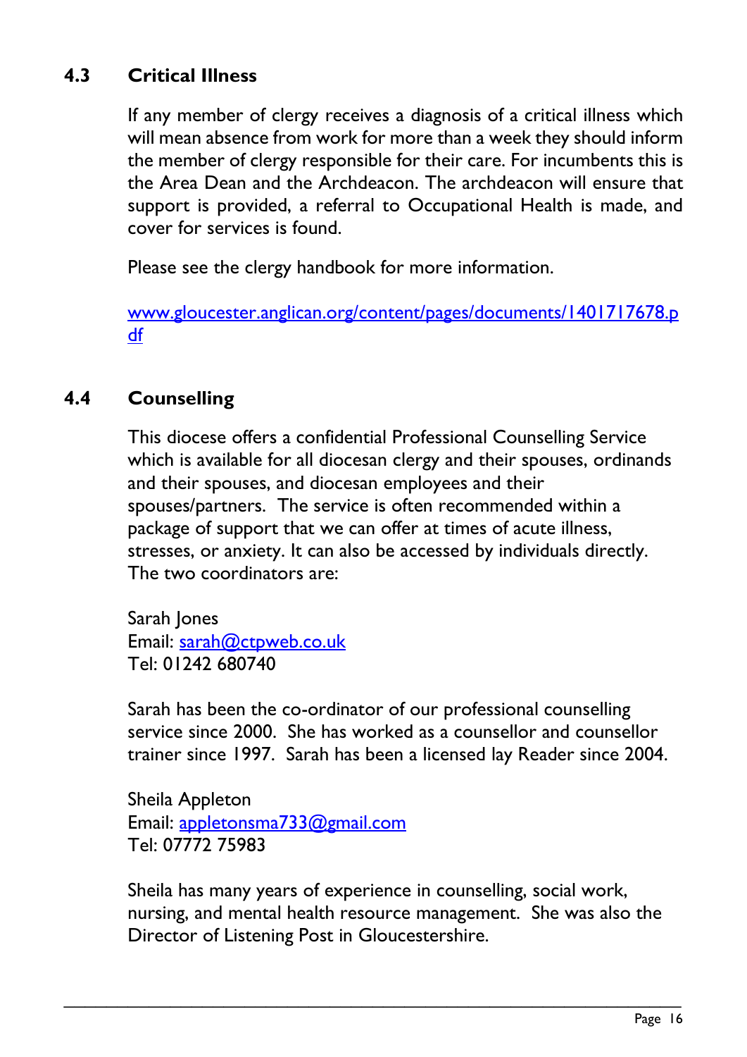## 4.3 Critical Illness

If any member of clergy receives a diagnosis of a critical illness which will mean absence from work for more than a week they should inform the member of clergy responsible for their care. For incumbents this is the Area Dean and the Archdeacon. The archdeacon will ensure that support is provided, a referral to Occupational Health is made, and cover for services is found.

Please see the clergy handbook for more information.

www.gloucester.anglican.org/content/pages/documents/1401717678.pdf

## 4.4 Counselling

This diocese offers a confidential Professional Counselling Service which is available for all diocesan clergy and their spouses, ordinands and their spouses, and diocesan employees and their spouses/partners. The service is often recommended within a package of support that we can offer at times of acute illness, stresses, or anxiety. It can also be accessed by individuals directly. The two coordinators are:

Sarah Jones
Email: sarah@ctpweb.co.uk
Tel: 01242 680740

Sarah has been the co-ordinator of our professional counselling service since 2000. She has worked as a counsellor and counsellor trainer since 1997. Sarah has been a licensed lay Reader since 2004.

Sheila Appleton
Email: appletonsma733@gmail.com
Tel: 07772 75983

Sheila has many years of experience in counselling, social work, nursing, and mental health resource management. She was also the Director of Listening Post in Gloucestershire.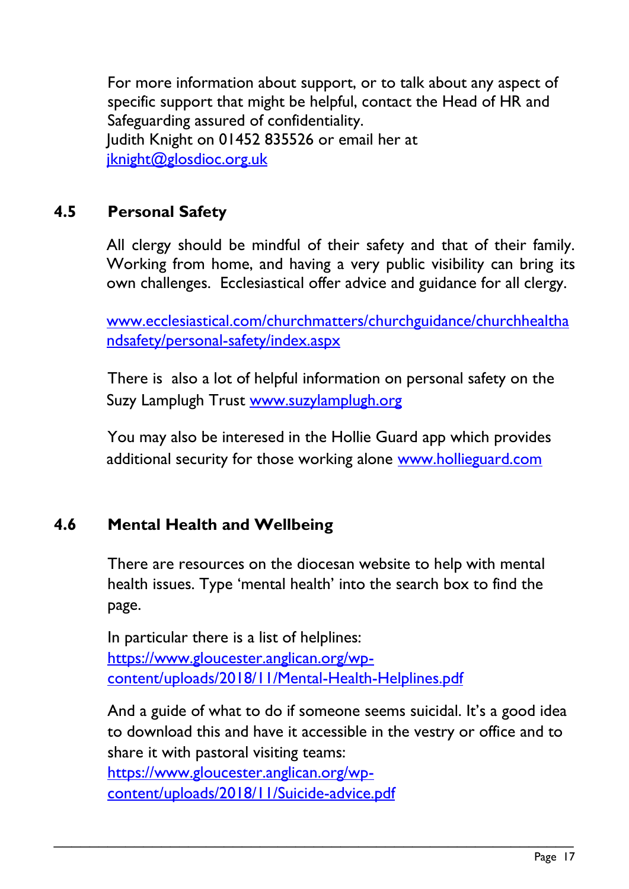For more information about support, or to talk about any aspect of specific support that might be helpful, contact the Head of HR and Safeguarding assured of confidentiality.
Judith Knight on 01452 835526 or email her at jknight@glosdioc.org.uk

## 4.5 Personal Safety

All clergy should be mindful of their safety and that of their family. Working from home, and having a very public visibility can bring its own challenges. Ecclesiastical offer advice and guidance for all clergy.

www.ecclesiastical.com/churchmatters/churchguidance/churchhealthandsafety/personal-safety/index.aspx

There is also a lot of helpful information on personal safety on the Suzy Lamplugh Trust www.suzylamplugh.org

You may also be intereseed in the Hollie Guard app which provides additional security for those working alone www.hollieguard.com

## 4.6 Mental Health and Wellbeing

There are resources on the diocesan website to help with mental health issues. Type 'mental health' into the search box to find the page.

In particular there is a list of helplines:
https://www.gloucester.anglican.org/wp-content/uploads/2018/11/Mental-Health-Helplines.pdf

And a guide of what to do if someone seems suicidal. It's a good idea to download this and have it accessible in the vestry or office and to share it with pastoral visiting teams:
https://www.gloucester.anglican.org/wp-content/uploads/2018/11/Suicide-advice.pdf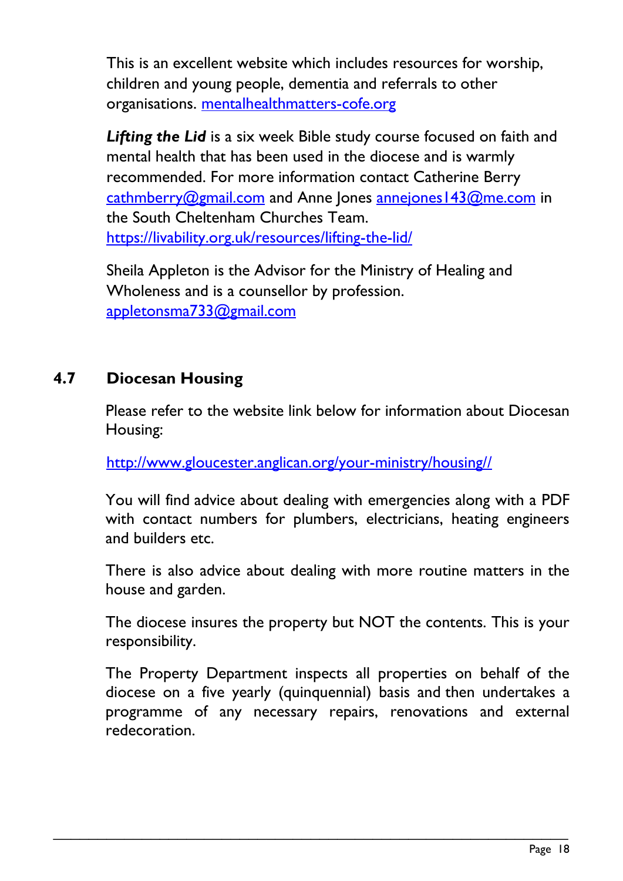This is an excellent website which includes resources for worship, children and young people, dementia and referrals to other organisations. [mentalhealthmatters-cofe.org](mentalhealthmatters-cofe.org)

***Lifting the Lid*** is a six week Bible study course focused on faith and mental health that has been used in the diocese and is warmly recommended. For more information contact Catherine Berry [cathmberry@gmail.com](mailto:cathmberry@gmail.com) and Anne Jones [annejones143@me.com](mailto:annejones143@me.com) in the South Cheltenham Churches Team. [https://livability.org.uk/resources/lifting-the-lid/](https://livability.org.uk/resources/lifting-the-lid/)

Sheila Appleton is the Advisor for the Ministry of Healing and Wholeness and is a counsellor by profession. [appletonsma733@gmail.com](mailto:appletonsma733@gmail.com)

## 4.7 Diocesan Housing

Please refer to the website link below for information about Diocesan Housing:

[http://www.gloucester.anglican.org/your-ministry/housing//](http://www.gloucester.anglican.org/your-ministry/housing//)

You will find advice about dealing with emergencies along with a PDF with contact numbers for plumbers, electricians, heating engineers and builders etc.

There is also advice about dealing with more routine matters in the house and garden.

The diocese insures the property but NOT the contents. This is your responsibility.

The Property Department inspects all properties on behalf of the diocese on a five yearly (quinquennial) basis and then undertakes a programme of any necessary repairs, renovations and external redecoration.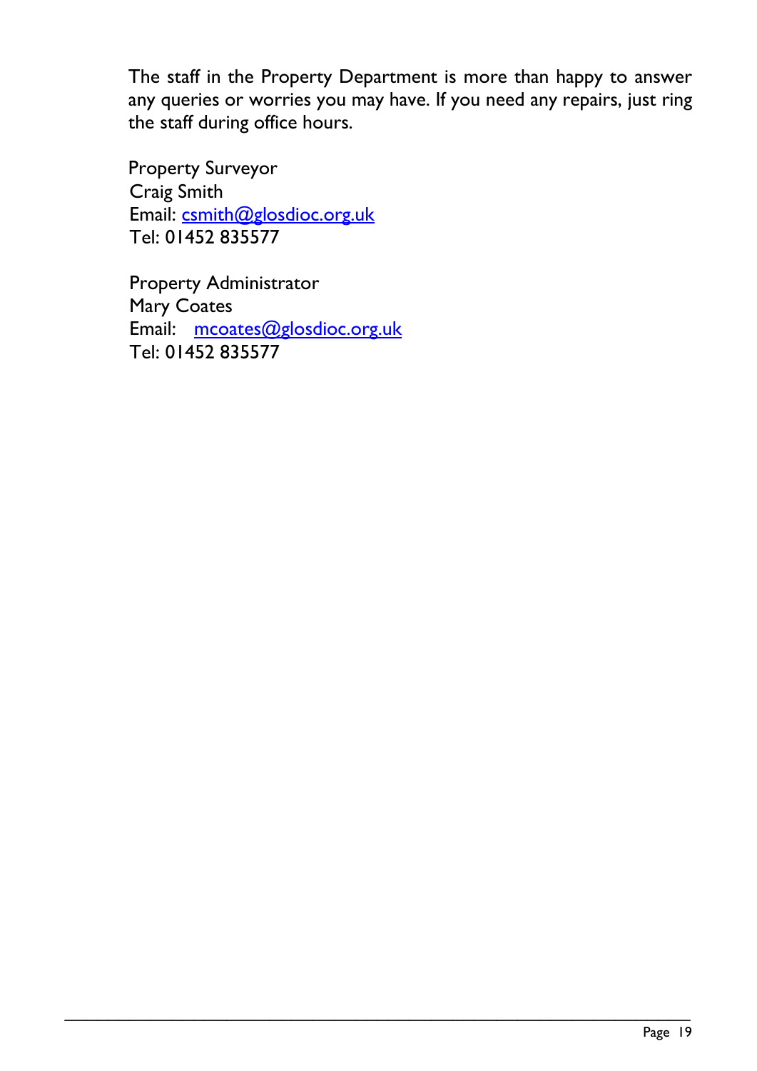The staff in the Property Department is more than happy to answer any queries or worries you may have. If you need any repairs, just ring the staff during office hours.

Property Surveyor
Craig Smith
Email: csmith@glosdioc.org.uk
Tel: 01452 835577

Property Administrator
Mary Coates
Email: mcoates@glosdioc.org.uk
Tel: 01452 835577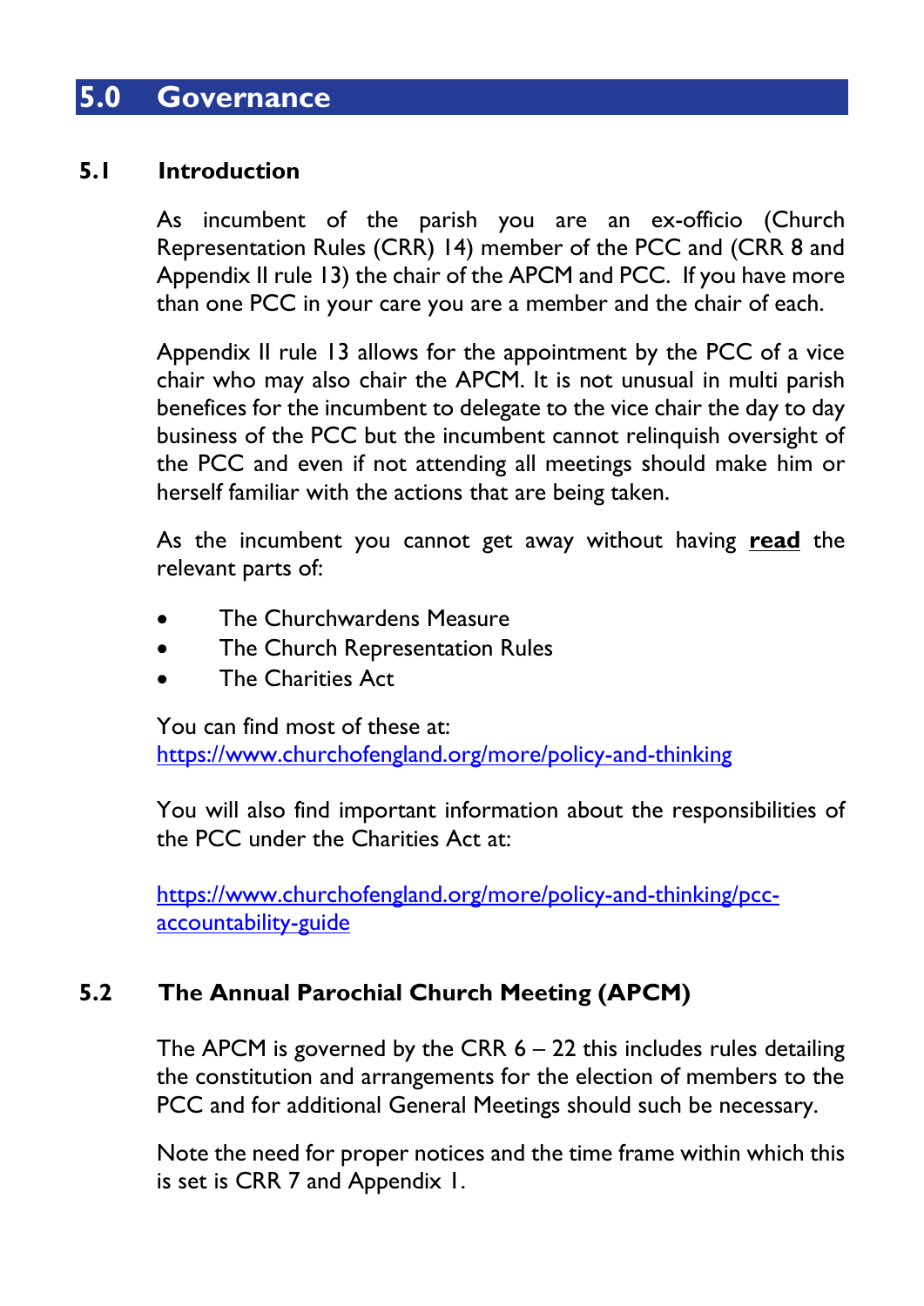## 5.0 Governance

### 5.1 Introduction

As incumbent of the parish you are an ex-officio (Church Representation Rules (CRR) 14) member of the PCC and (CRR 8 and Appendix II rule 13) the chair of the APCM and PCC. If you have more than one PCC in your care you are a member and the chair of each.

Appendix II rule 13 allows for the appointment by the PCC of a vice chair who may also chair the APCM. It is not unusual in multi parish benefices for the incumbent to delegate to the vice chair the day to day business of the PCC but the incumbent cannot relinquish oversight of the PCC and even if not attending all meetings should make him or herself familiar with the actions that are being taken.

As the incumbent you cannot get away without having **read** the relevant parts of:

- The Churchwardens Measure
- The Church Representation Rules
- The Charities Act

You can find most of these at:
https://www.churchofengland.org/more/policy-and-thinking

You will also find important information about the responsibilities of the PCC under the Charities Act at:

https://www.churchofengland.org/more/policy-and-thinking/pcc-accountability-guide

### 5.2 The Annual Parochial Church Meeting (APCM)

The APCM is governed by the CRR 6 – 22 this includes rules detailing the constitution and arrangements for the election of members to the PCC and for additional General Meetings should such be necessary.

Note the need for proper notices and the time frame within which this is set is CRR 7 and Appendix 1.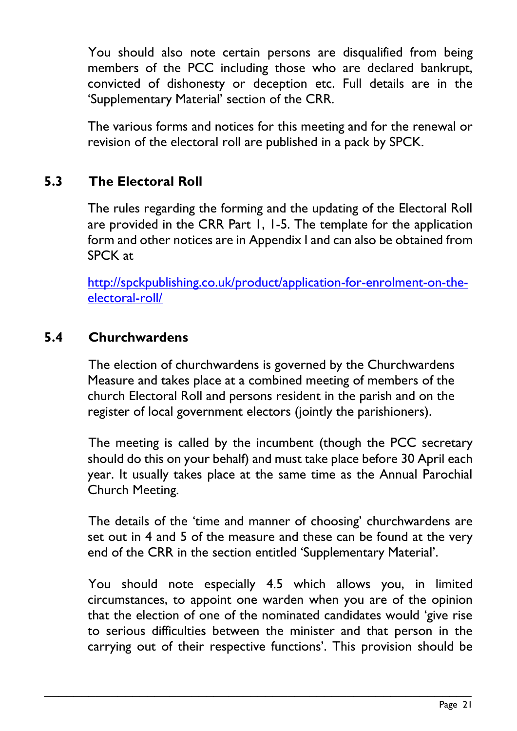You should also note certain persons are disqualified from being members of the PCC including those who are declared bankrupt, convicted of dishonesty or deception etc. Full details are in the 'Supplementary Material' section of the CRR.

The various forms and notices for this meeting and for the renewal or revision of the electoral roll are published in a pack by SPCK.

### 5.3 The Electoral Roll

The rules regarding the forming and the updating of the Electoral Roll are provided in the CRR Part 1, 1-5. The template for the application form and other notices are in Appendix I and can also be obtained from SPCK at

[http://spckpublishing.co.uk/product/application-for-enrolment-on-the-electoral-roll/](http://spckpublishing.co.uk/product/application-for-enrolment-on-the-electoral-roll/)

### 5.4 Churchwardens

The election of churchwardens is governed by the Churchwardens Measure and takes place at a combined meeting of members of the church Electoral Roll and persons resident in the parish and on the register of local government electors (jointly the parishioners).

The meeting is called by the incumbent (though the PCC secretary should do this on your behalf) and must take place before 30 April each year. It usually takes place at the same time as the Annual Parochial Church Meeting.

The details of the 'time and manner of choosing' churchwardens are set out in 4 and 5 of the measure and these can be found at the very end of the CRR in the section entitled 'Supplementary Material'.

You should note especially 4.5 which allows you, in limited circumstances, to appoint one warden when you are of the opinion that the election of one of the nominated candidates would 'give rise to serious difficulties between the minister and that person in the carrying out of their respective functions'. This provision should be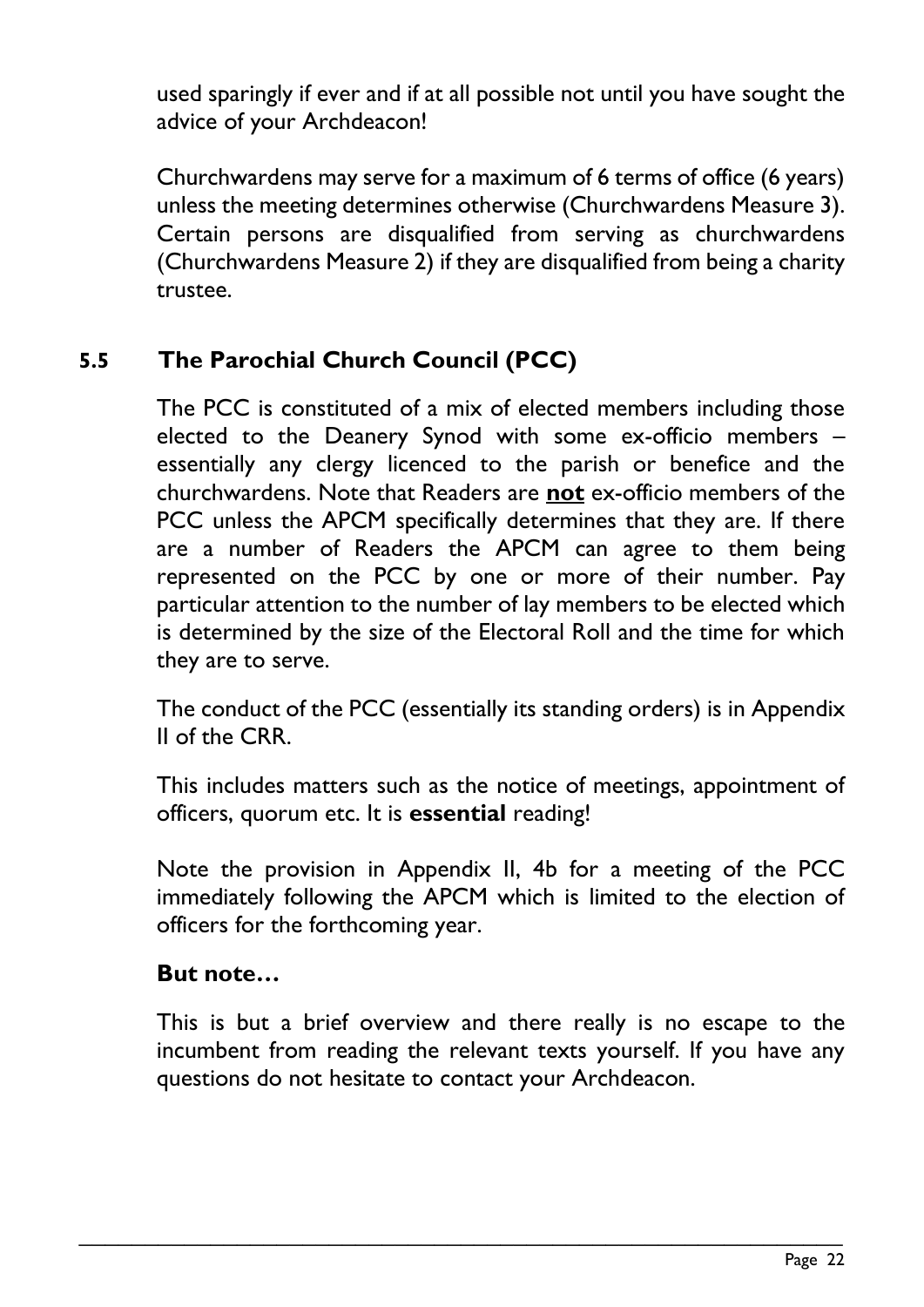used sparingly if ever and if at all possible not until you have sought the advice of your Archdeacon!

Churchwardens may serve for a maximum of 6 terms of office (6 years) unless the meeting determines otherwise (Churchwardens Measure 3). Certain persons are disqualified from serving as churchwardens (Churchwardens Measure 2) if they are disqualified from being a charity trustee.

### 5.5 The Parochial Church Council (PCC)

The PCC is constituted of a mix of elected members including those elected to the Deanery Synod with some ex-officio members – essentially any clergy licenced to the parish or benefice and the churchwardens. Note that Readers are **not** ex-officio members of the PCC unless the APCM specifically determines that they are. If there are a number of Readers the APCM can agree to them being represented on the PCC by one or more of their number. Pay particular attention to the number of lay members to be elected which is determined by the size of the Electoral Roll and the time for which they are to serve.

The conduct of the PCC (essentially its standing orders) is in Appendix II of the CRR.

This includes matters such as the notice of meetings, appointment of officers, quorum etc. It is **essential** reading!

Note the provision in Appendix II, 4b for a meeting of the PCC immediately following the APCM which is limited to the election of officers for the forthcoming year.

**But note…**

This is but a brief overview and there really is no escape to the incumbent from reading the relevant texts yourself. If you have any questions do not hesitate to contact your Archdeacon.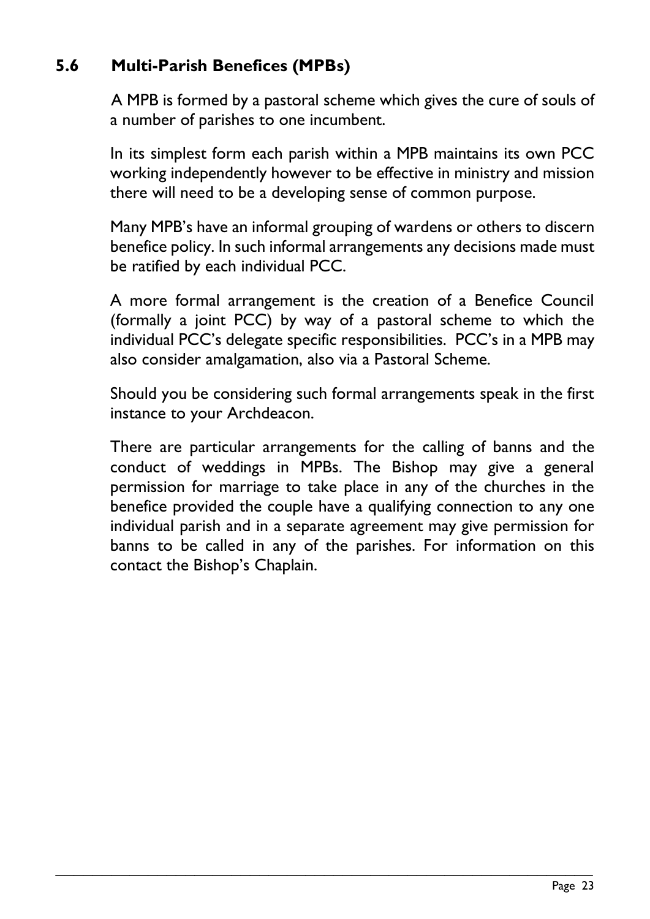## 5.6 Multi-Parish Benefices (MPBs)

A MPB is formed by a pastoral scheme which gives the cure of souls of a number of parishes to one incumbent.

In its simplest form each parish within a MPB maintains its own PCC working independently however to be effective in ministry and mission there will need to be a developing sense of common purpose.

Many MPB's have an informal grouping of wardens or others to discern benefice policy. In such informal arrangements any decisions made must be ratified by each individual PCC.

A more formal arrangement is the creation of a Benefice Council (formally a joint PCC) by way of a pastoral scheme to which the individual PCC's delegate specific responsibilities. PCC's in a MPB may also consider amalgamation, also via a Pastoral Scheme.

Should you be considering such formal arrangements speak in the first instance to your Archdeacon.

There are particular arrangements for the calling of banns and the conduct of weddings in MPBs. The Bishop may give a general permission for marriage to take place in any of the churches in the benefice provided the couple have a qualifying connection to any one individual parish and in a separate agreement may give permission for banns to be called in any of the parishes. For information on this contact the Bishop's Chaplain.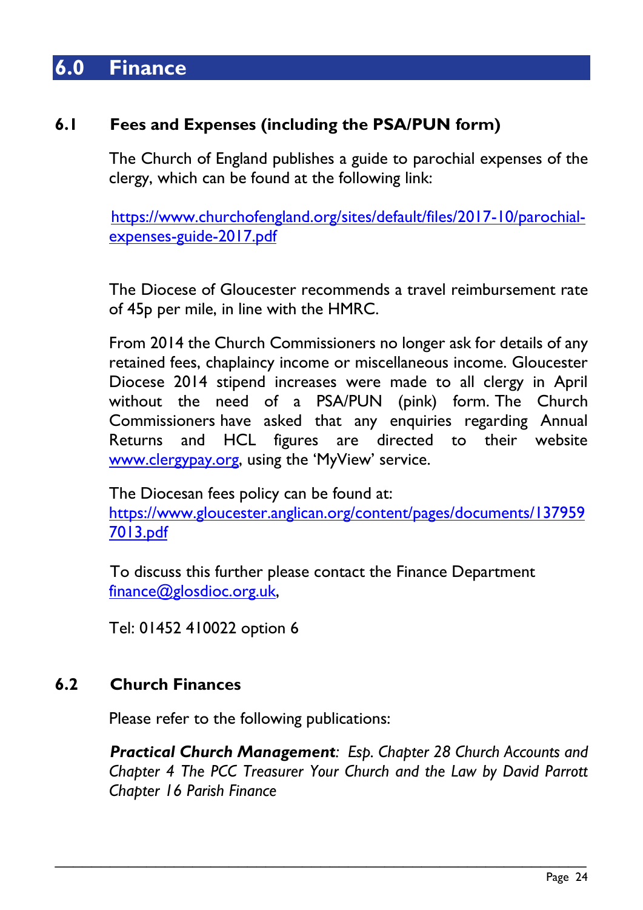# 6.0 Finance

## 6.1 Fees and Expenses (including the PSA/PUN form)

The Church of England publishes a guide to parochial expenses of the clergy, which can be found at the following link:

https://www.churchofengland.org/sites/default/files/2017-10/parochial-expenses-guide-2017.pdf

The Diocese of Gloucester recommends a travel reimbursement rate of 45p per mile, in line with the HMRC.

From 2014 the Church Commissioners no longer ask for details of any retained fees, chaplaincy income or miscellaneous income. Gloucester Diocese 2014 stipend increases were made to all clergy in April without the need of a PSA/PUN (pink) form. The Church Commissioners have asked that any enquiries regarding Annual Returns and HCL figures are directed to their website www.clergypay.org, using the 'MyView' service.

The Diocesan fees policy can be found at:
https://www.gloucester.anglican.org/content/pages/documents/1379597013.pdf

To discuss this further please contact the Finance Department finance@glosdioc.org.uk,

Tel: 01452 410022 option 6

## 6.2 Church Finances

Please refer to the following publications:

***Practical Church Management**: Esp. Chapter 28 Church Accounts and Chapter 4 The PCC Treasurer Your Church and the Law by David Parrott Chapter 16 Parish Finance*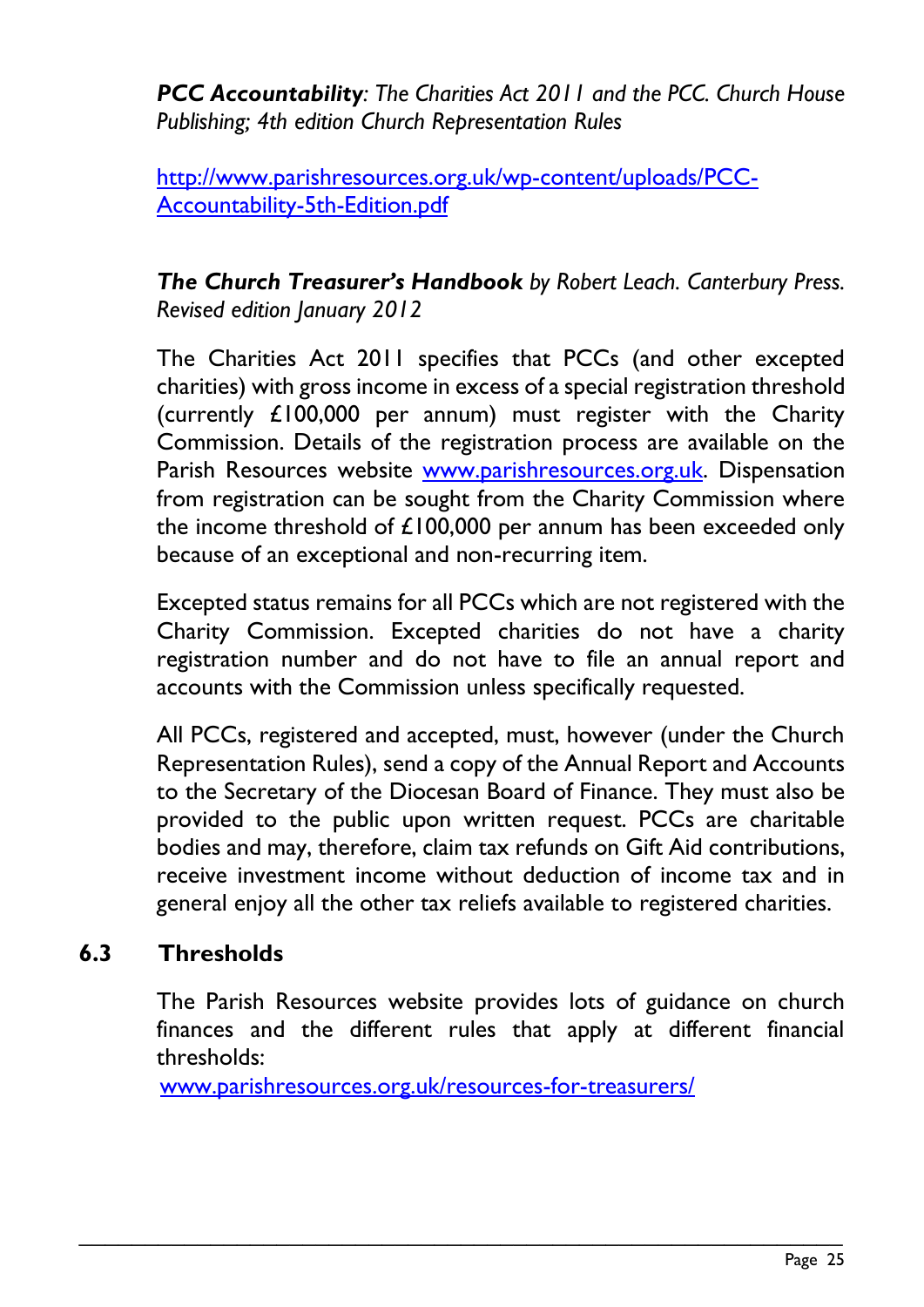***PCC Accountability**: The Charities Act 2011 and the PCC. Church House Publishing; 4th edition Church Representation Rules*

[http://www.parishresources.org.uk/wp-content/uploads/PCC-Accountability-5th-Edition.pdf](http://www.parishresources.org.uk/wp-content/uploads/PCC-Accountability-5th-Edition.pdf)

***The Church Treasurer's Handbook** by Robert Leach. Canterbury Press. Revised edition January 2012*

The Charities Act 2011 specifies that PCCs (and other excepted charities) with gross income in excess of a special registration threshold (currently £100,000 per annum) must register with the Charity Commission. Details of the registration process are available on the Parish Resources website [www.parishresources.org.uk](http://www.parishresources.org.uk). Dispensation from registration can be sought from the Charity Commission where the income threshold of £100,000 per annum has been exceeded only because of an exceptional and non-recurring item.

Excepted status remains for all PCCs which are not registered with the Charity Commission. Excepted charities do not have a charity registration number and do not have to file an annual report and accounts with the Commission unless specifically requested.

All PCCs, registered and accepted, must, however (under the Church Representation Rules), send a copy of the Annual Report and Accounts to the Secretary of the Diocesan Board of Finance. They must also be provided to the public upon written request. PCCs are charitable bodies and may, therefore, claim tax refunds on Gift Aid contributions, receive investment income without deduction of income tax and in general enjoy all the other tax reliefs available to registered charities.

## 6.3 Thresholds

The Parish Resources website provides lots of guidance on church finances and the different rules that apply at different financial thresholds:
[www.parishresources.org.uk/resources-for-treasurers/](http://www.parishresources.org.uk/resources-for-treasurers/)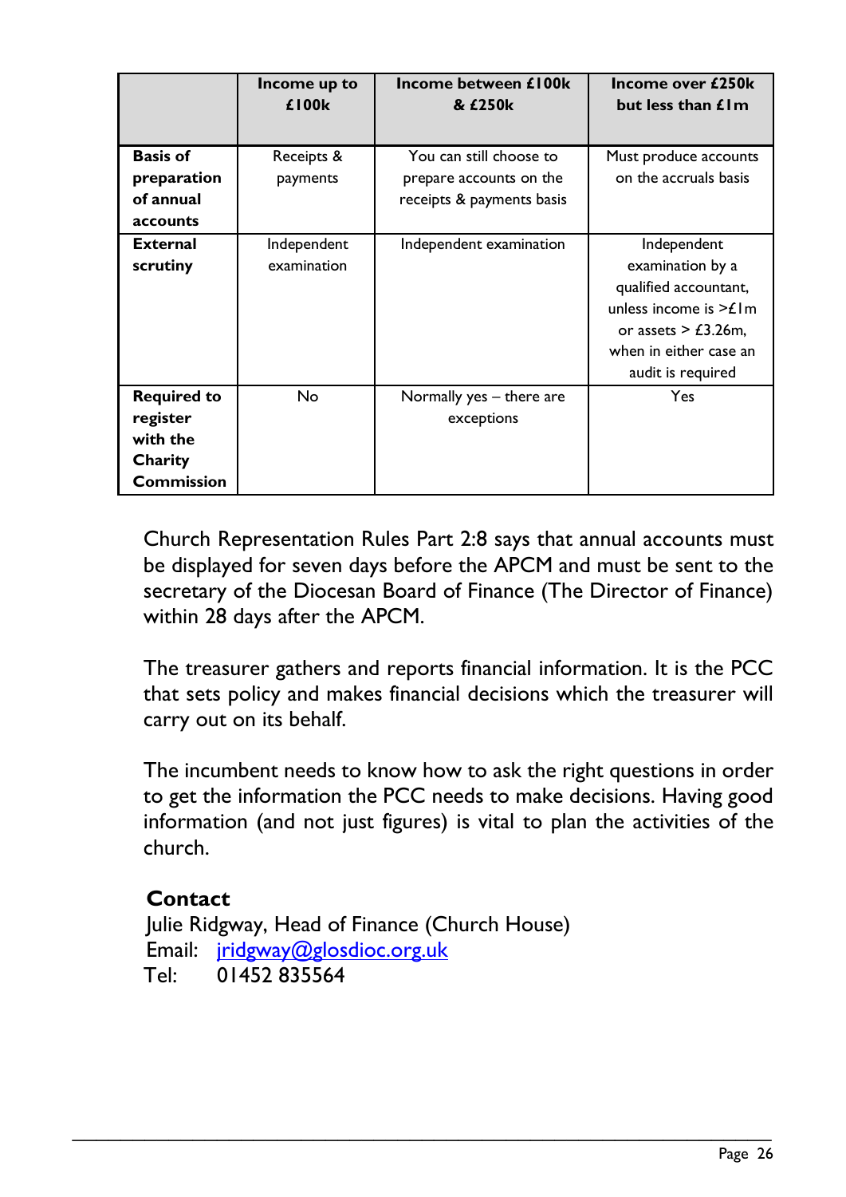| | Income up to £100k | Income between £100k & £250k | Income over £250k but less than £1m |
|---|---|---|---|
| **Basis of preparation of annual accounts** | Receipts & payments | You can still choose to prepare accounts on the receipts & payments basis | Must produce accounts on the accruals basis |
| **External scrutiny** | Independent examination | Independent examination | Independent examination by a qualified accountant, unless income is >£1m or assets > £3.26m, when in either case an audit is required |
| **Required to register with the Charity Commission** | No | Normally yes – there are exceptions | Yes |

Church Representation Rules Part 2:8 says that annual accounts must be displayed for seven days before the APCM and must be sent to the secretary of the Diocesan Board of Finance (The Director of Finance) within 28 days after the APCM.

The treasurer gathers and reports financial information. It is the PCC that sets policy and makes financial decisions which the treasurer will carry out on its behalf.

The incumbent needs to know how to ask the right questions in order to get the information the PCC needs to make decisions. Having good information (and not just figures) is vital to plan the activities of the church.

**Contact**

Julie Ridgway, Head of Finance (Church House)
Email: jridgway@glosdioc.org.uk
Tel: 01452 835564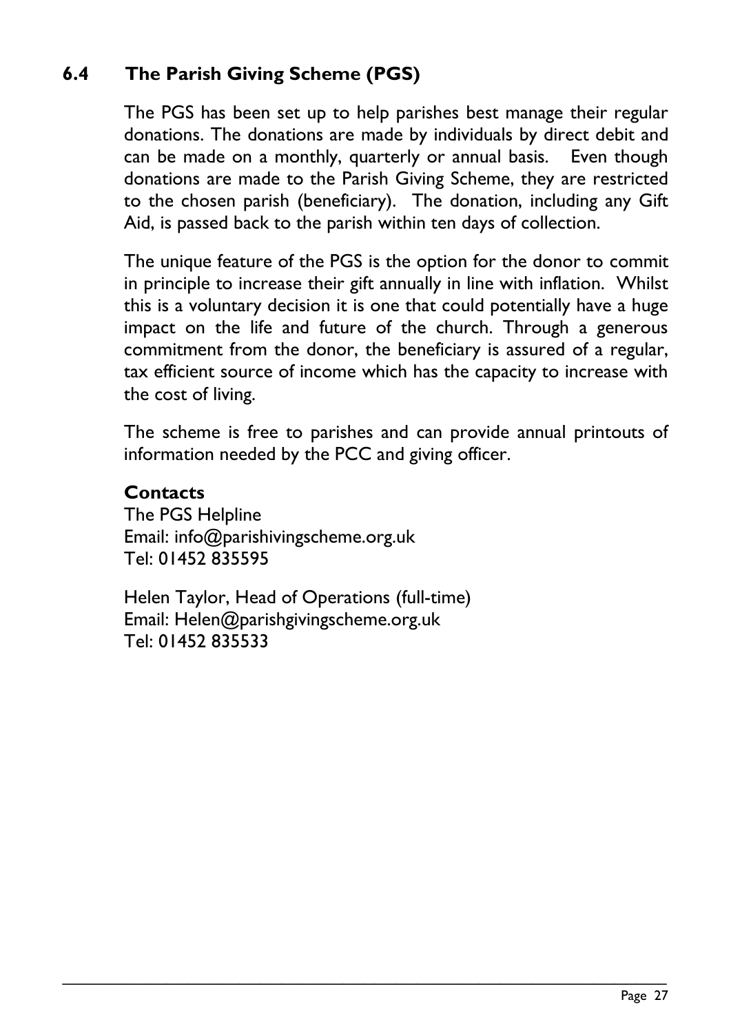## 6.4 The Parish Giving Scheme (PGS)

The PGS has been set up to help parishes best manage their regular donations. The donations are made by individuals by direct debit and can be made on a monthly, quarterly or annual basis. Even though donations are made to the Parish Giving Scheme, they are restricted to the chosen parish (beneficiary). The donation, including any Gift Aid, is passed back to the parish within ten days of collection.

The unique feature of the PGS is the option for the donor to commit in principle to increase their gift annually in line with inflation. Whilst this is a voluntary decision it is one that could potentially have a huge impact on the life and future of the church. Through a generous commitment from the donor, the beneficiary is assured of a regular, tax efficient source of income which has the capacity to increase with the cost of living.

The scheme is free to parishes and can provide annual printouts of information needed by the PCC and giving officer.

**Contacts**
The PGS Helpline
Email: info@parishivingscheme.org.uk
Tel: 01452 835595

Helen Taylor, Head of Operations (full-time)
Email: Helen@parishgivingscheme.org.uk
Tel: 01452 835533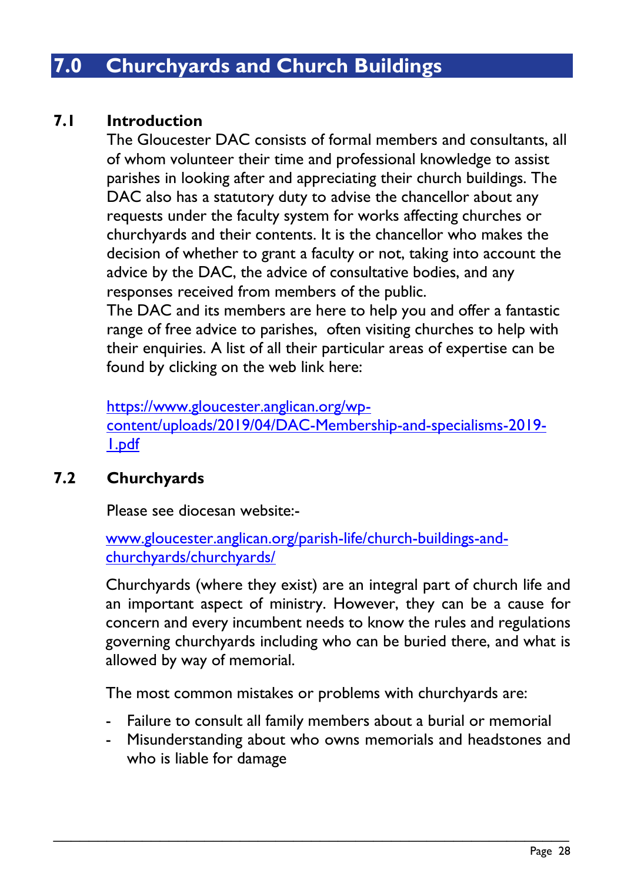# 7.0 Churchyards and Church Buildings

## 7.1 Introduction

The Gloucester DAC consists of formal members and consultants, all of whom volunteer their time and professional knowledge to assist parishes in looking after and appreciating their church buildings. The DAC also has a statutory duty to advise the chancellor about any requests under the faculty system for works affecting churches or churchyards and their contents. It is the chancellor who makes the decision of whether to grant a faculty or not, taking into account the advice by the DAC, the advice of consultative bodies, and any responses received from members of the public.

The DAC and its members are here to help you and offer a fantastic range of free advice to parishes, often visiting churches to help with their enquiries. A list of all their particular areas of expertise can be found by clicking on the web link here:

https://www.gloucester.anglican.org/wp-content/uploads/2019/04/DAC-Membership-and-specialisms-2019-1.pdf

## 7.2 Churchyards

Please see diocesan website:-

www.gloucester.anglican.org/parish-life/church-buildings-and-churchyards/churchyards/

Churchyards (where they exist) are an integral part of church life and an important aspect of ministry. However, they can be a cause for concern and every incumbent needs to know the rules and regulations governing churchyards including who can be buried there, and what is allowed by way of memorial.

The most common mistakes or problems with churchyards are:

- Failure to consult all family members about a burial or memorial
- Misunderstanding about who owns memorials and headstones and who is liable for damage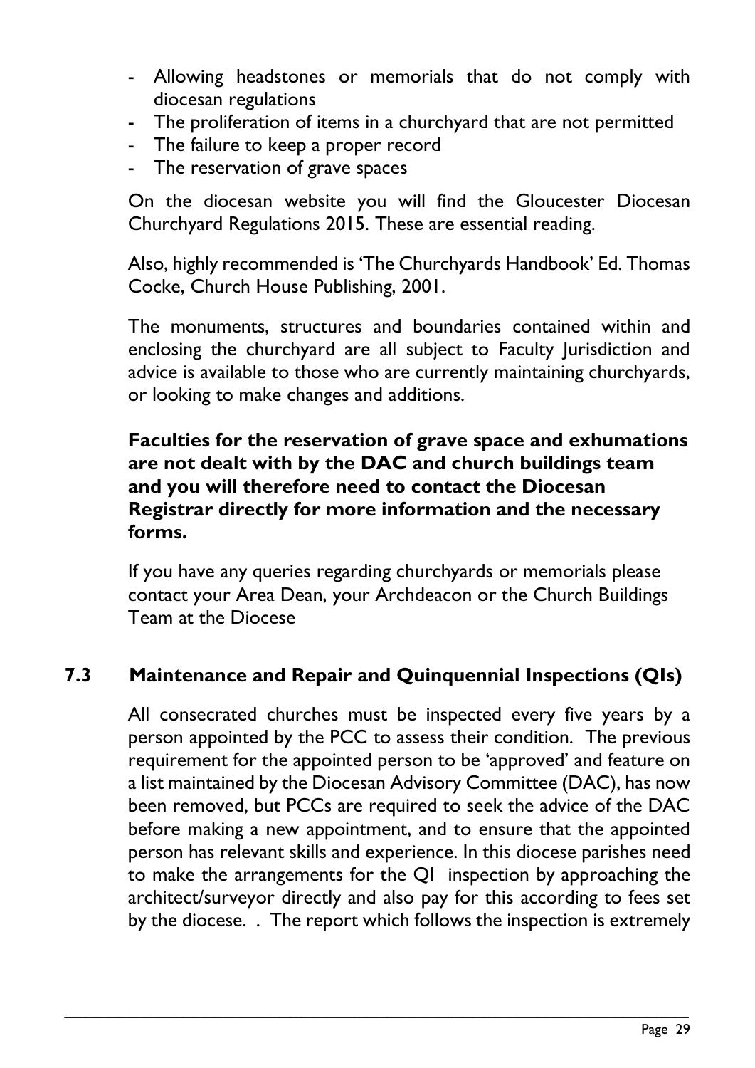- Allowing headstones or memorials that do not comply with diocesan regulations
- The proliferation of items in a churchyard that are not permitted
- The failure to keep a proper record
- The reservation of grave spaces

On the diocesan website you will find the Gloucester Diocesan Churchyard Regulations 2015. These are essential reading.

Also, highly recommended is 'The Churchyards Handbook' Ed. Thomas Cocke, Church House Publishing, 2001.

The monuments, structures and boundaries contained within and enclosing the churchyard are all subject to Faculty Jurisdiction and advice is available to those who are currently maintaining churchyards, or looking to make changes and additions.

**Faculties for the reservation of grave space and exhumations are not dealt with by the DAC and church buildings team and you will therefore need to contact the Diocesan Registrar directly for more information and the necessary forms.**

If you have any queries regarding churchyards or memorials please contact your Area Dean, your Archdeacon or the Church Buildings Team at the Diocese

## 7.3 Maintenance and Repair and Quinquennial Inspections (QIs)

All consecrated churches must be inspected every five years by a person appointed by the PCC to assess their condition. The previous requirement for the appointed person to be 'approved' and feature on a list maintained by the Diocesan Advisory Committee (DAC), has now been removed, but PCCs are required to seek the advice of the DAC before making a new appointment, and to ensure that the appointed person has relevant skills and experience. In this diocese parishes need to make the arrangements for the QI inspection by approaching the architect/surveyor directly and also pay for this according to fees set by the diocese. . The report which follows the inspection is extremely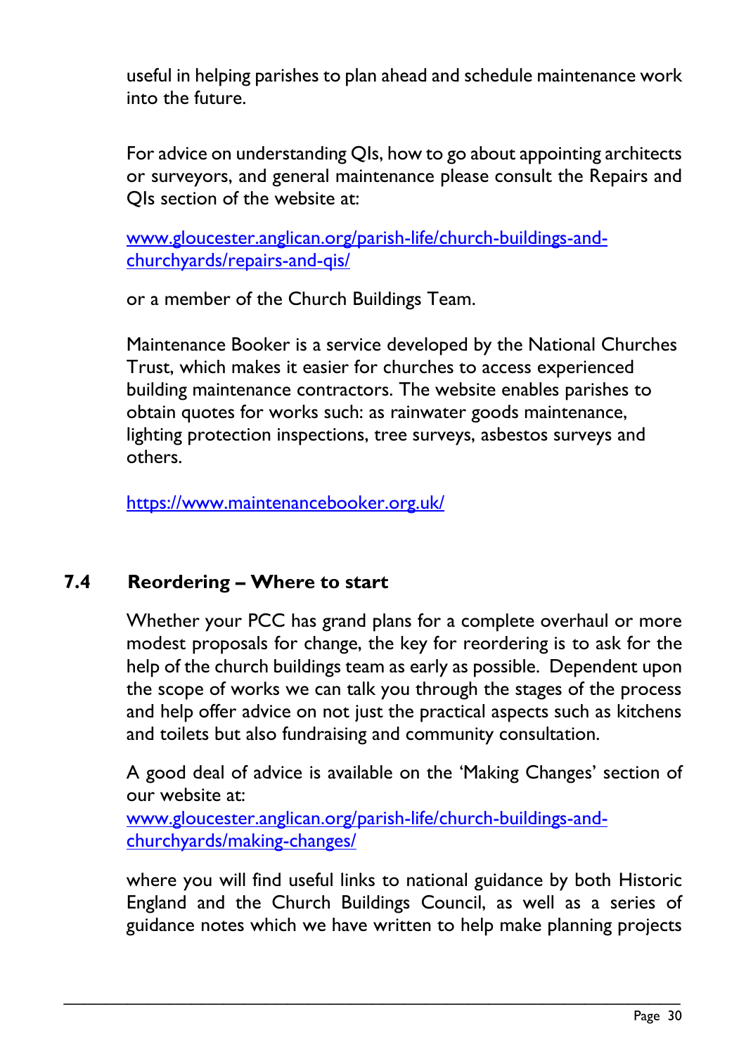useful in helping parishes to plan ahead and schedule maintenance work into the future.

For advice on understanding QIs, how to go about appointing architects or surveyors, and general maintenance please consult the Repairs and QIs section of the website at:

[www.gloucester.anglican.org/parish-life/church-buildings-and-churchyards/repairs-and-qis/](www.gloucester.anglican.org/parish-life/church-buildings-and-churchyards/repairs-and-qis/)

or a member of the Church Buildings Team.

Maintenance Booker is a service developed by the National Churches Trust, which makes it easier for churches to access experienced building maintenance contractors. The website enables parishes to obtain quotes for works such: as rainwater goods maintenance, lighting protection inspections, tree surveys, asbestos surveys and others.

[https://www.maintenancebooker.org.uk/](https://www.maintenancebooker.org.uk/)

## 7.4 Reordering – Where to start

Whether your PCC has grand plans for a complete overhaul or more modest proposals for change, the key for reordering is to ask for the help of the church buildings team as early as possible. Dependent upon the scope of works we can talk you through the stages of the process and help offer advice on not just the practical aspects such as kitchens and toilets but also fundraising and community consultation.

A good deal of advice is available on the 'Making Changes' section of our website at:
[www.gloucester.anglican.org/parish-life/church-buildings-and-churchyards/making-changes/](www.gloucester.anglican.org/parish-life/church-buildings-and-churchyards/making-changes/)

where you will find useful links to national guidance by both Historic England and the Church Buildings Council, as well as a series of guidance notes which we have written to help make planning projects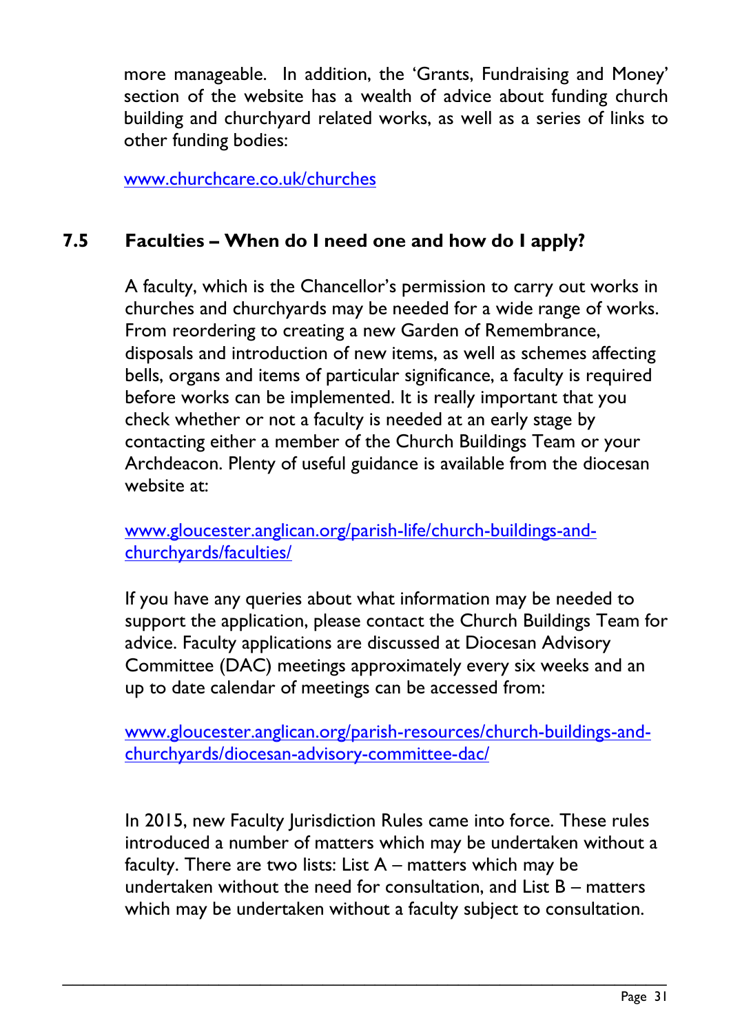more manageable. In addition, the 'Grants, Fundraising and Money' section of the website has a wealth of advice about funding church building and churchyard related works, as well as a series of links to other funding bodies:

www.churchcare.co.uk/churches

## 7.5 Faculties – When do I need one and how do I apply?

A faculty, which is the Chancellor's permission to carry out works in churches and churchyards may be needed for a wide range of works. From reordering to creating a new Garden of Remembrance, disposals and introduction of new items, as well as schemes affecting bells, organs and items of particular significance, a faculty is required before works can be implemented. It is really important that you check whether or not a faculty is needed at an early stage by contacting either a member of the Church Buildings Team or your Archdeacon. Plenty of useful guidance is available from the diocesan website at:

www.gloucester.anglican.org/parish-life/church-buildings-and-churchyards/faculties/

If you have any queries about what information may be needed to support the application, please contact the Church Buildings Team for advice. Faculty applications are discussed at Diocesan Advisory Committee (DAC) meetings approximately every six weeks and an up to date calendar of meetings can be accessed from:

www.gloucester.anglican.org/parish-resources/church-buildings-and-churchyards/diocesan-advisory-committee-dac/

In 2015, new Faculty Jurisdiction Rules came into force. These rules introduced a number of matters which may be undertaken without a faculty. There are two lists: List A – matters which may be undertaken without the need for consultation, and List B – matters which may be undertaken without a faculty subject to consultation.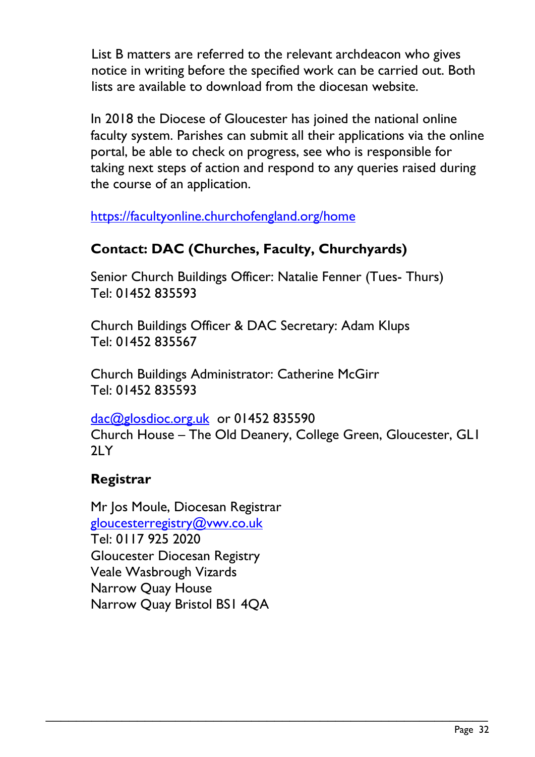List B matters are referred to the relevant archdeacon who gives notice in writing before the specified work can be carried out. Both lists are available to download from the diocesan website.

In 2018 the Diocese of Gloucester has joined the national online faculty system. Parishes can submit all their applications via the online portal, be able to check on progress, see who is responsible for taking next steps of action and respond to any queries raised during the course of an application.

https://facultyonline.churchofengland.org/home

**Contact: DAC (Churches, Faculty, Churchyards)**

Senior Church Buildings Officer: Natalie Fenner (Tues- Thurs)
Tel: 01452 835593

Church Buildings Officer & DAC Secretary: Adam Klups
Tel: 01452 835567

Church Buildings Administrator: Catherine McGirr
Tel: 01452 835593

dac@glosdioc.org.uk or 01452 835590
Church House – The Old Deanery, College Green, Gloucester, GL1 2LY

**Registrar**

Mr Jos Moule, Diocesan Registrar
gloucesterregistry@vwv.co.uk
Tel: 0117 925 2020
Gloucester Diocesan Registry
Veale Wasbrough Vizards
Narrow Quay House
Narrow Quay Bristol BS1 4QA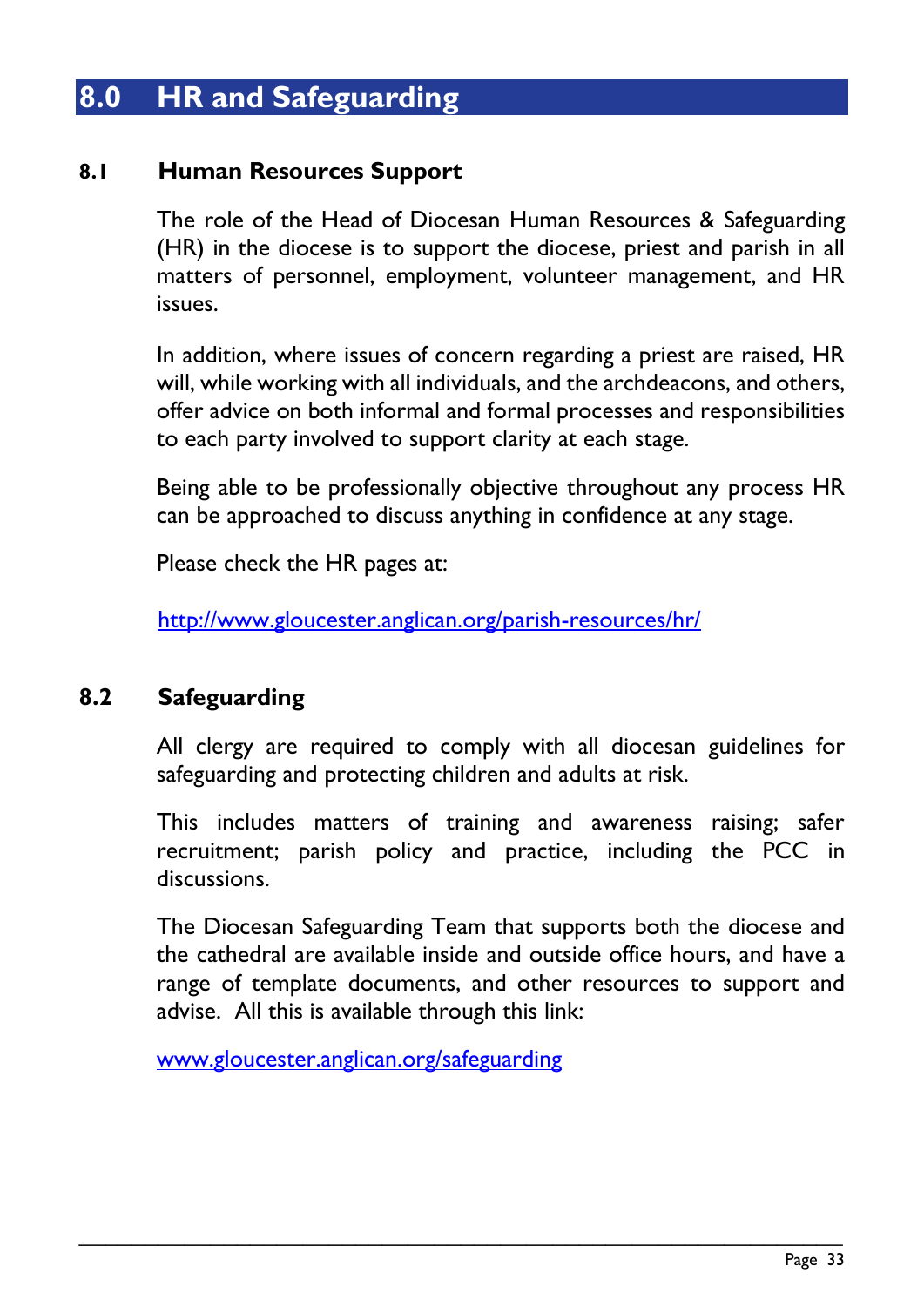# 8.0 HR and Safeguarding

## 8.1 Human Resources Support

The role of the Head of Diocesan Human Resources & Safeguarding (HR) in the diocese is to support the diocese, priest and parish in all matters of personnel, employment, volunteer management, and HR issues.

In addition, where issues of concern regarding a priest are raised, HR will, while working with all individuals, and the archdeacons, and others, offer advice on both informal and formal processes and responsibilities to each party involved to support clarity at each stage.

Being able to be professionally objective throughout any process HR can be approached to discuss anything in confidence at any stage.

Please check the HR pages at:

http://www.gloucester.anglican.org/parish-resources/hr/

## 8.2 Safeguarding

All clergy are required to comply with all diocesan guidelines for safeguarding and protecting children and adults at risk.

This includes matters of training and awareness raising; safer recruitment; parish policy and practice, including the PCC in discussions.

The Diocesan Safeguarding Team that supports both the diocese and the cathedral are available inside and outside office hours, and have a range of template documents, and other resources to support and advise. All this is available through this link:

www.gloucester.anglican.org/safeguarding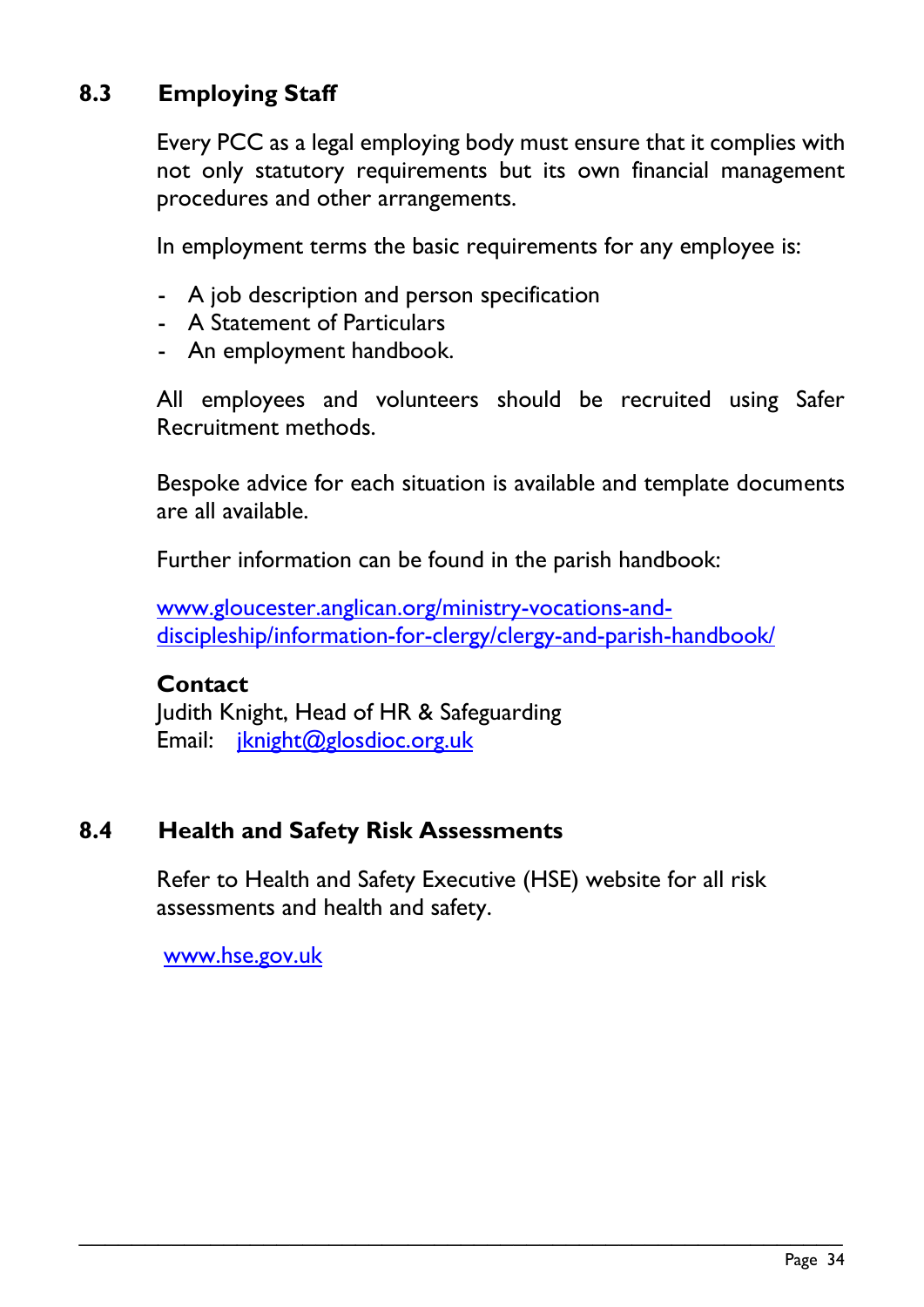## 8.3 Employing Staff

Every PCC as a legal employing body must ensure that it complies with not only statutory requirements but its own financial management procedures and other arrangements.

In employment terms the basic requirements for any employee is:

- A job description and person specification
- A Statement of Particulars
- An employment handbook.

All employees and volunteers should be recruited using Safer Recruitment methods.

Bespoke advice for each situation is available and template documents are all available.

Further information can be found in the parish handbook:

www.gloucester.anglican.org/ministry-vocations-and-discipleship/information-for-clergy/clergy-and-parish-handbook/

**Contact**
Judith Knight, Head of HR & Safeguarding
Email: jknight@glosdioc.org.uk

## 8.4 Health and Safety Risk Assessments

Refer to Health and Safety Executive (HSE) website for all risk assessments and health and safety.

www.hse.gov.uk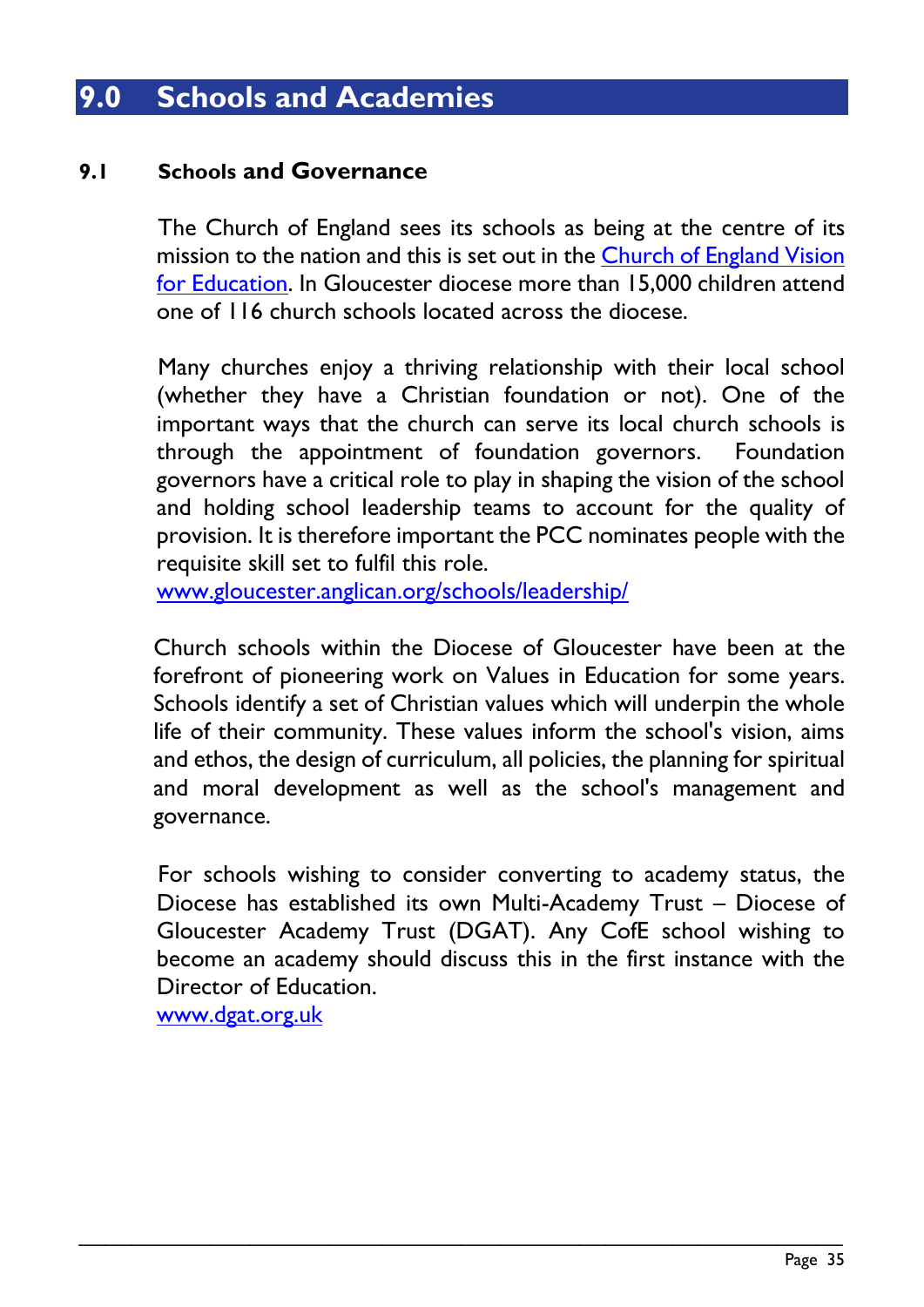# 9.0 Schools and Academies

## 9.1 Schools and Governance

The Church of England sees its schools as being at the centre of its mission to the nation and this is set out in the Church of England Vision for Education. In Gloucester diocese more than 15,000 children attend one of 116 church schools located across the diocese.

Many churches enjoy a thriving relationship with their local school (whether they have a Christian foundation or not). One of the important ways that the church can serve its local church schools is through the appointment of foundation governors. Foundation governors have a critical role to play in shaping the vision of the school and holding school leadership teams to account for the quality of provision. It is therefore important the PCC nominates people with the requisite skill set to fulfil this role.
www.gloucester.anglican.org/schools/leadership/

Church schools within the Diocese of Gloucester have been at the forefront of pioneering work on Values in Education for some years. Schools identify a set of Christian values which will underpin the whole life of their community. These values inform the school's vision, aims and ethos, the design of curriculum, all policies, the planning for spiritual and moral development as well as the school's management and governance.

For schools wishing to consider converting to academy status, the Diocese has established its own Multi-Academy Trust – Diocese of Gloucester Academy Trust (DGAT). Any CofE school wishing to become an academy should discuss this in the first instance with the Director of Education.
www.dgat.org.uk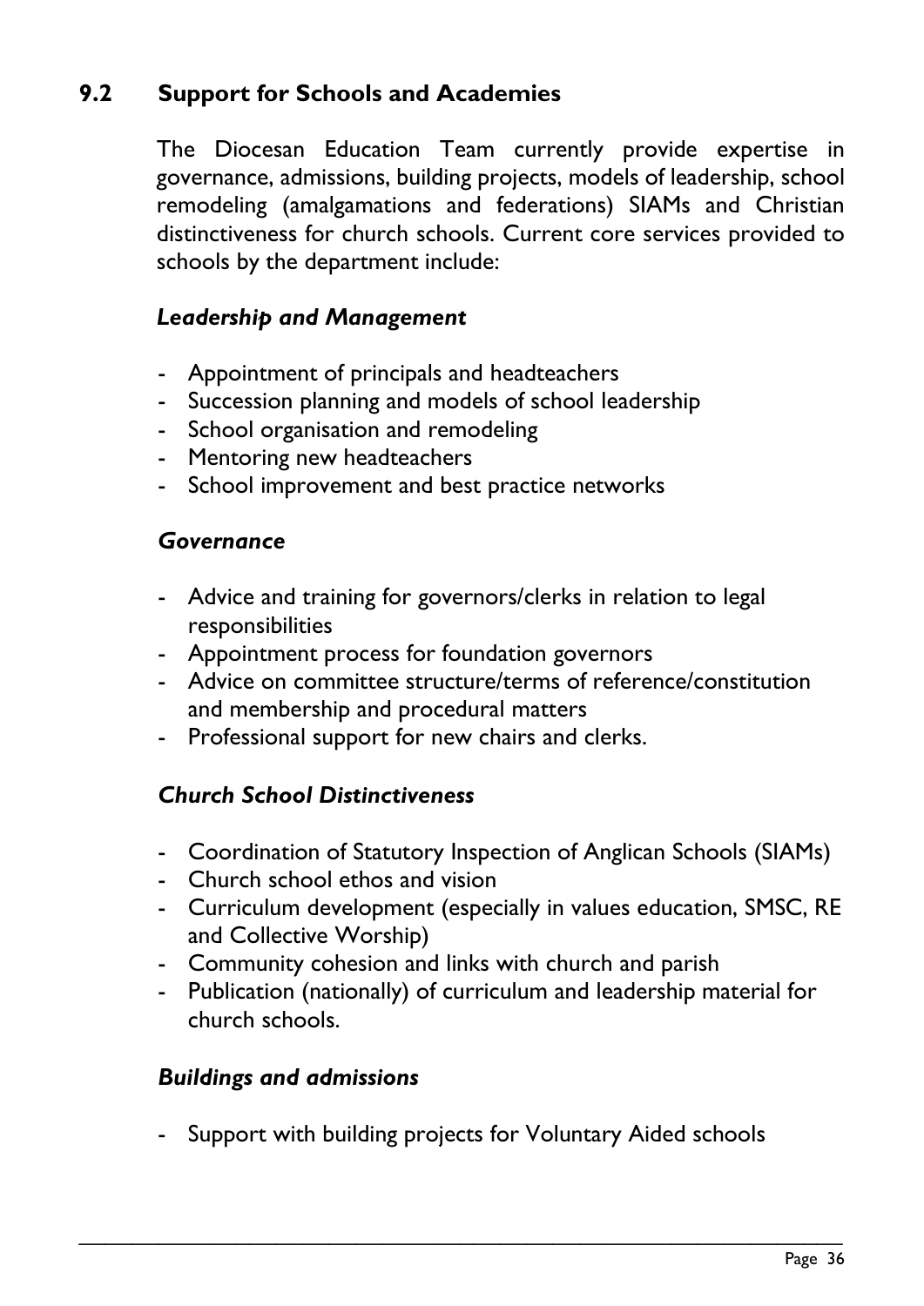## 9.2 Support for Schools and Academies

The Diocesan Education Team currently provide expertise in governance, admissions, building projects, models of leadership, school remodeling (amalgamations and federations) SIAMs and Christian distinctiveness for church schools. Current core services provided to schools by the department include:

***Leadership and Management***

- Appointment of principals and headteachers
- Succession planning and models of school leadership
- School organisation and remodeling
- Mentoring new headteachers
- School improvement and best practice networks

***Governance***

- Advice and training for governors/clerks in relation to legal responsibilities
- Appointment process for foundation governors
- Advice on committee structure/terms of reference/constitution and membership and procedural matters
- Professional support for new chairs and clerks.

***Church School Distinctiveness***

- Coordination of Statutory Inspection of Anglican Schools (SIAMs)
- Church school ethos and vision
- Curriculum development (especially in values education, SMSC, RE and Collective Worship)
- Community cohesion and links with church and parish
- Publication (nationally) of curriculum and leadership material for church schools.

***Buildings and admissions***

- Support with building projects for Voluntary Aided schools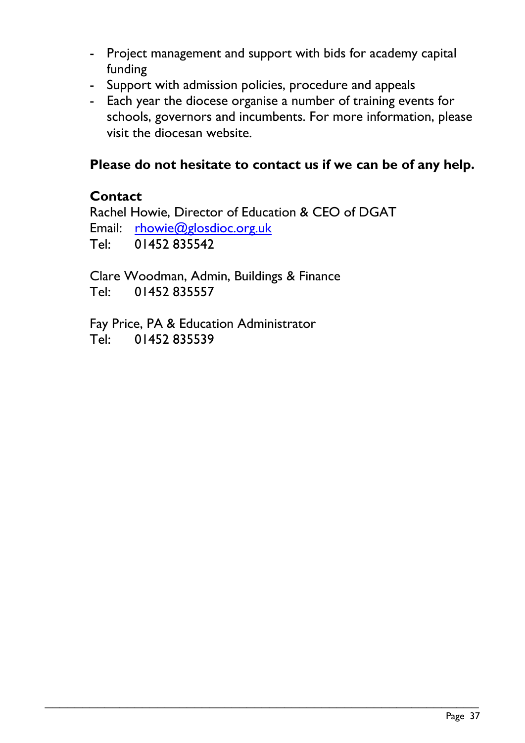- Project management and support with bids for academy capital funding
- Support with admission policies, procedure and appeals
- Each year the diocese organise a number of training events for schools, governors and incumbents. For more information, please visit the diocesan website.

**Please do not hesitate to contact us if we can be of any help.**

**Contact**

Rachel Howie, Director of Education & CEO of DGAT
Email: rhowie@glosdioc.org.uk
Tel: 01452 835542

Clare Woodman, Admin, Buildings & Finance
Tel: 01452 835557

Fay Price, PA & Education Administrator
Tel: 01452 835539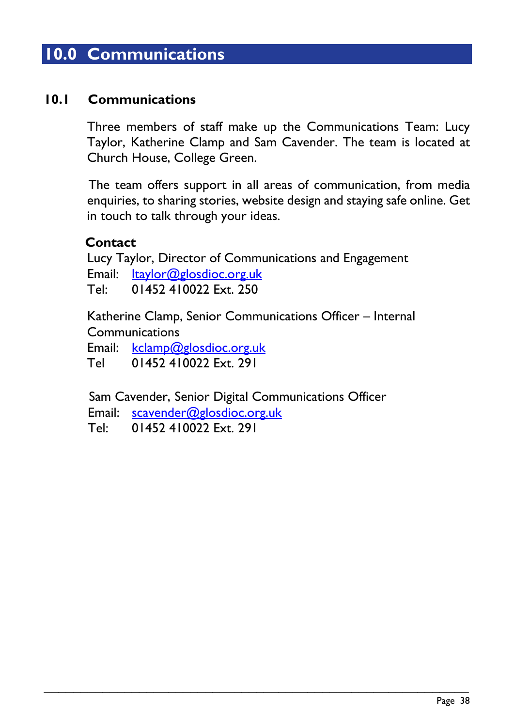# 10.0 Communications

## 10.1 Communications

Three members of staff make up the Communications Team: Lucy Taylor, Katherine Clamp and Sam Cavender. The team is located at Church House, College Green.

The team offers support in all areas of communication, from media enquiries, to sharing stories, website design and staying safe online. Get in touch to talk through your ideas.

**Contact**

Lucy Taylor, Director of Communications and Engagement
Email: ltaylor@glosdioc.org.uk
Tel: 01452 410022 Ext. 250

Katherine Clamp, Senior Communications Officer – Internal Communications
Email: kclamp@glosdioc.org.uk
Tel 01452 410022 Ext. 291

Sam Cavender, Senior Digital Communications Officer
Email: scavender@glosdioc.org.uk
Tel: 01452 410022 Ext. 291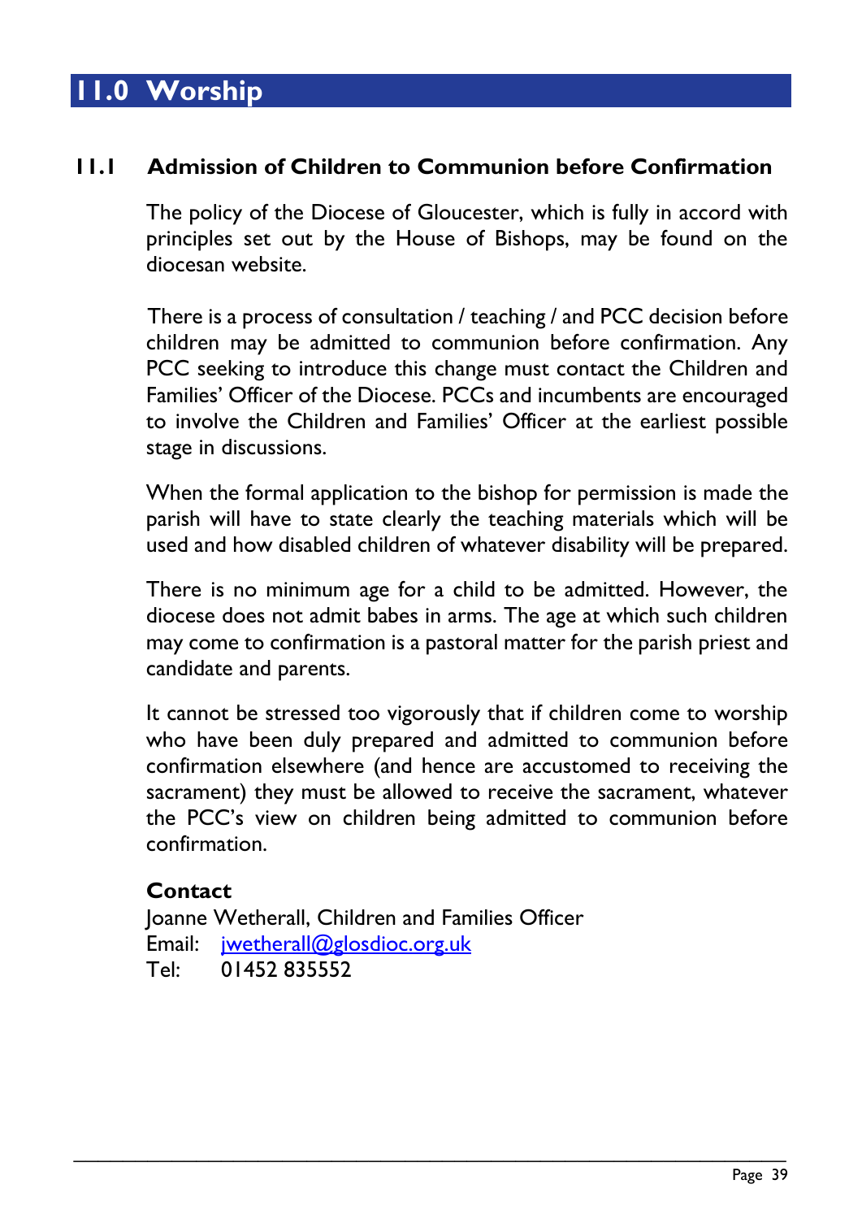# 11.0 Worship

## 11.1 Admission of Children to Communion before Confirmation

The policy of the Diocese of Gloucester, which is fully in accord with principles set out by the House of Bishops, may be found on the diocesan website.

There is a process of consultation / teaching / and PCC decision before children may be admitted to communion before confirmation. Any PCC seeking to introduce this change must contact the Children and Families' Officer of the Diocese. PCCs and incumbents are encouraged to involve the Children and Families' Officer at the earliest possible stage in discussions.

When the formal application to the bishop for permission is made the parish will have to state clearly the teaching materials which will be used and how disabled children of whatever disability will be prepared.

There is no minimum age for a child to be admitted. However, the diocese does not admit babes in arms. The age at which such children may come to confirmation is a pastoral matter for the parish priest and candidate and parents.

It cannot be stressed too vigorously that if children come to worship who have been duly prepared and admitted to communion before confirmation elsewhere (and hence are accustomed to receiving the sacrament) they must be allowed to receive the sacrament, whatever the PCC's view on children being admitted to communion before confirmation.

**Contact**
Joanne Wetherall, Children and Families Officer
Email: jwetherall@glosdioc.org.uk
Tel: 01452 835552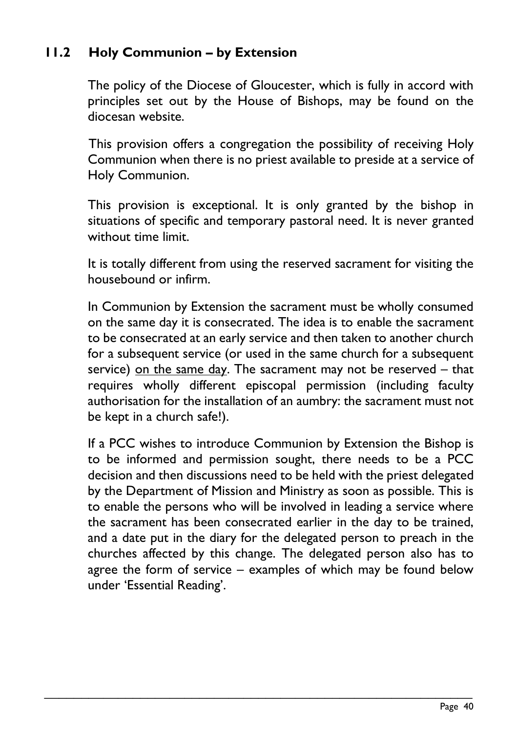## 11.2 Holy Communion – by Extension

The policy of the Diocese of Gloucester, which is fully in accord with principles set out by the House of Bishops, may be found on the diocesan website.

This provision offers a congregation the possibility of receiving Holy Communion when there is no priest available to preside at a service of Holy Communion.

This provision is exceptional. It is only granted by the bishop in situations of specific and temporary pastoral need. It is never granted without time limit.

It is totally different from using the reserved sacrament for visiting the housebound or infirm.

In Communion by Extension the sacrament must be wholly consumed on the same day it is consecrated. The idea is to enable the sacrament to be consecrated at an early service and then taken to another church for a subsequent service (or used in the same church for a subsequent service) <u>on the same day</u>. The sacrament may not be reserved – that requires wholly different episcopal permission (including faculty authorisation for the installation of an aumbry: the sacrament must not be kept in a church safe!).

If a PCC wishes to introduce Communion by Extension the Bishop is to be informed and permission sought, there needs to be a PCC decision and then discussions need to be held with the priest delegated by the Department of Mission and Ministry as soon as possible. This is to enable the persons who will be involved in leading a service where the sacrament has been consecrated earlier in the day to be trained, and a date put in the diary for the delegated person to preach in the churches affected by this change. The delegated person also has to agree the form of service – examples of which may be found below under 'Essential Reading'.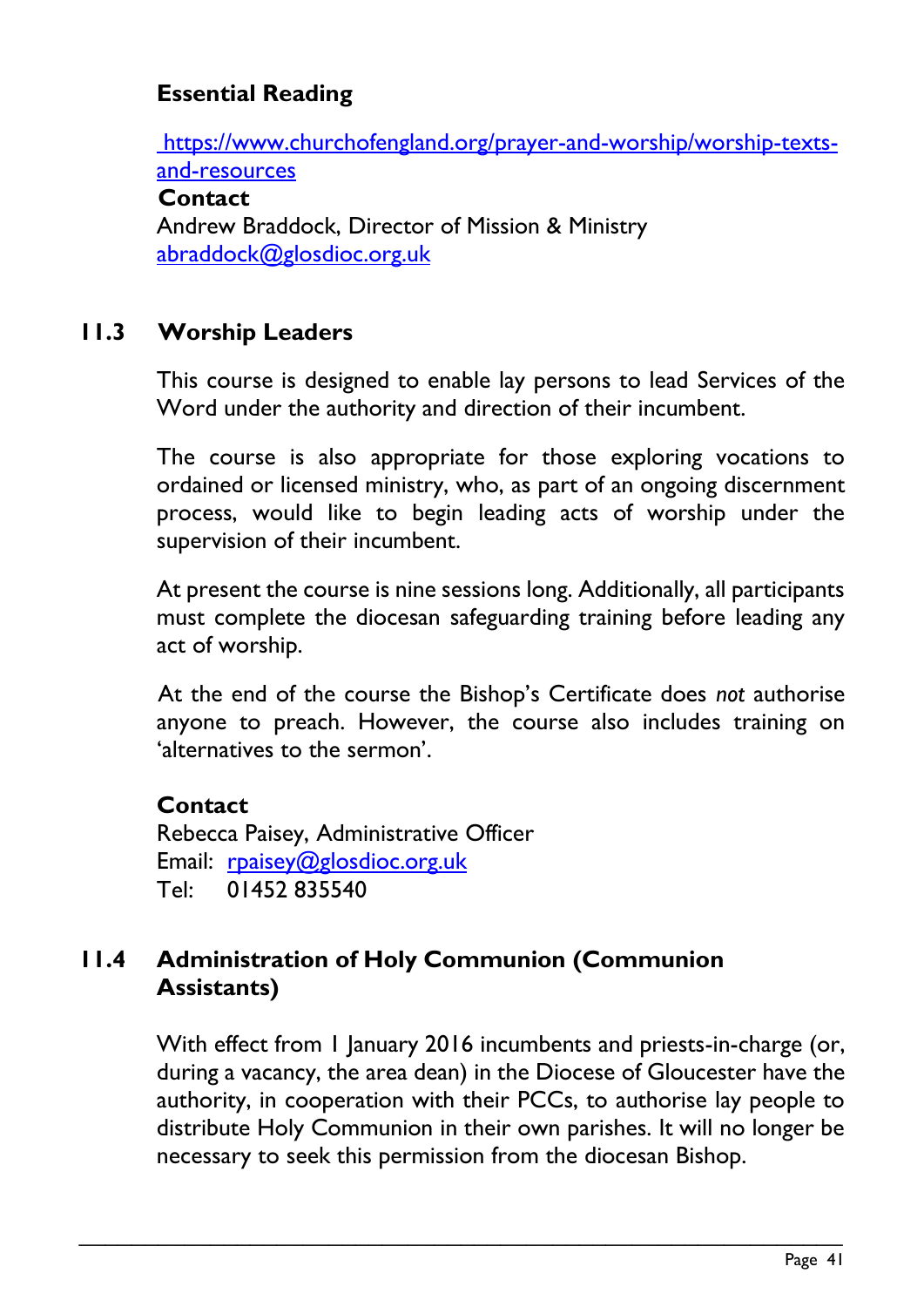**Essential Reading**

https://www.churchofengland.org/prayer-and-worship/worship-texts-and-resources

**Contact**
Andrew Braddock, Director of Mission & Ministry
abraddock@glosdioc.org.uk

## 11.3 Worship Leaders

This course is designed to enable lay persons to lead Services of the Word under the authority and direction of their incumbent.

The course is also appropriate for those exploring vocations to ordained or licensed ministry, who, as part of an ongoing discernment process, would like to begin leading acts of worship under the supervision of their incumbent.

At present the course is nine sessions long. Additionally, all participants must complete the diocesan safeguarding training before leading any act of worship.

At the end of the course the Bishop's Certificate does *not* authorise anyone to preach. However, the course also includes training on 'alternatives to the sermon'.

**Contact**
Rebecca Paisey, Administrative Officer
Email: rpaisey@glosdioc.org.uk
Tel: 01452 835540

## 11.4 Administration of Holy Communion (Communion Assistants)

With effect from 1 January 2016 incumbents and priests-in-charge (or, during a vacancy, the area dean) in the Diocese of Gloucester have the authority, in cooperation with their PCCs, to authorise lay people to distribute Holy Communion in their own parishes. It will no longer be necessary to seek this permission from the diocesan Bishop.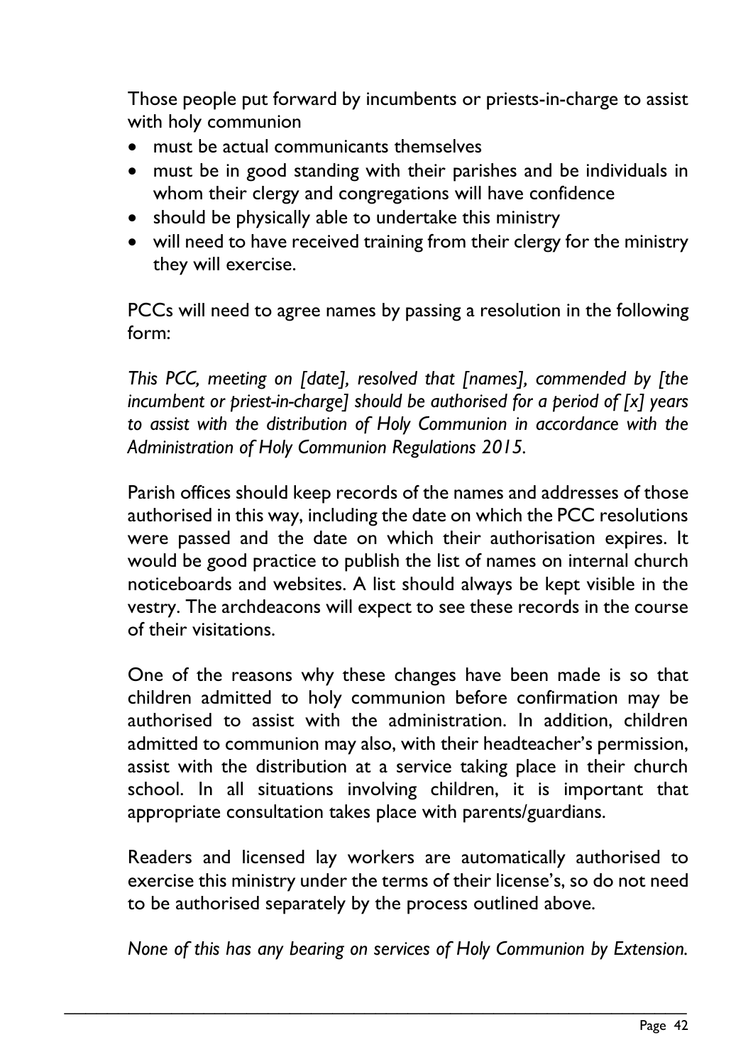Those people put forward by incumbents or priests-in-charge to assist with holy communion

- must be actual communicants themselves
- must be in good standing with their parishes and be individuals in whom their clergy and congregations will have confidence
- should be physically able to undertake this ministry
- will need to have received training from their clergy for the ministry they will exercise.

PCCs will need to agree names by passing a resolution in the following form:

*This PCC, meeting on [date], resolved that [names], commended by [the incumbent or priest-in-charge] should be authorised for a period of [x] years to assist with the distribution of Holy Communion in accordance with the Administration of Holy Communion Regulations 2015.*

Parish offices should keep records of the names and addresses of those authorised in this way, including the date on which the PCC resolutions were passed and the date on which their authorisation expires. It would be good practice to publish the list of names on internal church noticeboards and websites. A list should always be kept visible in the vestry. The archdeacons will expect to see these records in the course of their visitations.

One of the reasons why these changes have been made is so that children admitted to holy communion before confirmation may be authorised to assist with the administration. In addition, children admitted to communion may also, with their headteacher's permission, assist with the distribution at a service taking place in their church school. In all situations involving children, it is important that appropriate consultation takes place with parents/guardians.

Readers and licensed lay workers are automatically authorised to exercise this ministry under the terms of their license's, so do not need to be authorised separately by the process outlined above.

*None of this has any bearing on services of Holy Communion by Extension.*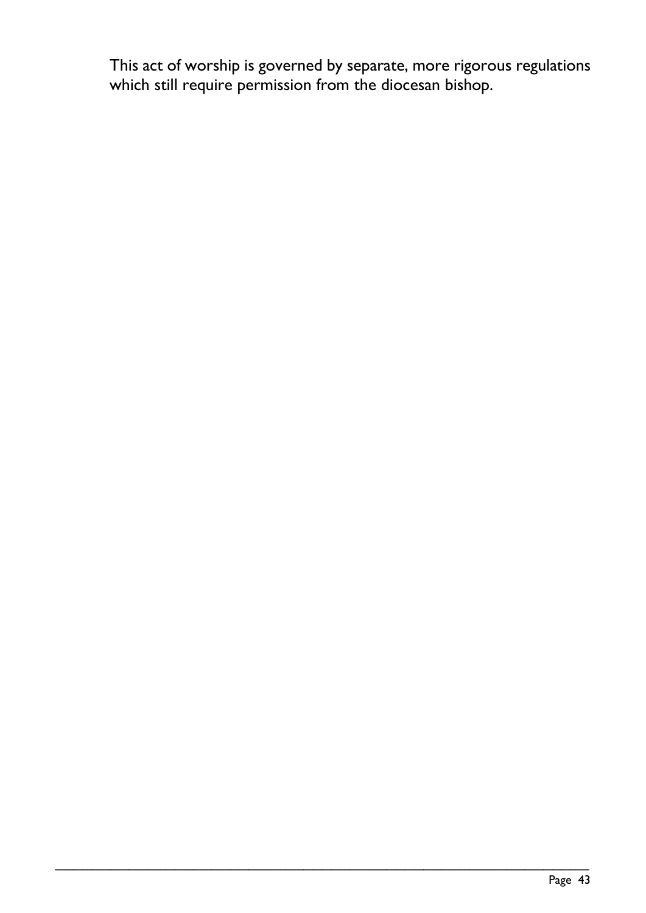This act of worship is governed by separate, more rigorous regulations which still require permission from the diocesan bishop.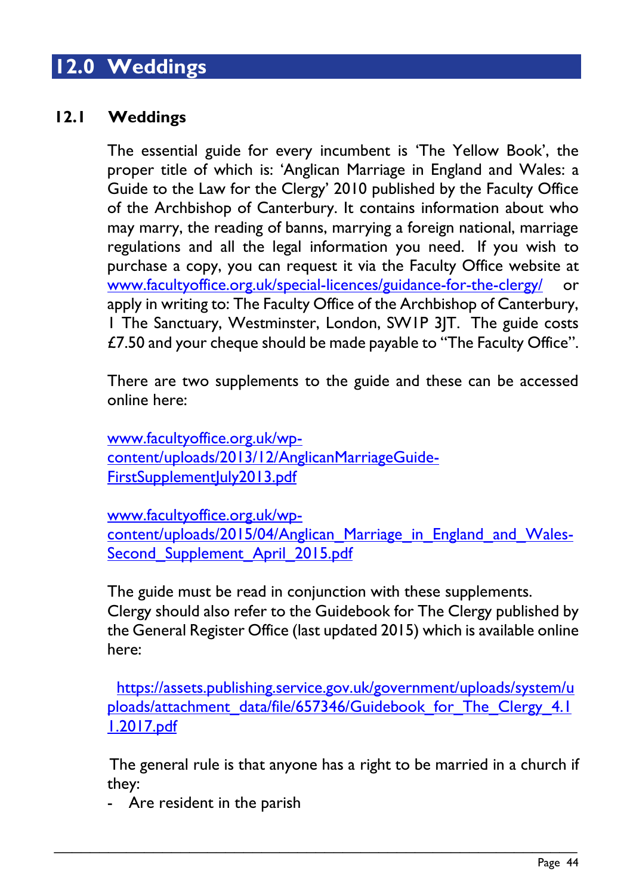# 12.0 Weddings

## 12.1 Weddings

The essential guide for every incumbent is 'The Yellow Book', the proper title of which is: 'Anglican Marriage in England and Wales: a Guide to the Law for the Clergy' 2010 published by the Faculty Office of the Archbishop of Canterbury. It contains information about who may marry, the reading of banns, marrying a foreign national, marriage regulations and all the legal information you need. If you wish to purchase a copy, you can request it via the Faculty Office website at www.facultyoffice.org.uk/special-licences/guidance-for-the-clergy/ or apply in writing to: The Faculty Office of the Archbishop of Canterbury, 1 The Sanctuary, Westminster, London, SW1P 3JT. The guide costs £7.50 and your cheque should be made payable to "The Faculty Office".

There are two supplements to the guide and these can be accessed online here:

www.facultyoffice.org.uk/wp-content/uploads/2013/12/AnglicanMarriageGuide-FirstSupplementJuly2013.pdf

www.facultyoffice.org.uk/wp-content/uploads/2015/04/Anglican_Marriage_in_England_and_Wales-Second_Supplement_April_2015.pdf

The guide must be read in conjunction with these supplements.
Clergy should also refer to the Guidebook for The Clergy published by the General Register Office (last updated 2015) which is available online here:

https://assets.publishing.service.gov.uk/government/uploads/system/uploads/attachment_data/file/657346/Guidebook_for_The_Clergy_4.11.2017.pdf

The general rule is that anyone has a right to be married in a church if they:

- Are resident in the parish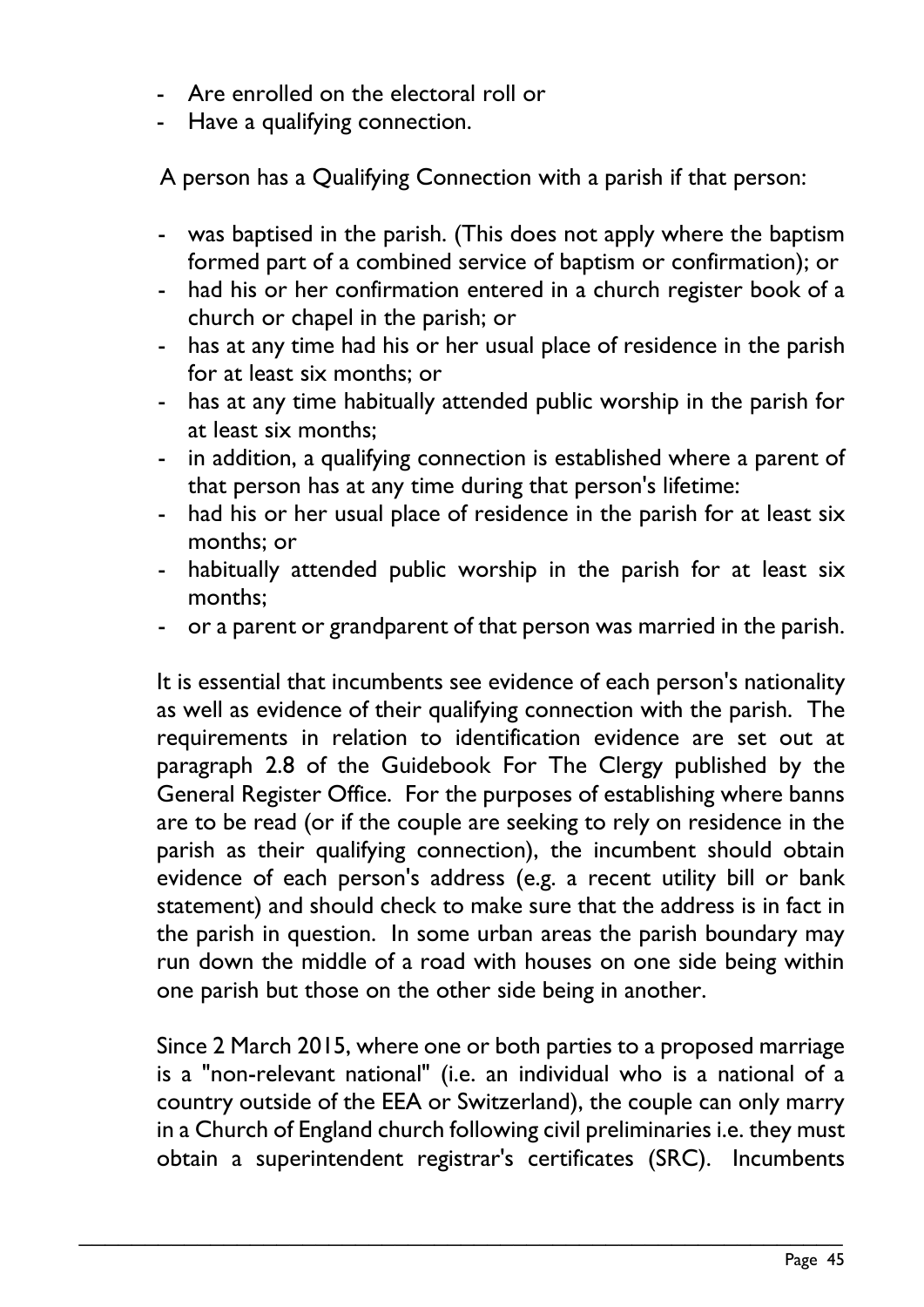- Are enrolled on the electoral roll or
- Have a qualifying connection.

A person has a Qualifying Connection with a parish if that person:

- was baptised in the parish. (This does not apply where the baptism formed part of a combined service of baptism or confirmation); or
- had his or her confirmation entered in a church register book of a church or chapel in the parish; or
- has at any time had his or her usual place of residence in the parish for at least six months; or
- has at any time habitually attended public worship in the parish for at least six months;
- in addition, a qualifying connection is established where a parent of that person has at any time during that person's lifetime:
- had his or her usual place of residence in the parish for at least six months; or
- habitually attended public worship in the parish for at least six months;
- or a parent or grandparent of that person was married in the parish.

It is essential that incumbents see evidence of each person's nationality as well as evidence of their qualifying connection with the parish. The requirements in relation to identification evidence are set out at paragraph 2.8 of the Guidebook For The Clergy published by the General Register Office. For the purposes of establishing where banns are to be read (or if the couple are seeking to rely on residence in the parish as their qualifying connection), the incumbent should obtain evidence of each person's address (e.g. a recent utility bill or bank statement) and should check to make sure that the address is in fact in the parish in question. In some urban areas the parish boundary may run down the middle of a road with houses on one side being within one parish but those on the other side being in another.

Since 2 March 2015, where one or both parties to a proposed marriage is a "non-relevant national" (i.e. an individual who is a national of a country outside of the EEA or Switzerland), the couple can only marry in a Church of England church following civil preliminaries i.e. they must obtain a superintendent registrar's certificates (SRC). Incumbents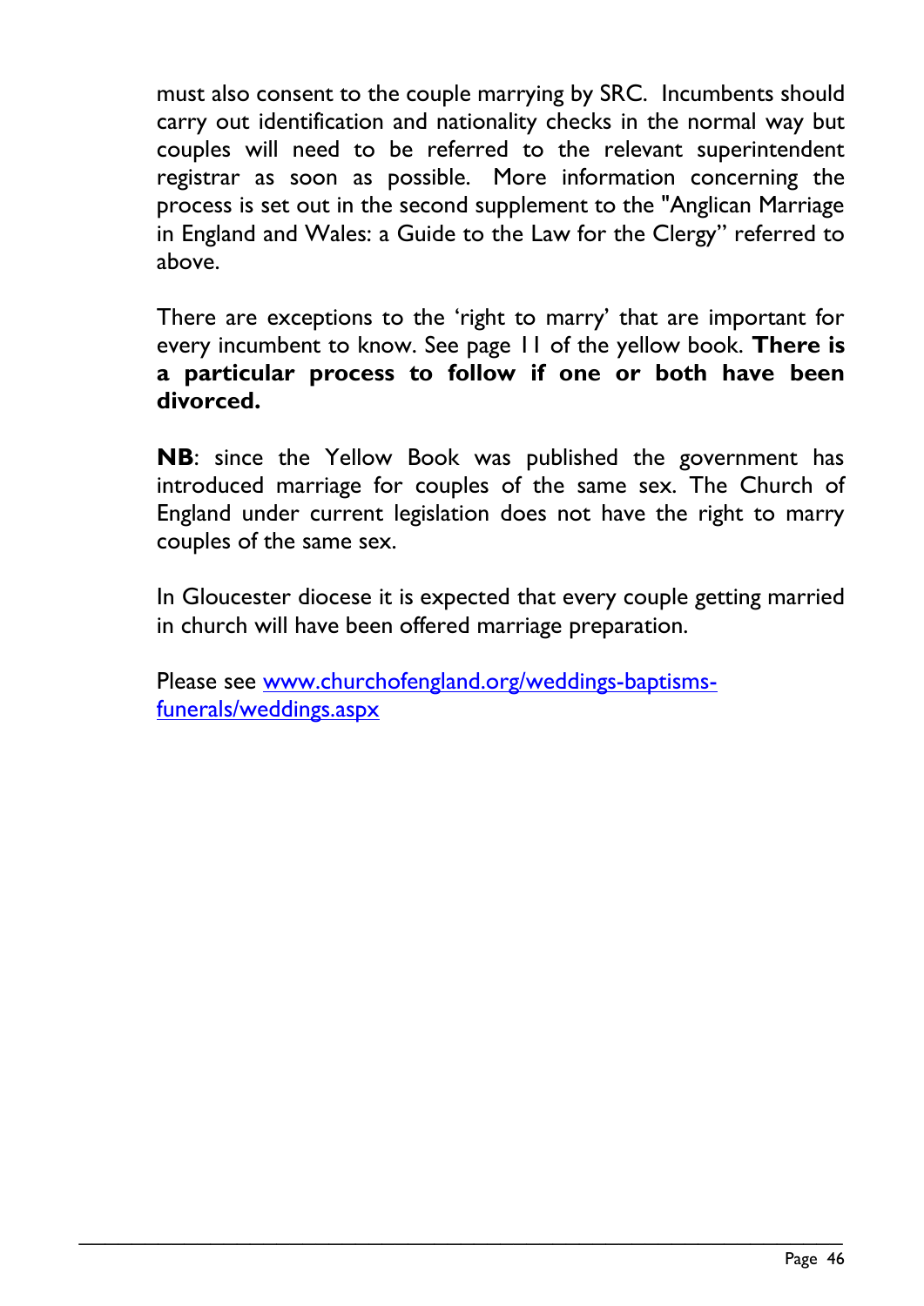must also consent to the couple marrying by SRC. Incumbents should carry out identification and nationality checks in the normal way but couples will need to be referred to the relevant superintendent registrar as soon as possible. More information concerning the process is set out in the second supplement to the "Anglican Marriage in England and Wales: a Guide to the Law for the Clergy" referred to above.

There are exceptions to the 'right to marry' that are important for every incumbent to know. See page 11 of the yellow book. **There is a particular process to follow if one or both have been divorced.**

**NB**: since the Yellow Book was published the government has introduced marriage for couples of the same sex. The Church of England under current legislation does not have the right to marry couples of the same sex.

In Gloucester diocese it is expected that every couple getting married in church will have been offered marriage preparation.

Please see [www.churchofengland.org/weddings-baptisms-funerals/weddings.aspx](www.churchofengland.org/weddings-baptisms-funerals/weddings.aspx)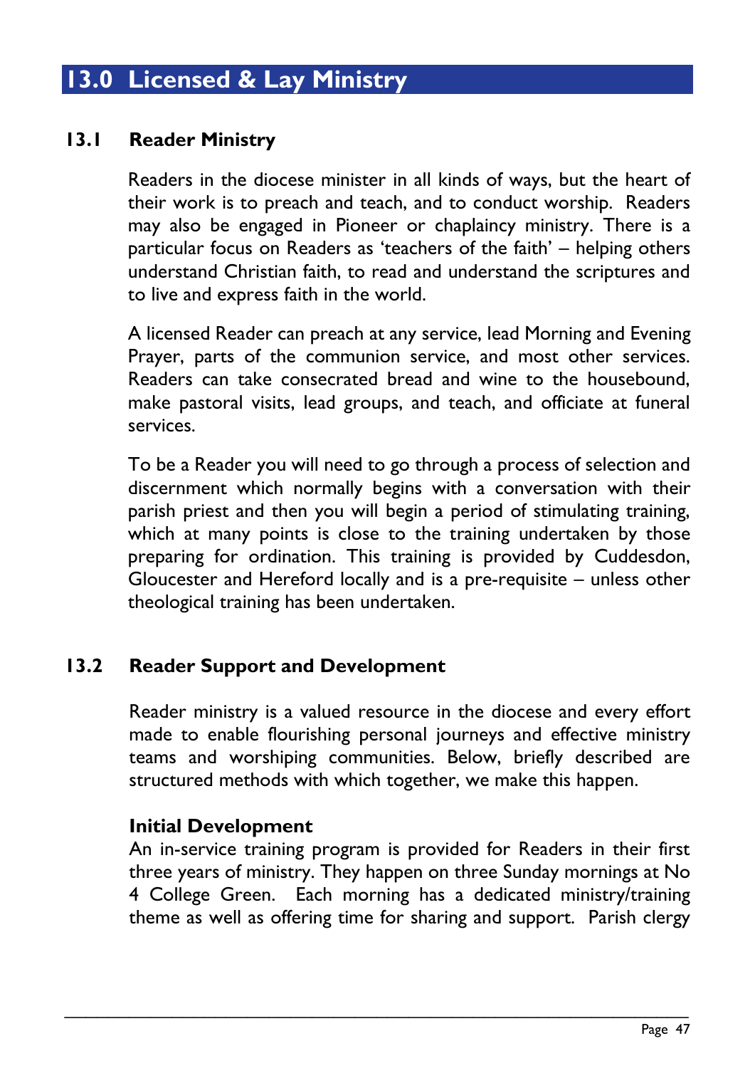# 13.0 Licensed & Lay Ministry

## 13.1 Reader Ministry

Readers in the diocese minister in all kinds of ways, but the heart of their work is to preach and teach, and to conduct worship. Readers may also be engaged in Pioneer or chaplaincy ministry. There is a particular focus on Readers as 'teachers of the faith' – helping others understand Christian faith, to read and understand the scriptures and to live and express faith in the world.

A licensed Reader can preach at any service, lead Morning and Evening Prayer, parts of the communion service, and most other services. Readers can take consecrated bread and wine to the housebound, make pastoral visits, lead groups, and teach, and officiate at funeral services.

To be a Reader you will need to go through a process of selection and discernment which normally begins with a conversation with their parish priest and then you will begin a period of stimulating training, which at many points is close to the training undertaken by those preparing for ordination. This training is provided by Cuddesdon, Gloucester and Hereford locally and is a pre-requisite – unless other theological training has been undertaken.

## 13.2 Reader Support and Development

Reader ministry is a valued resource in the diocese and every effort made to enable flourishing personal journeys and effective ministry teams and worshiping communities. Below, briefly described are structured methods with which together, we make this happen.

### Initial Development

An in-service training program is provided for Readers in their first three years of ministry. They happen on three Sunday mornings at No 4 College Green. Each morning has a dedicated ministry/training theme as well as offering time for sharing and support. Parish clergy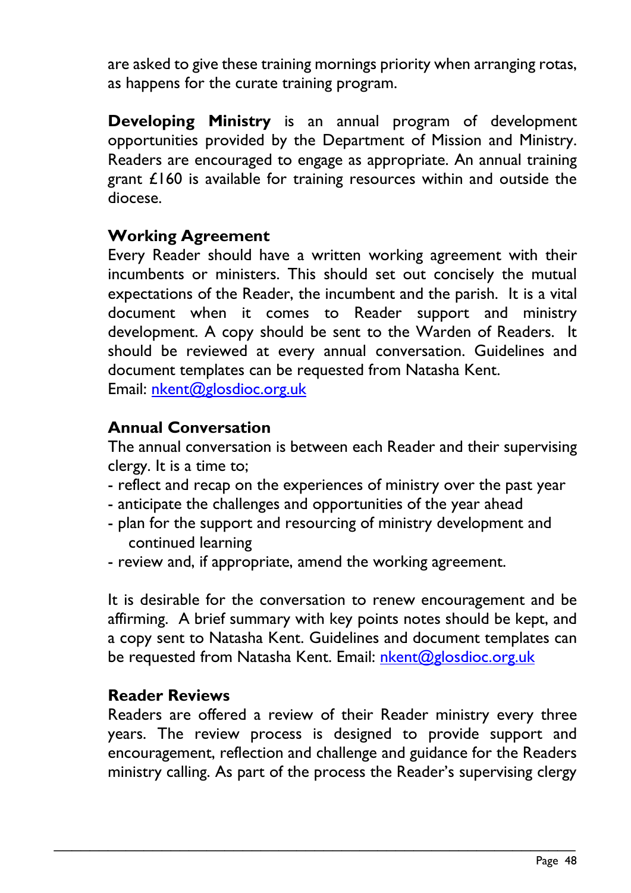are asked to give these training mornings priority when arranging rotas, as happens for the curate training program.

**Developing Ministry** is an annual program of development opportunities provided by the Department of Mission and Ministry. Readers are encouraged to engage as appropriate. An annual training grant £160 is available for training resources within and outside the diocese.

### Working Agreement

Every Reader should have a written working agreement with their incumbents or ministers. This should set out concisely the mutual expectations of the Reader, the incumbent and the parish. It is a vital document when it comes to Reader support and ministry development. A copy should be sent to the Warden of Readers. It should be reviewed at every annual conversation. Guidelines and document templates can be requested from Natasha Kent.
Email: nkent@glosdioc.org.uk

### Annual Conversation

The annual conversation is between each Reader and their supervising clergy. It is a time to;

- reflect and recap on the experiences of ministry over the past year
- anticipate the challenges and opportunities of the year ahead
- plan for the support and resourcing of ministry development and continued learning
- review and, if appropriate, amend the working agreement.

It is desirable for the conversation to renew encouragement and be affirming. A brief summary with key points notes should be kept, and a copy sent to Natasha Kent. Guidelines and document templates can be requested from Natasha Kent. Email: nkent@glosdioc.org.uk

### Reader Reviews

Readers are offered a review of their Reader ministry every three years. The review process is designed to provide support and encouragement, reflection and challenge and guidance for the Readers ministry calling. As part of the process the Reader's supervising clergy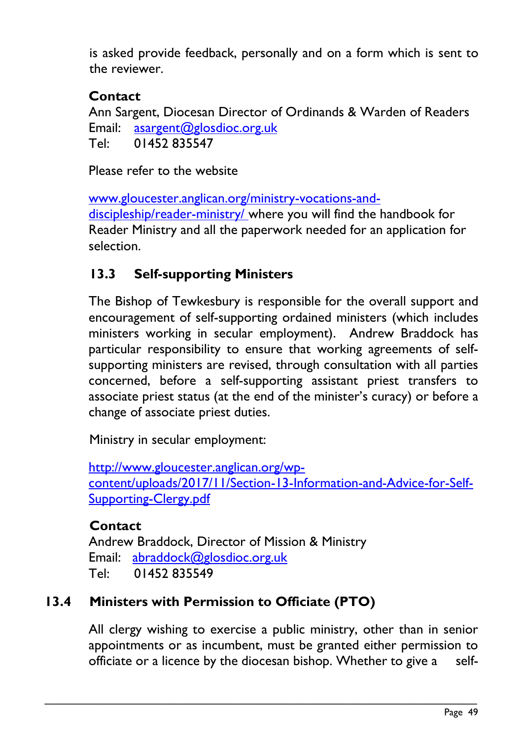is asked provide feedback, personally and on a form which is sent to the reviewer.

**Contact**
Ann Sargent, Diocesan Director of Ordinands & Warden of Readers
Email: asargent@glosdioc.org.uk
Tel: 01452 835547

Please refer to the website

www.gloucester.anglican.org/ministry-vocations-and-discipleship/reader-ministry/ where you will find the handbook for Reader Ministry and all the paperwork needed for an application for selection.

### 13.3 Self-supporting Ministers

The Bishop of Tewkesbury is responsible for the overall support and encouragement of self-supporting ordained ministers (which includes ministers working in secular employment). Andrew Braddock has particular responsibility to ensure that working agreements of self-supporting ministers are revised, through consultation with all parties concerned, before a self-supporting assistant priest transfers to associate priest status (at the end of the minister's curacy) or before a change of associate priest duties.

Ministry in secular employment:

http://www.gloucester.anglican.org/wp-content/uploads/2017/11/Section-13-Information-and-Advice-for-Self-Supporting-Clergy.pdf

**Contact**
Andrew Braddock, Director of Mission & Ministry
Email: abraddock@glosdioc.org.uk
Tel: 01452 835549

### 13.4 Ministers with Permission to Officiate (PTO)

All clergy wishing to exercise a public ministry, other than in senior appointments or as incumbent, must be granted either permission to officiate or a licence by the diocesan bishop. Whether to give a self-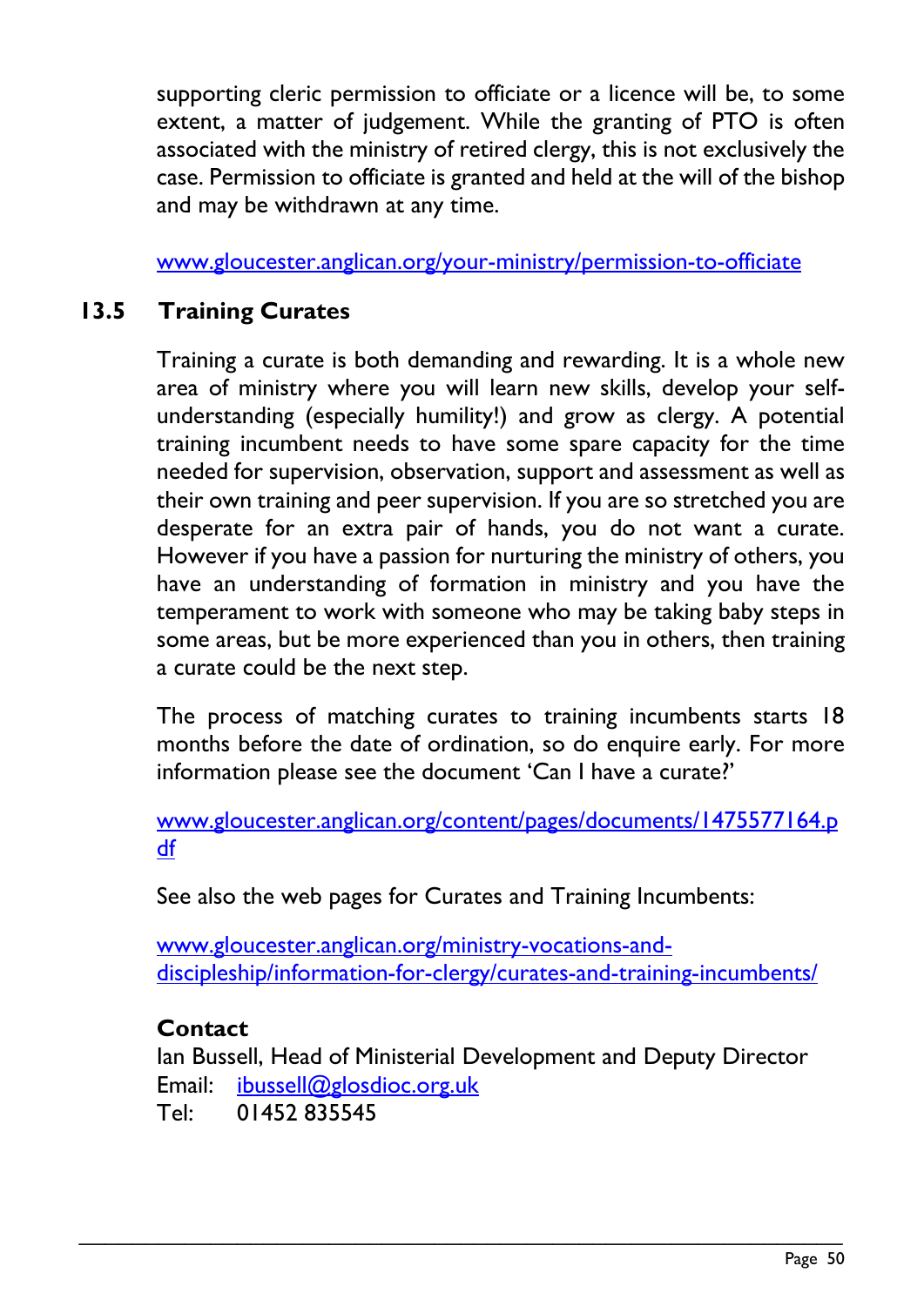supporting cleric permission to officiate or a licence will be, to some extent, a matter of judgement. While the granting of PTO is often associated with the ministry of retired clergy, this is not exclusively the case. Permission to officiate is granted and held at the will of the bishop and may be withdrawn at any time.

www.gloucester.anglican.org/your-ministry/permission-to-officiate

## 13.5 Training Curates

Training a curate is both demanding and rewarding. It is a whole new area of ministry where you will learn new skills, develop your self-understanding (especially humility!) and grow as clergy. A potential training incumbent needs to have some spare capacity for the time needed for supervision, observation, support and assessment as well as their own training and peer supervision. If you are so stretched you are desperate for an extra pair of hands, you do not want a curate. However if you have a passion for nurturing the ministry of others, you have an understanding of formation in ministry and you have the temperament to work with someone who may be taking baby steps in some areas, but be more experienced than you in others, then training a curate could be the next step.

The process of matching curates to training incumbents starts 18 months before the date of ordination, so do enquire early. For more information please see the document 'Can I have a curate?'

www.gloucester.anglican.org/content/pages/documents/1475577164.pdf

See also the web pages for Curates and Training Incumbents:

www.gloucester.anglican.org/ministry-vocations-and-discipleship/information-for-clergy/curates-and-training-incumbents/

**Contact**
Ian Bussell, Head of Ministerial Development and Deputy Director
Email: ibussell@glosdioc.org.uk
Tel: 01452 835545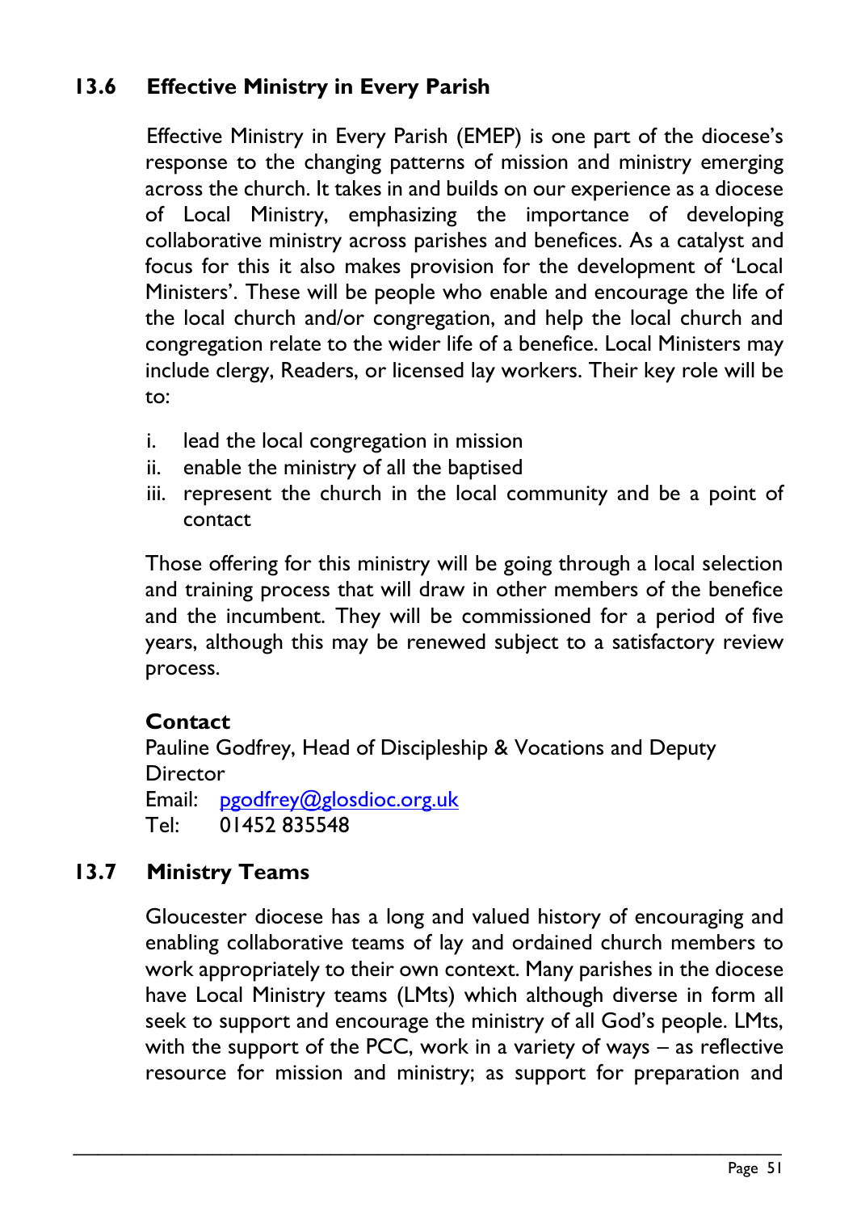## 13.6 Effective Ministry in Every Parish

Effective Ministry in Every Parish (EMEP) is one part of the diocese's response to the changing patterns of mission and ministry emerging across the church. It takes in and builds on our experience as a diocese of Local Ministry, emphasizing the importance of developing collaborative ministry across parishes and benefices. As a catalyst and focus for this it also makes provision for the development of 'Local Ministers'. These will be people who enable and encourage the life of the local church and/or congregation, and help the local church and congregation relate to the wider life of a benefice. Local Ministers may include clergy, Readers, or licensed lay workers. Their key role will be to:

i. lead the local congregation in mission
ii. enable the ministry of all the baptised
iii. represent the church in the local community and be a point of contact

Those offering for this ministry will be going through a local selection and training process that will draw in other members of the benefice and the incumbent. They will be commissioned for a period of five years, although this may be renewed subject to a satisfactory review process.

**Contact**
Pauline Godfrey, Head of Discipleship & Vocations and Deputy Director
Email: pgodfrey@glosdioc.org.uk
Tel: 01452 835548

## 13.7 Ministry Teams

Gloucester diocese has a long and valued history of encouraging and enabling collaborative teams of lay and ordained church members to work appropriately to their own context. Many parishes in the diocese have Local Ministry teams (LMts) which although diverse in form all seek to support and encourage the ministry of all God's people. LMts, with the support of the PCC, work in a variety of ways – as reflective resource for mission and ministry; as support for preparation and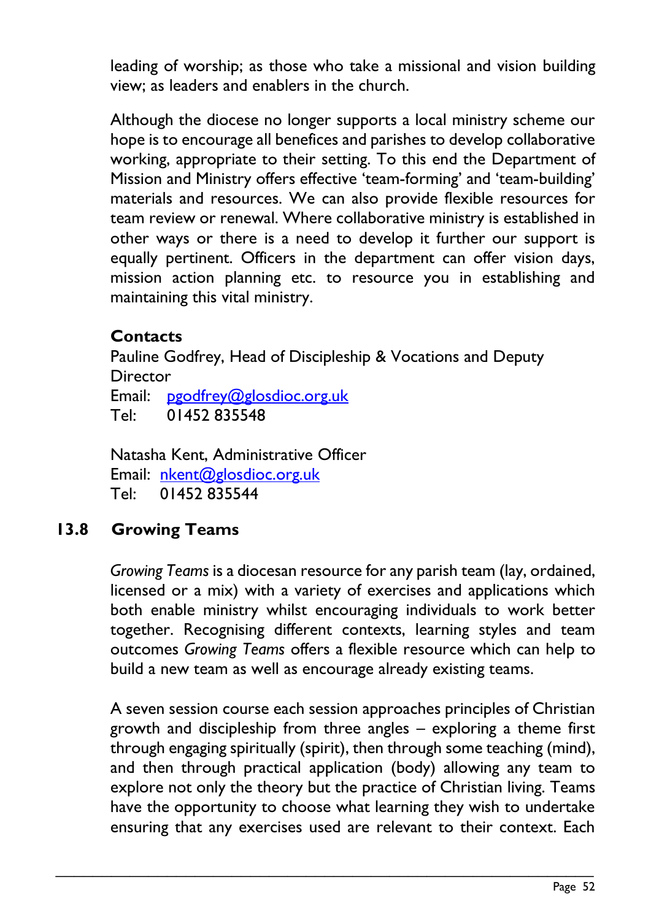leading of worship; as those who take a missional and vision building view; as leaders and enablers in the church.

Although the diocese no longer supports a local ministry scheme our hope is to encourage all benefices and parishes to develop collaborative working, appropriate to their setting. To this end the Department of Mission and Ministry offers effective 'team-forming' and 'team-building' materials and resources. We can also provide flexible resources for team review or renewal. Where collaborative ministry is established in other ways or there is a need to develop it further our support is equally pertinent. Officers in the department can offer vision days, mission action planning etc. to resource you in establishing and maintaining this vital ministry.

**Contacts**

Pauline Godfrey, Head of Discipleship & Vocations and Deputy Director
Email: pgodfrey@glosdioc.org.uk
Tel: 01452 835548

Natasha Kent, Administrative Officer
Email: nkent@glosdioc.org.uk
Tel: 01452 835544

## 13.8 Growing Teams

*Growing Teams* is a diocesan resource for any parish team (lay, ordained, licensed or a mix) with a variety of exercises and applications which both enable ministry whilst encouraging individuals to work better together. Recognising different contexts, learning styles and team outcomes *Growing Teams* offers a flexible resource which can help to build a new team as well as encourage already existing teams.

A seven session course each session approaches principles of Christian growth and discipleship from three angles – exploring a theme first through engaging spiritually (spirit), then through some teaching (mind), and then through practical application (body) allowing any team to explore not only the theory but the practice of Christian living. Teams have the opportunity to choose what learning they wish to undertake ensuring that any exercises used are relevant to their context. Each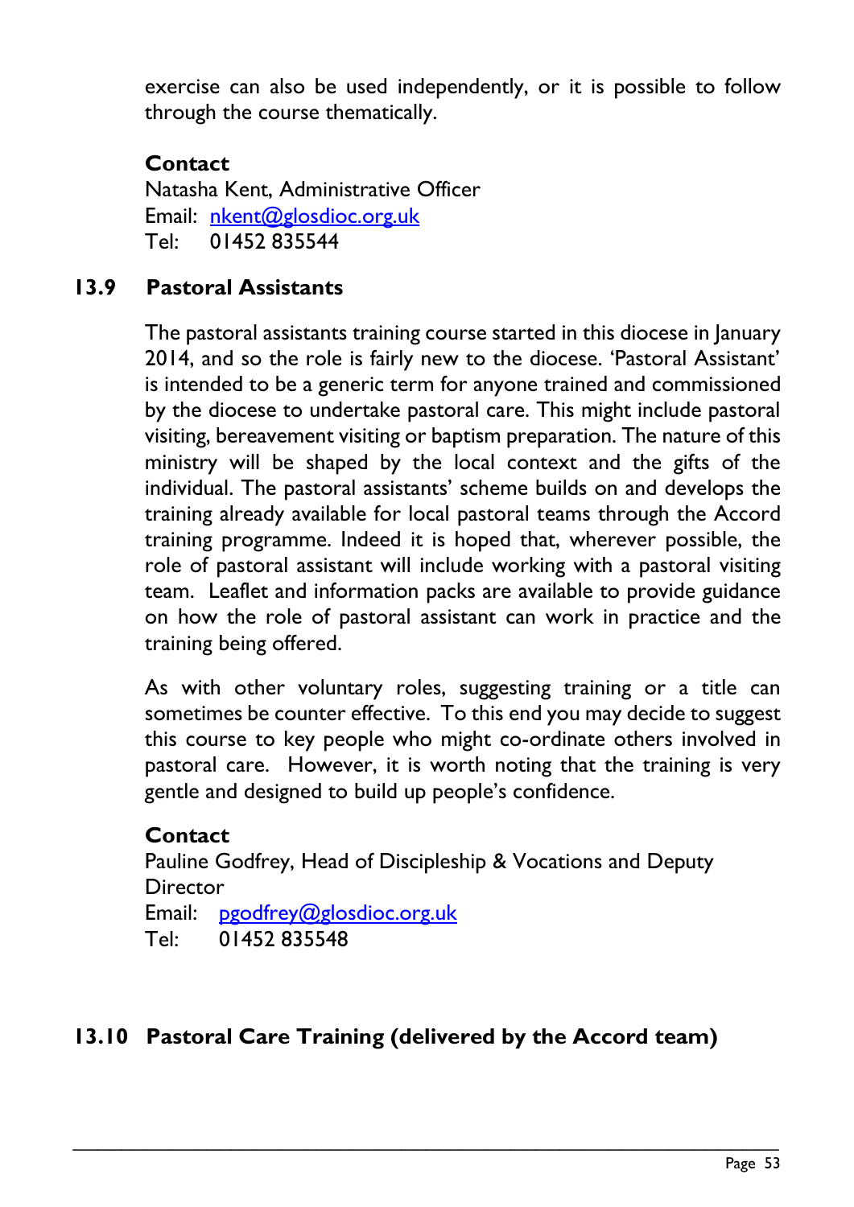exercise can also be used independently, or it is possible to follow through the course thematically.

**Contact**
Natasha Kent, Administrative Officer
Email: nkent@glosdioc.org.uk
Tel: 01452 835544

## 13.9 Pastoral Assistants

The pastoral assistants training course started in this diocese in January 2014, and so the role is fairly new to the diocese. 'Pastoral Assistant' is intended to be a generic term for anyone trained and commissioned by the diocese to undertake pastoral care. This might include pastoral visiting, bereavement visiting or baptism preparation. The nature of this ministry will be shaped by the local context and the gifts of the individual. The pastoral assistants' scheme builds on and develops the training already available for local pastoral teams through the Accord training programme. Indeed it is hoped that, wherever possible, the role of pastoral assistant will include working with a pastoral visiting team. Leaflet and information packs are available to provide guidance on how the role of pastoral assistant can work in practice and the training being offered.

As with other voluntary roles, suggesting training or a title can sometimes be counter effective. To this end you may decide to suggest this course to key people who might co-ordinate others involved in pastoral care. However, it is worth noting that the training is very gentle and designed to build up people's confidence.

**Contact**
Pauline Godfrey, Head of Discipleship & Vocations and Deputy Director
Email: pgodfrey@glosdioc.org.uk
Tel: 01452 835548

## 13.10 Pastoral Care Training (delivered by the Accord team)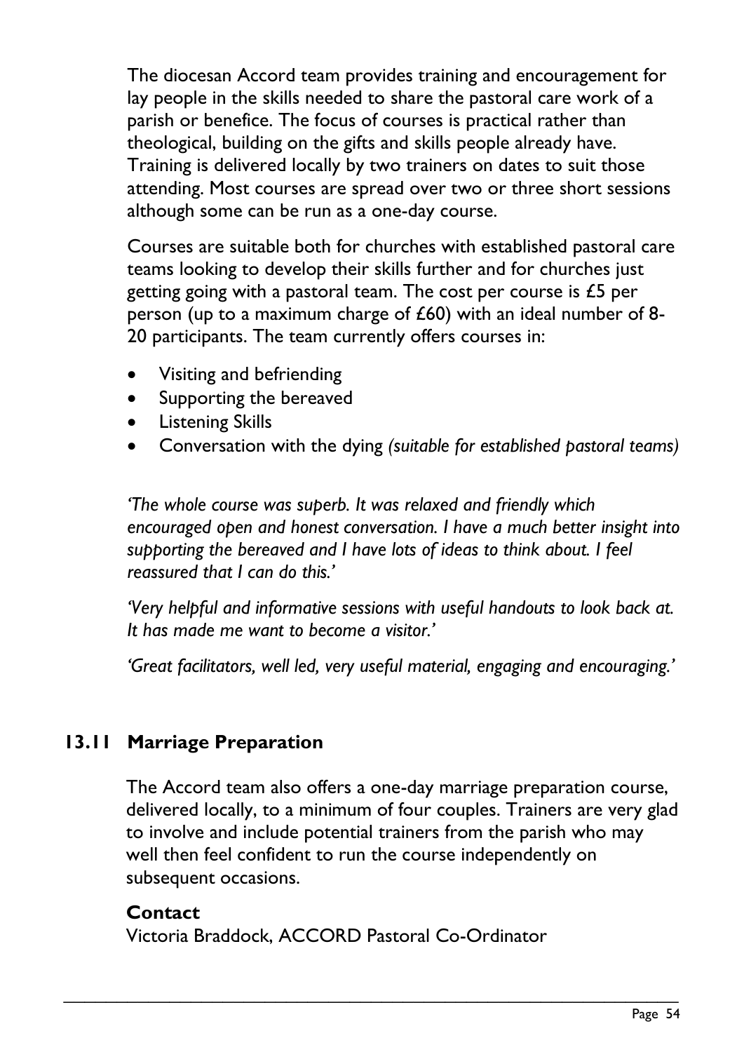The diocesan Accord team provides training and encouragement for lay people in the skills needed to share the pastoral care work of a parish or benefice. The focus of courses is practical rather than theological, building on the gifts and skills people already have. Training is delivered locally by two trainers on dates to suit those attending. Most courses are spread over two or three short sessions although some can be run as a one-day course.

Courses are suitable both for churches with established pastoral care teams looking to develop their skills further and for churches just getting going with a pastoral team. The cost per course is £5 per person (up to a maximum charge of £60) with an ideal number of 8-20 participants. The team currently offers courses in:

- Visiting and befriending
- Supporting the bereaved
- Listening Skills
- Conversation with the dying *(suitable for established pastoral teams)*

*'The whole course was superb. It was relaxed and friendly which encouraged open and honest conversation. I have a much better insight into supporting the bereaved and I have lots of ideas to think about. I feel reassured that I can do this.'*

*'Very helpful and informative sessions with useful handouts to look back at. It has made me want to become a visitor.'*

*'Great facilitators, well led, very useful material, engaging and encouraging.'*

## 13.11 Marriage Preparation

The Accord team also offers a one-day marriage preparation course, delivered locally, to a minimum of four couples. Trainers are very glad to involve and include potential trainers from the parish who may well then feel confident to run the course independently on subsequent occasions.

**Contact**

Victoria Braddock, ACCORD Pastoral Co-Ordinator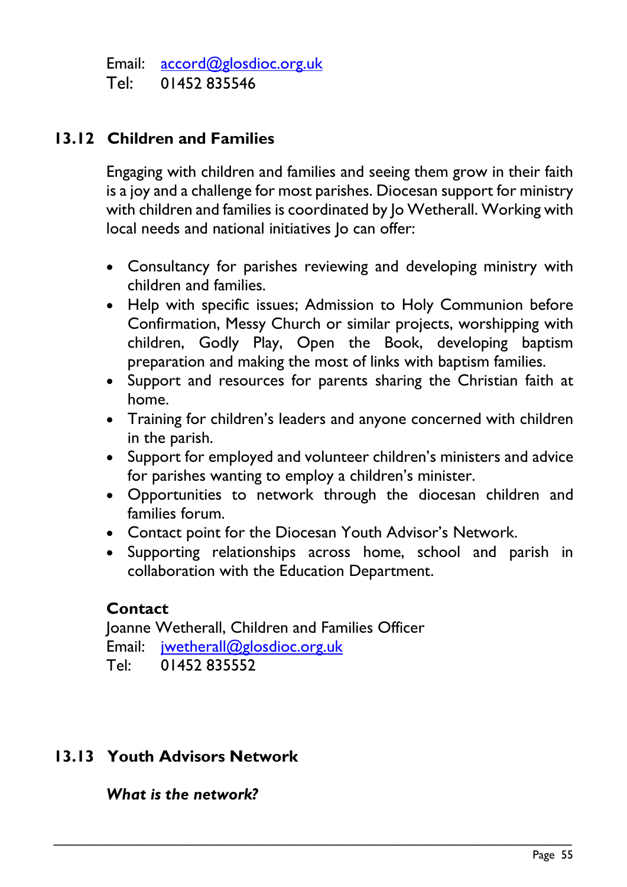Email: accord@glosdioc.org.uk
Tel: 01452 835546

## 13.12 Children and Families

Engaging with children and families and seeing them grow in their faith is a joy and a challenge for most parishes. Diocesan support for ministry with children and families is coordinated by Jo Wetherall. Working with local needs and national initiatives Jo can offer:

- Consultancy for parishes reviewing and developing ministry with children and families.
- Help with specific issues; Admission to Holy Communion before Confirmation, Messy Church or similar projects, worshipping with children, Godly Play, Open the Book, developing baptism preparation and making the most of links with baptism families.
- Support and resources for parents sharing the Christian faith at home.
- Training for children's leaders and anyone concerned with children in the parish.
- Support for employed and volunteer children's ministers and advice for parishes wanting to employ a children's minister.
- Opportunities to network through the diocesan children and families forum.
- Contact point for the Diocesan Youth Advisor's Network.
- Supporting relationships across home, school and parish in collaboration with the Education Department.

**Contact**

Joanne Wetherall, Children and Families Officer
Email: jwetherall@glosdioc.org.uk
Tel: 01452 835552

## 13.13 Youth Advisors Network

***What is the network?***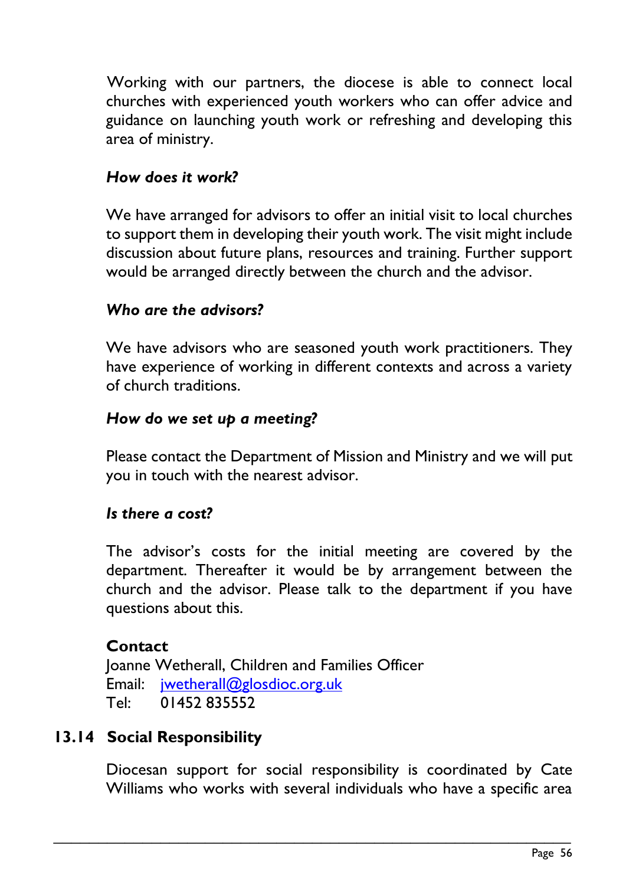Working with our partners, the diocese is able to connect local churches with experienced youth workers who can offer advice and guidance on launching youth work or refreshing and developing this area of ministry.

***How does it work?***

We have arranged for advisors to offer an initial visit to local churches to support them in developing their youth work. The visit might include discussion about future plans, resources and training. Further support would be arranged directly between the church and the advisor.

***Who are the advisors?***

We have advisors who are seasoned youth work practitioners. They have experience of working in different contexts and across a variety of church traditions.

***How do we set up a meeting?***

Please contact the Department of Mission and Ministry and we will put you in touch with the nearest advisor.

***Is there a cost?***

The advisor's costs for the initial meeting are covered by the department. Thereafter it would be by arrangement between the church and the advisor. Please talk to the department if you have questions about this.

**Contact**
Joanne Wetherall, Children and Families Officer
Email: jwetherall@glosdioc.org.uk
Tel: 01452 835552

## 13.14 Social Responsibility

Diocesan support for social responsibility is coordinated by Cate Williams who works with several individuals who have a specific area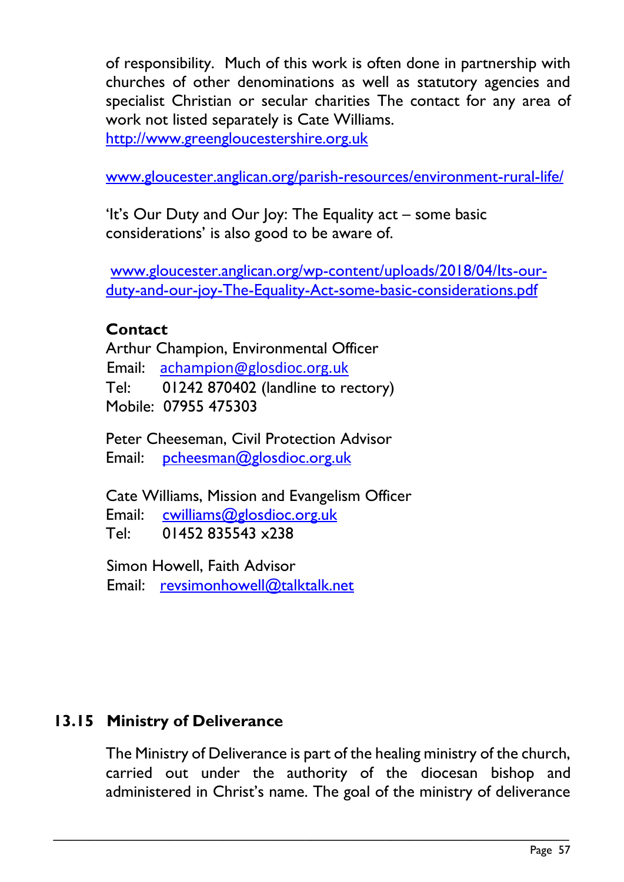of responsibility. Much of this work is often done in partnership with churches of other denominations as well as statutory agencies and specialist Christian or secular charities The contact for any area of work not listed separately is Cate Williams.
http://www.greengloucestershire.org.uk

www.gloucester.anglican.org/parish-resources/environment-rural-life/

'It's Our Duty and Our Joy: The Equality act – some basic considerations' is also good to be aware of.

www.gloucester.anglican.org/wp-content/uploads/2018/04/Its-our-duty-and-our-joy-The-Equality-Act-some-basic-considerations.pdf

**Contact**

Arthur Champion, Environmental Officer
Email: achampion@glosdioc.org.uk
Tel: 01242 870402 (landline to rectory)
Mobile: 07955 475303

Peter Cheeseman, Civil Protection Advisor
Email: pcheesman@glosdioc.org.uk

Cate Williams, Mission and Evangelism Officer
Email: cwilliams@glosdioc.org.uk
Tel: 01452 835543 x238

Simon Howell, Faith Advisor
Email: revsimonhowell@talktalk.net

## 13.15 Ministry of Deliverance

The Ministry of Deliverance is part of the healing ministry of the church, carried out under the authority of the diocesan bishop and administered in Christ's name. The goal of the ministry of deliverance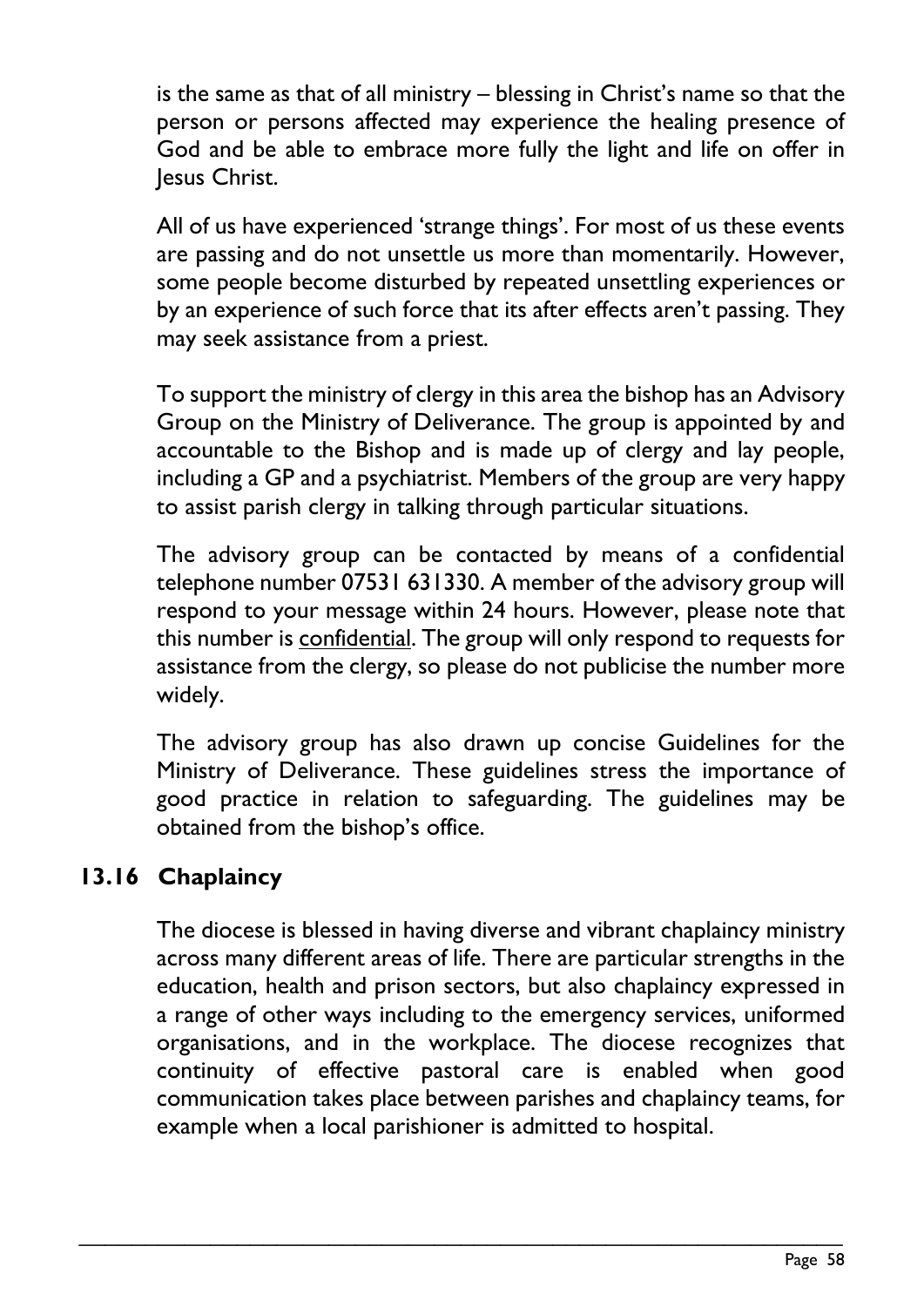is the same as that of all ministry – blessing in Christ's name so that the person or persons affected may experience the healing presence of God and be able to embrace more fully the light and life on offer in Jesus Christ.

All of us have experienced 'strange things'. For most of us these events are passing and do not unsettle us more than momentarily. However, some people become disturbed by repeated unsettling experiences or by an experience of such force that its after effects aren't passing. They may seek assistance from a priest.

To support the ministry of clergy in this area the bishop has an Advisory Group on the Ministry of Deliverance. The group is appointed by and accountable to the Bishop and is made up of clergy and lay people, including a GP and a psychiatrist. Members of the group are very happy to assist parish clergy in talking through particular situations.

The advisory group can be contacted by means of a confidential telephone number 07531 631330. A member of the advisory group will respond to your message within 24 hours. However, please note that this number is <u>confidential</u>. The group will only respond to requests for assistance from the clergy, so please do not publicise the number more widely.

The advisory group has also drawn up concise Guidelines for the Ministry of Deliverance. These guidelines stress the importance of good practice in relation to safeguarding. The guidelines may be obtained from the bishop's office.

## 13.16 Chaplaincy

The diocese is blessed in having diverse and vibrant chaplaincy ministry across many different areas of life. There are particular strengths in the education, health and prison sectors, but also chaplaincy expressed in a range of other ways including to the emergency services, uniformed organisations, and in the workplace. The diocese recognizes that continuity of effective pastoral care is enabled when good communication takes place between parishes and chaplaincy teams, for example when a local parishioner is admitted to hospital.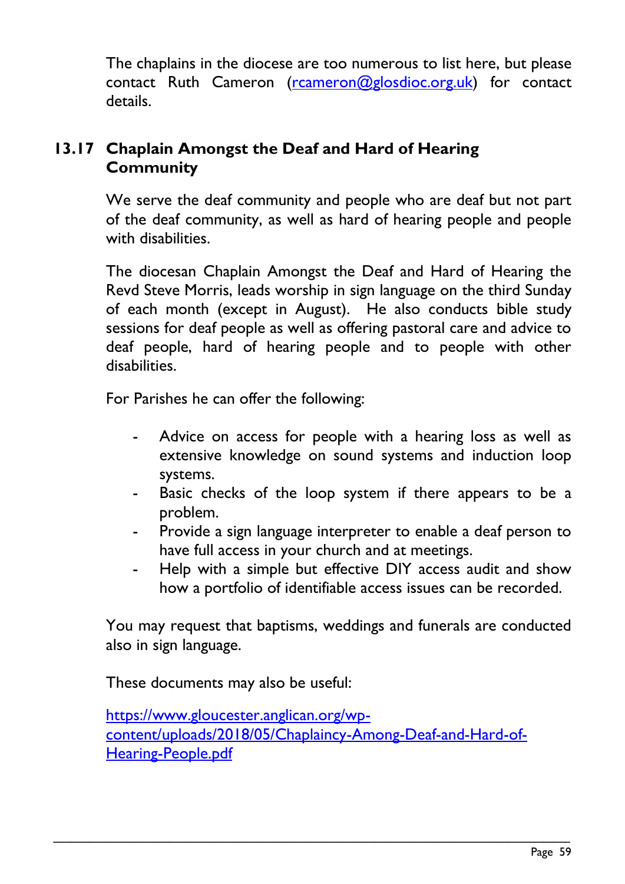The chaplains in the diocese are too numerous to list here, but please contact Ruth Cameron (rcameron@glosdioc.org.uk) for contact details.

## 13.17 Chaplain Amongst the Deaf and Hard of Hearing Community

We serve the deaf community and people who are deaf but not part of the deaf community, as well as hard of hearing people and people with disabilities.

The diocesan Chaplain Amongst the Deaf and Hard of Hearing the Revd Steve Morris, leads worship in sign language on the third Sunday of each month (except in August). He also conducts bible study sessions for deaf people as well as offering pastoral care and advice to deaf people, hard of hearing people and to people with other disabilities.

For Parishes he can offer the following:

- Advice on access for people with a hearing loss as well as extensive knowledge on sound systems and induction loop systems.
- Basic checks of the loop system if there appears to be a problem.
- Provide a sign language interpreter to enable a deaf person to have full access in your church and at meetings.
- Help with a simple but effective DIY access audit and show how a portfolio of identifiable access issues can be recorded.

You may request that baptisms, weddings and funerals are conducted also in sign language.

These documents may also be useful:

https://www.gloucester.anglican.org/wp-content/uploads/2018/05/Chaplaincy-Among-Deaf-and-Hard-of-Hearing-People.pdf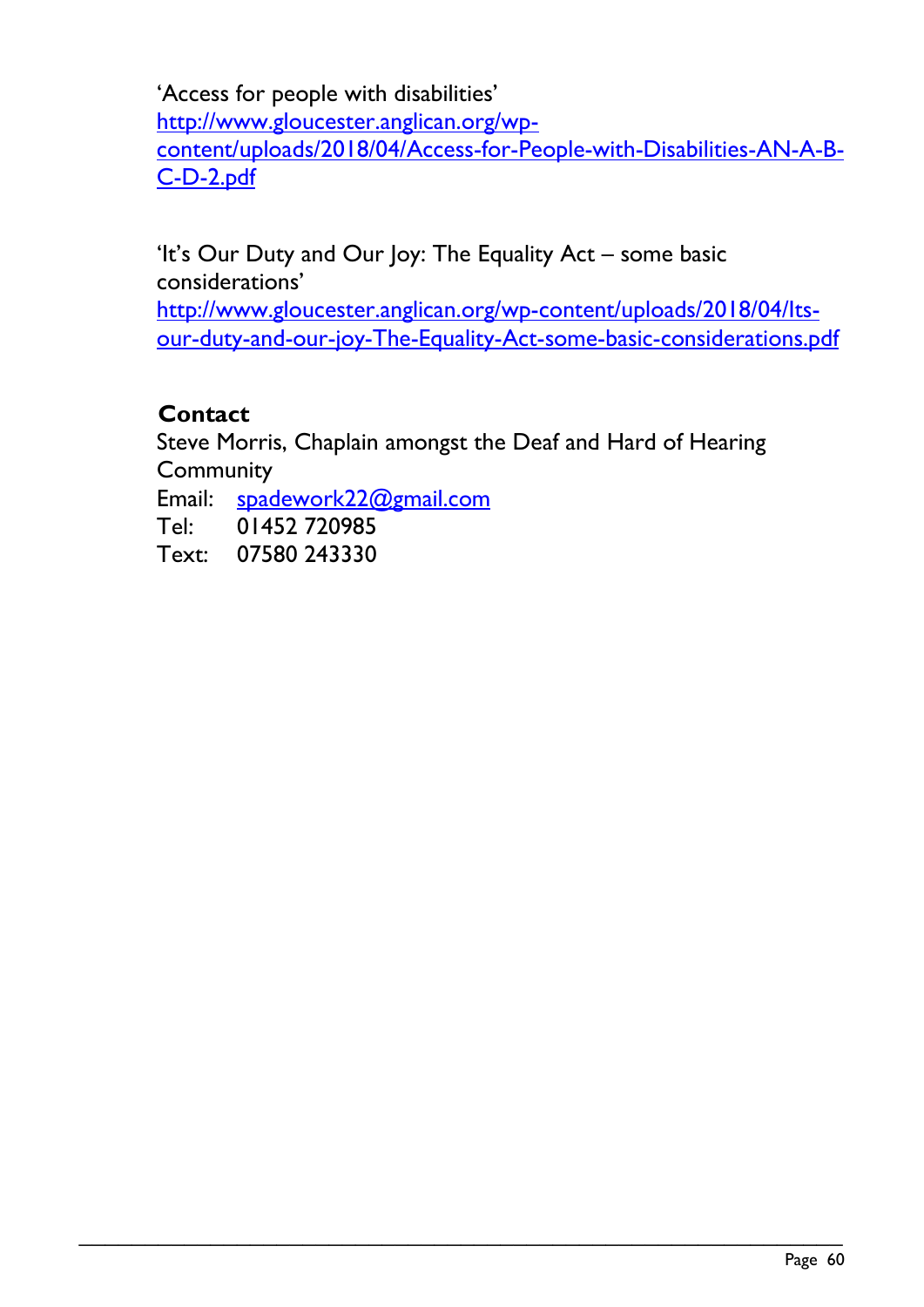'Access for people with disabilities'
http://www.gloucester.anglican.org/wp-content/uploads/2018/04/Access-for-People-with-Disabilities-AN-A-B-C-D-2.pdf

'It's Our Duty and Our Joy: The Equality Act – some basic considerations'
http://www.gloucester.anglican.org/wp-content/uploads/2018/04/Its-our-duty-and-our-joy-The-Equality-Act-some-basic-considerations.pdf

**Contact**

Steve Morris, Chaplain amongst the Deaf and Hard of Hearing Community

Email: spadework22@gmail.com
Tel: 01452 720985
Text: 07580 243330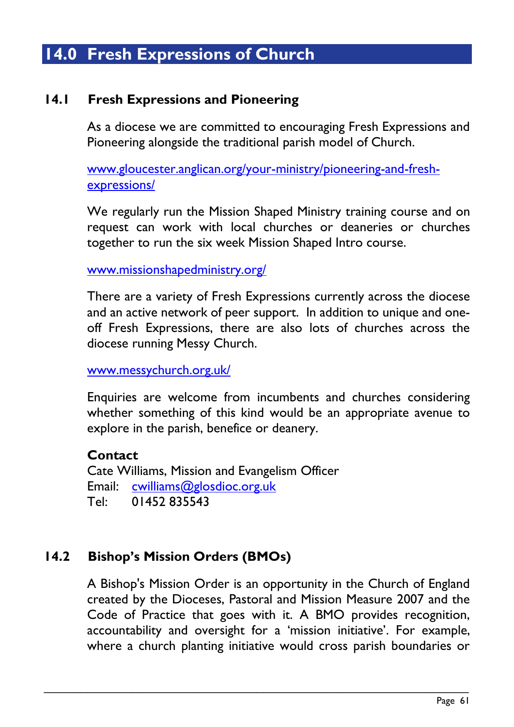# 14.0 Fresh Expressions of Church

## 14.1 Fresh Expressions and Pioneering

As a diocese we are committed to encouraging Fresh Expressions and Pioneering alongside the traditional parish model of Church.

www.gloucester.anglican.org/your-ministry/pioneering-and-fresh-expressions/

We regularly run the Mission Shaped Ministry training course and on request can work with local churches or deaneries or churches together to run the six week Mission Shaped Intro course.

www.missionshapedministry.org/

There are a variety of Fresh Expressions currently across the diocese and an active network of peer support. In addition to unique and one-off Fresh Expressions, there are also lots of churches across the diocese running Messy Church.

www.messychurch.org.uk/

Enquiries are welcome from incumbents and churches considering whether something of this kind would be an appropriate avenue to explore in the parish, benefice or deanery.

**Contact**
Cate Williams, Mission and Evangelism Officer
Email: cwilliams@glosdioc.org.uk
Tel: 01452 835543

## 14.2 Bishop's Mission Orders (BMOs)

A Bishop's Mission Order is an opportunity in the Church of England created by the Dioceses, Pastoral and Mission Measure 2007 and the Code of Practice that goes with it. A BMO provides recognition, accountability and oversight for a 'mission initiative'. For example, where a church planting initiative would cross parish boundaries or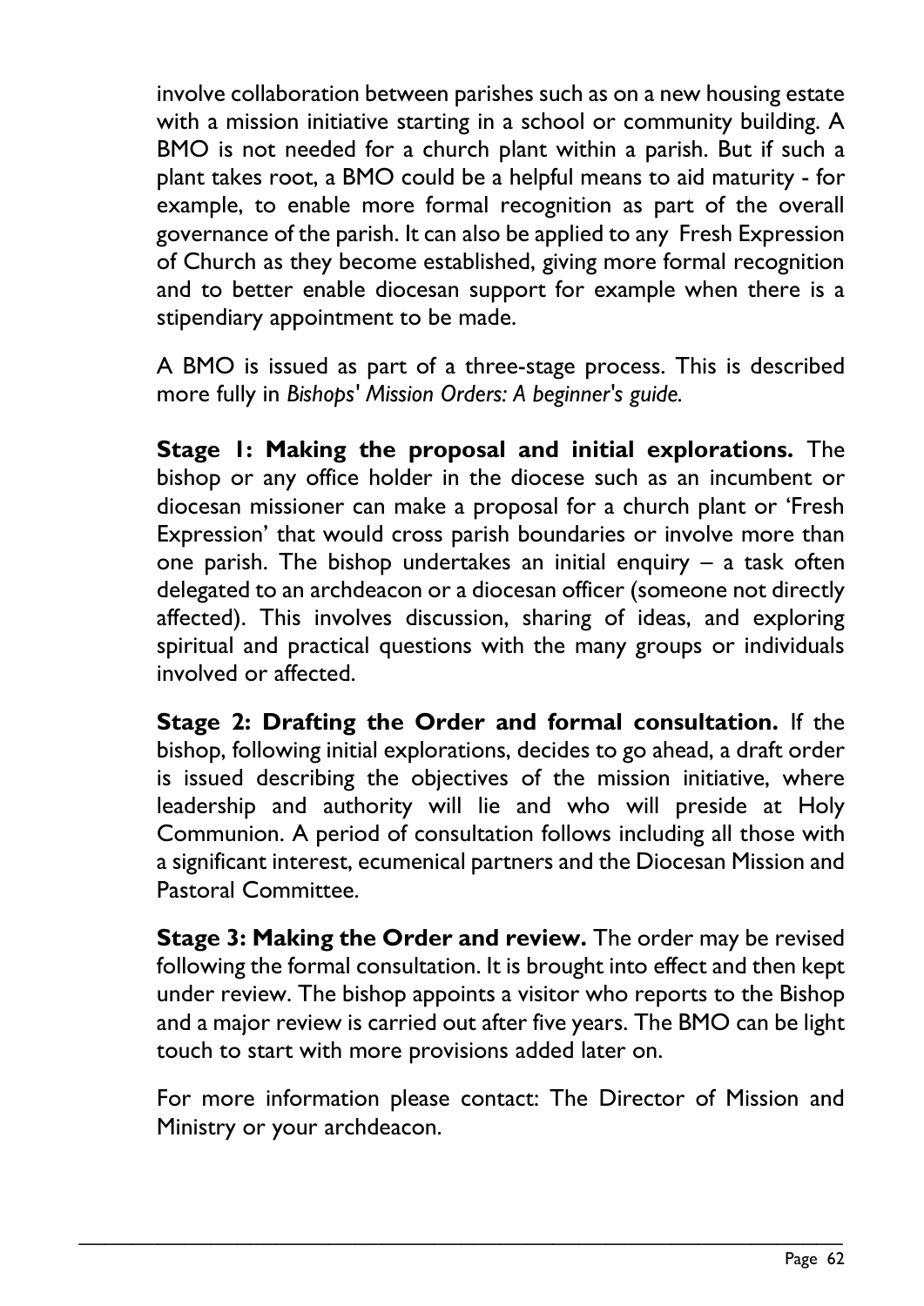involve collaboration between parishes such as on a new housing estate with a mission initiative starting in a school or community building. A BMO is not needed for a church plant within a parish. But if such a plant takes root, a BMO could be a helpful means to aid maturity - for example, to enable more formal recognition as part of the overall governance of the parish. It can also be applied to any Fresh Expression of Church as they become established, giving more formal recognition and to better enable diocesan support for example when there is a stipendiary appointment to be made.

A BMO is issued as part of a three-stage process. This is described more fully in *Bishops' Mission Orders: A beginner's guide.*

**Stage 1: Making the proposal and initial explorations.** The bishop or any office holder in the diocese such as an incumbent or diocesan missioner can make a proposal for a church plant or 'Fresh Expression' that would cross parish boundaries or involve more than one parish. The bishop undertakes an initial enquiry – a task often delegated to an archdeacon or a diocesan officer (someone not directly affected). This involves discussion, sharing of ideas, and exploring spiritual and practical questions with the many groups or individuals involved or affected.

**Stage 2: Drafting the Order and formal consultation.** If the bishop, following initial explorations, decides to go ahead, a draft order is issued describing the objectives of the mission initiative, where leadership and authority will lie and who will preside at Holy Communion. A period of consultation follows including all those with a significant interest, ecumenical partners and the Diocesan Mission and Pastoral Committee.

**Stage 3: Making the Order and review.** The order may be revised following the formal consultation. It is brought into effect and then kept under review. The bishop appoints a visitor who reports to the Bishop and a major review is carried out after five years. The BMO can be light touch to start with more provisions added later on.

For more information please contact: The Director of Mission and Ministry or your archdeacon.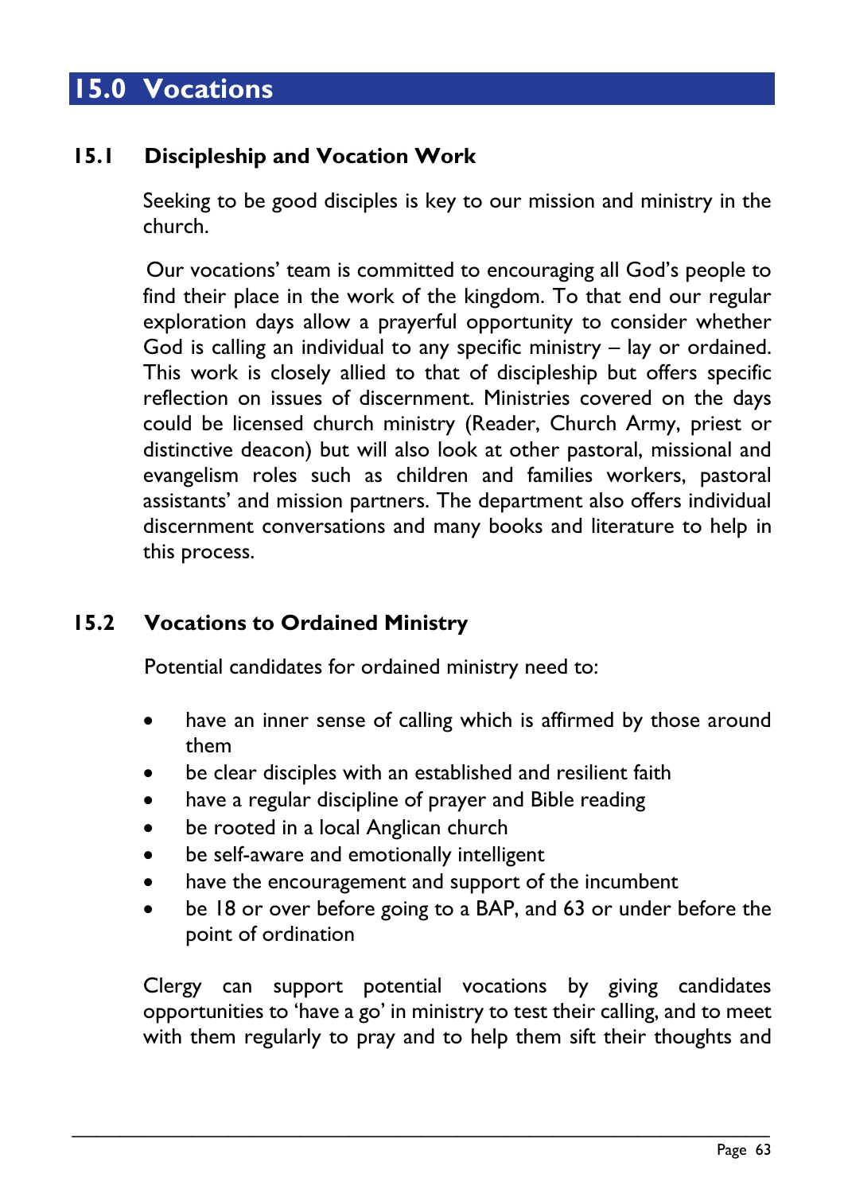# 15.0 Vocations

## 15.1 Discipleship and Vocation Work

Seeking to be good disciples is key to our mission and ministry in the church.

Our vocations' team is committed to encouraging all God's people to find their place in the work of the kingdom. To that end our regular exploration days allow a prayerful opportunity to consider whether God is calling an individual to any specific ministry – lay or ordained. This work is closely allied to that of discipleship but offers specific reflection on issues of discernment. Ministries covered on the days could be licensed church ministry (Reader, Church Army, priest or distinctive deacon) but will also look at other pastoral, missional and evangelism roles such as children and families workers, pastoral assistants' and mission partners. The department also offers individual discernment conversations and many books and literature to help in this process.

## 15.2 Vocations to Ordained Ministry

Potential candidates for ordained ministry need to:

- have an inner sense of calling which is affirmed by those around them
- be clear disciples with an established and resilient faith
- have a regular discipline of prayer and Bible reading
- be rooted in a local Anglican church
- be self-aware and emotionally intelligent
- have the encouragement and support of the incumbent
- be 18 or over before going to a BAP, and 63 or under before the point of ordination

Clergy can support potential vocations by giving candidates opportunities to 'have a go' in ministry to test their calling, and to meet with them regularly to pray and to help them sift their thoughts and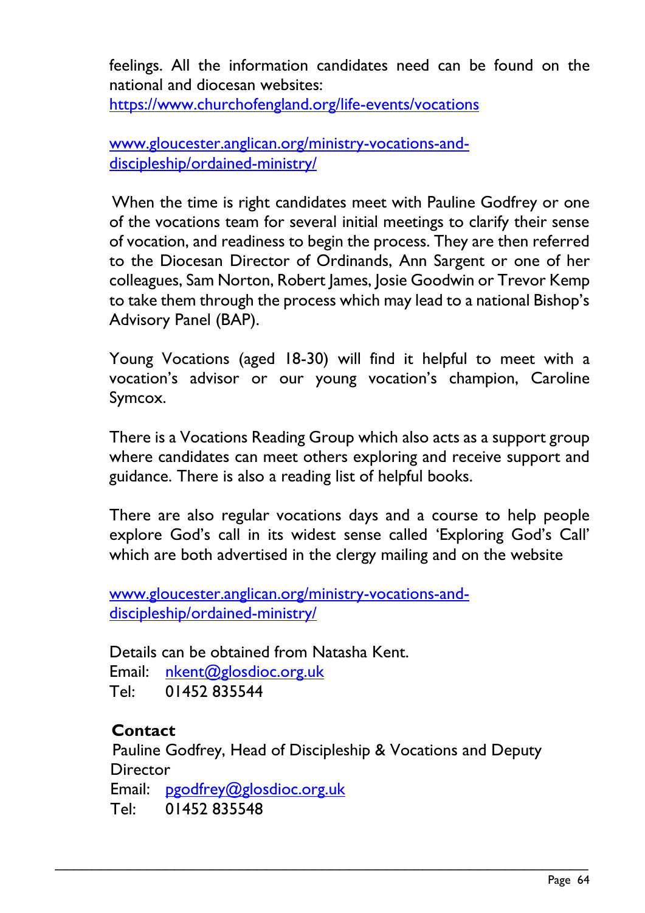feelings. All the information candidates need can be found on the national and diocesan websites:
https://www.churchofengland.org/life-events/vocations

www.gloucester.anglican.org/ministry-vocations-and-discipleship/ordained-ministry/

When the time is right candidates meet with Pauline Godfrey or one of the vocations team for several initial meetings to clarify their sense of vocation, and readiness to begin the process. They are then referred to the Diocesan Director of Ordinands, Ann Sargent or one of her colleagues, Sam Norton, Robert James, Josie Goodwin or Trevor Kemp to take them through the process which may lead to a national Bishop's Advisory Panel (BAP).

Young Vocations (aged 18-30) will find it helpful to meet with a vocation's advisor or our young vocation's champion, Caroline Symcox.

There is a Vocations Reading Group which also acts as a support group where candidates can meet others exploring and receive support and guidance. There is also a reading list of helpful books.

There are also regular vocations days and a course to help people explore God's call in its widest sense called 'Exploring God's Call' which are both advertised in the clergy mailing and on the website

www.gloucester.anglican.org/ministry-vocations-and-discipleship/ordained-ministry/

Details can be obtained from Natasha Kent.
Email: nkent@glosdioc.org.uk
Tel: 01452 835544

**Contact**
Pauline Godfrey, Head of Discipleship & Vocations and Deputy Director
Email: pgodfrey@glosdioc.org.uk
Tel: 01452 835548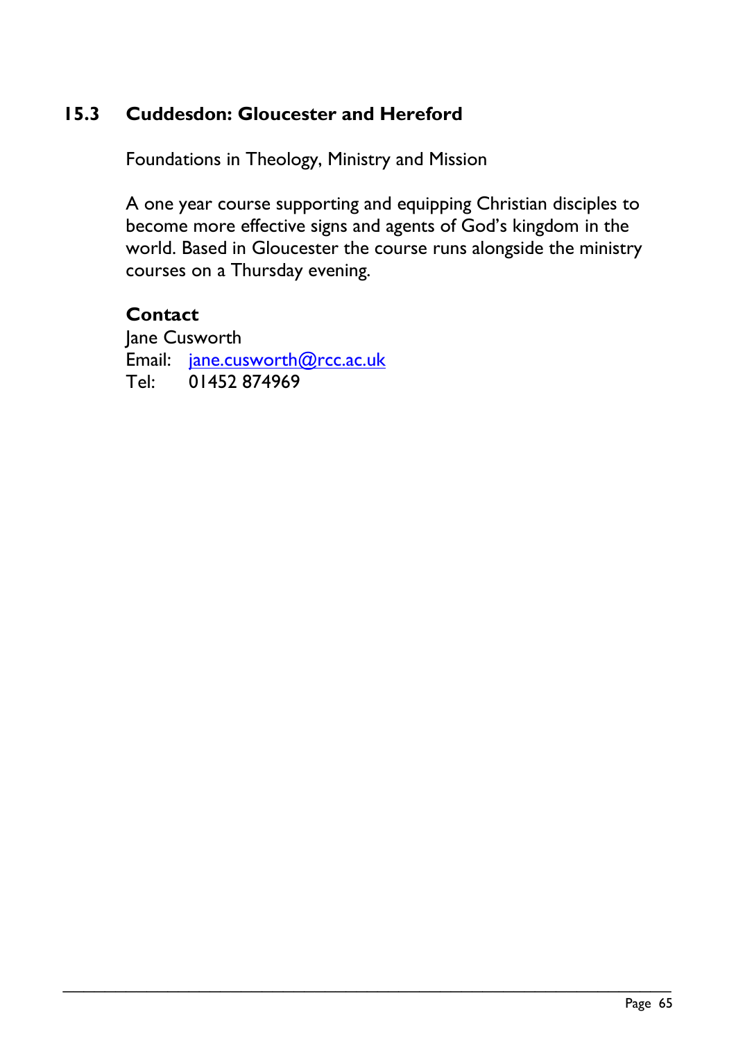## 15.3 Cuddesdon: Gloucester and Hereford

Foundations in Theology, Ministry and Mission

A one year course supporting and equipping Christian disciples to become more effective signs and agents of God's kingdom in the world. Based in Gloucester the course runs alongside the ministry courses on a Thursday evening.

**Contact**
Jane Cusworth
Email: jane.cusworth@rcc.ac.uk
Tel: 01452 874969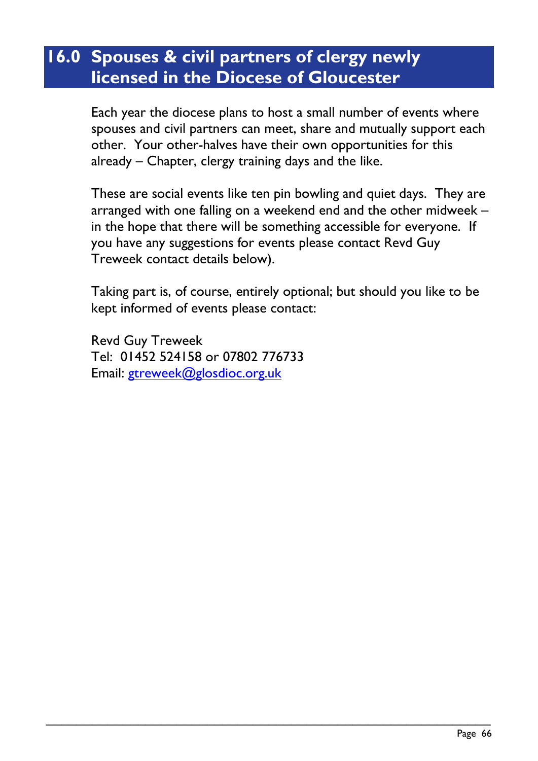# 16.0 Spouses & civil partners of clergy newly licensed in the Diocese of Gloucester

Each year the diocese plans to host a small number of events where spouses and civil partners can meet, share and mutually support each other. Your other-halves have their own opportunities for this already – Chapter, clergy training days and the like.

These are social events like ten pin bowling and quiet days. They are arranged with one falling on a weekend end and the other midweek – in the hope that there will be something accessible for everyone. If you have any suggestions for events please contact Revd Guy Treweek contact details below).

Taking part is, of course, entirely optional; but should you like to be kept informed of events please contact:

Revd Guy Treweek
Tel: 01452 524158 or 07802 776733
Email: gtreweek@glosdioc.org.uk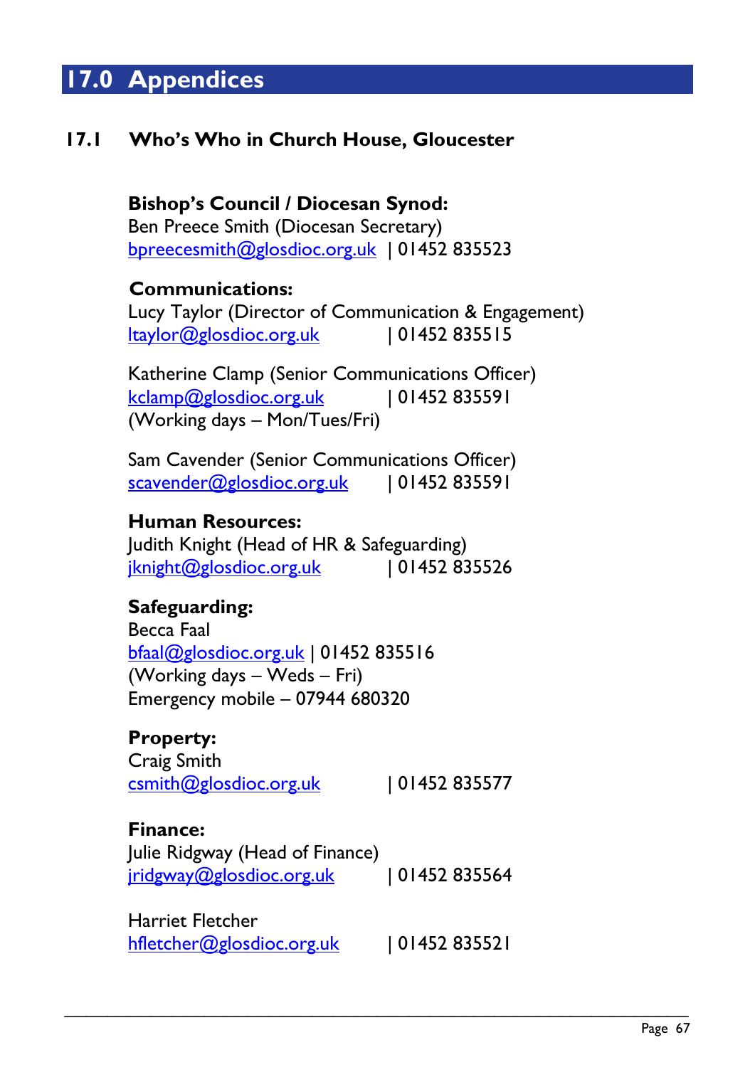# 17.0 Appendices

## 17.1 Who's Who in Church House, Gloucester

**Bishop's Council / Diocesan Synod:**
Ben Preece Smith (Diocesan Secretary)
bpreecesmith@glosdioc.org.uk | 01452 835523

**Communications:**
Lucy Taylor (Director of Communication & Engagement)
ltaylor@glosdioc.org.uk | 01452 835515

Katherine Clamp (Senior Communications Officer)
kclamp@glosdioc.org.uk | 01452 835591
(Working days – Mon/Tues/Fri)

Sam Cavender (Senior Communications Officer)
scavender@glosdioc.org.uk | 01452 835591

**Human Resources:**
Judith Knight (Head of HR & Safeguarding)
jknight@glosdioc.org.uk | 01452 835526

**Safeguarding:**
Becca Faal
bfaal@glosdioc.org.uk | 01452 835516
(Working days – Weds – Fri)
Emergency mobile – 07944 680320

**Property:**
Craig Smith
csmith@glosdioc.org.uk | 01452 835577

**Finance:**
Julie Ridgway (Head of Finance)
jridgway@glosdioc.org.uk | 01452 835564

Harriet Fletcher
hfletcher@glosdioc.org.uk | 01452 835521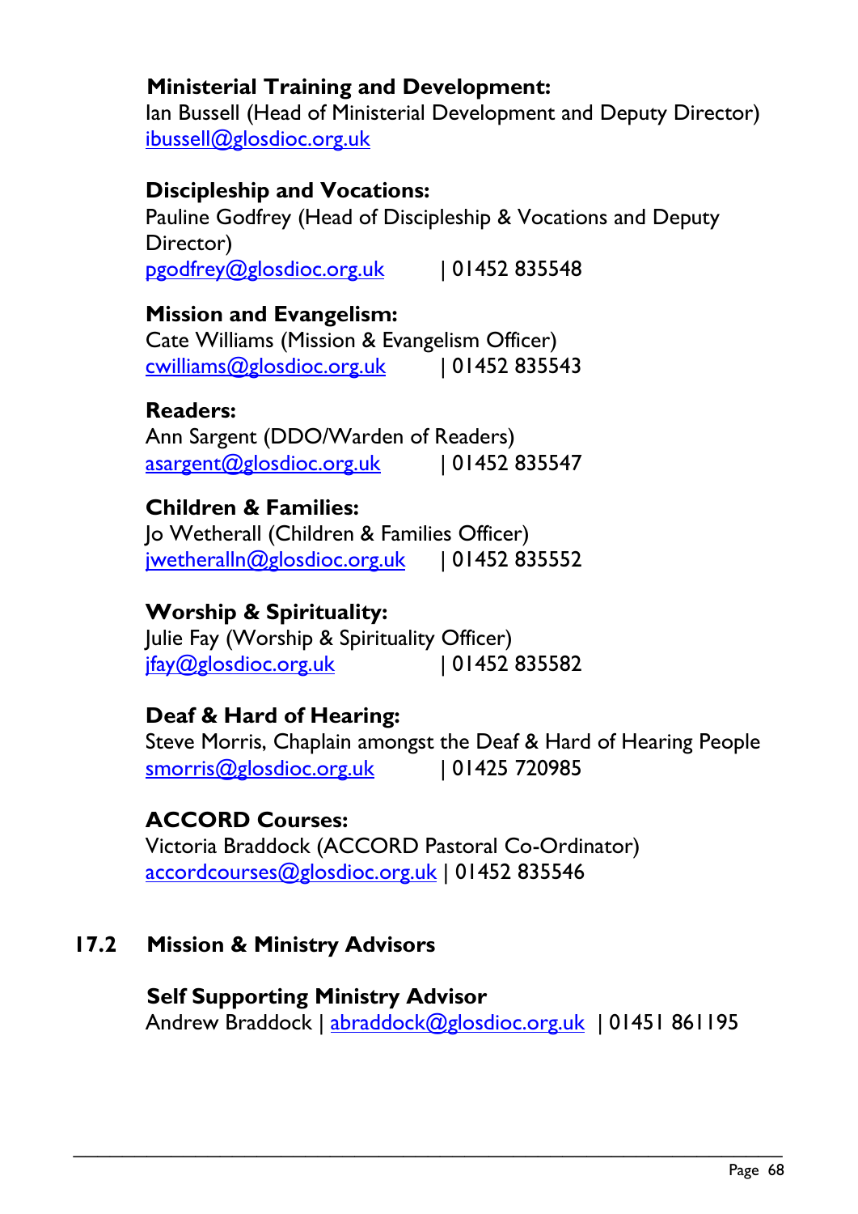**Ministerial Training and Development:**
Ian Bussell (Head of Ministerial Development and Deputy Director)
ibussell@glosdioc.org.uk

**Discipleship and Vocations:**
Pauline Godfrey (Head of Discipleship & Vocations and Deputy Director)
pgodfrey@glosdioc.org.uk | 01452 835548

**Mission and Evangelism:**
Cate Williams (Mission & Evangelism Officer)
cwilliams@glosdioc.org.uk | 01452 835543

**Readers:**
Ann Sargent (DDO/Warden of Readers)
asargent@glosdioc.org.uk | 01452 835547

**Children & Families:**
Jo Wetherall (Children & Families Officer)
jwetheralln@glosdioc.org.uk | 01452 835552

**Worship & Spirituality:**
Julie Fay (Worship & Spirituality Officer)
jfay@glosdioc.org.uk | 01452 835582

**Deaf & Hard of Hearing:**
Steve Morris, Chaplain amongst the Deaf & Hard of Hearing People
smorris@glosdioc.org.uk | 01425 720985

**ACCORD Courses:**
Victoria Braddock (ACCORD Pastoral Co-Ordinator)
accordcourses@glosdioc.org.uk | 01452 835546

## 17.2 Mission & Ministry Advisors

**Self Supporting Ministry Advisor**
Andrew Braddock | abraddock@glosdioc.org.uk | 01451 861195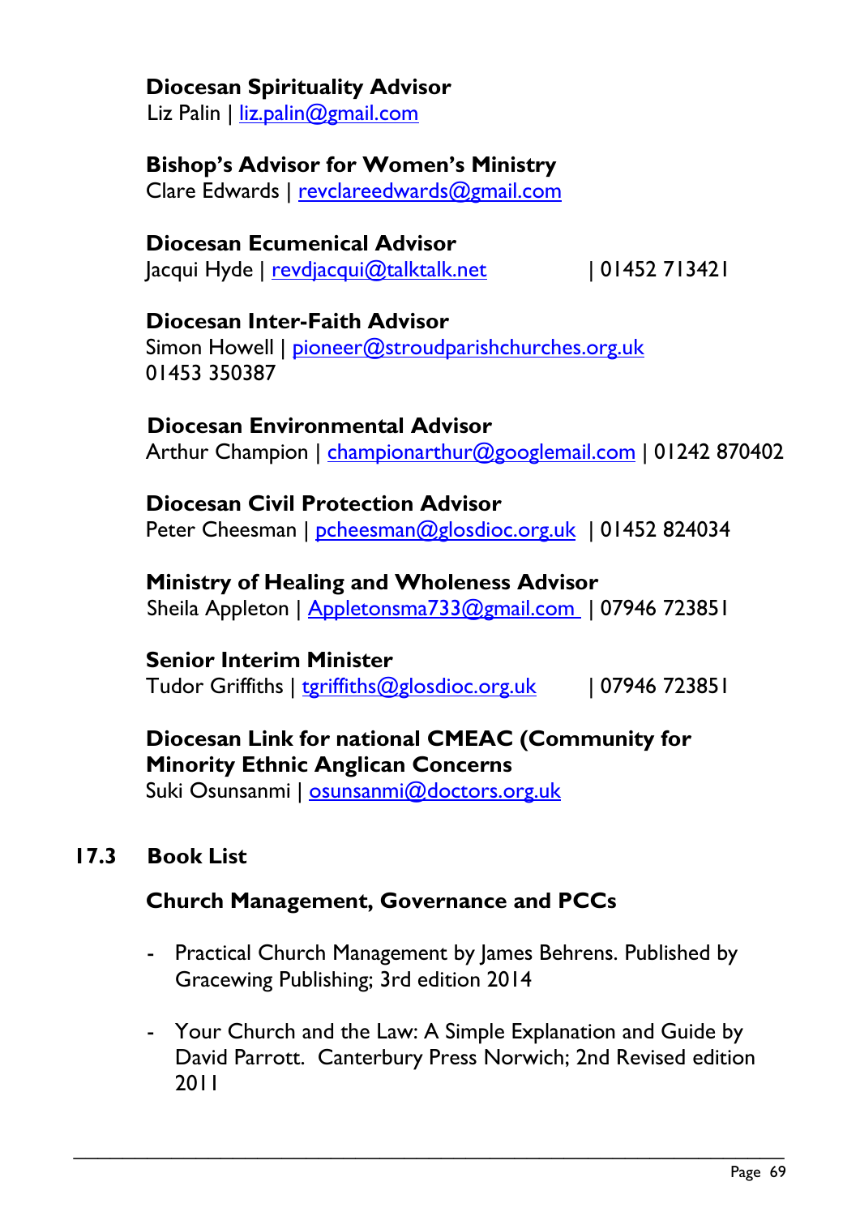**Diocesan Spirituality Advisor**
Liz Palin | liz.palin@gmail.com

**Bishop's Advisor for Women's Ministry**
Clare Edwards | revclareedwards@gmail.com

**Diocesan Ecumenical Advisor**
Jacqui Hyde | revdjacqui@talktalk.net | 01452 713421

**Diocesan Inter-Faith Advisor**
Simon Howell | pioneer@stroudparishchurches.org.uk
01453 350387

**Diocesan Environmental Advisor**
Arthur Champion | championarthur@googlemail.com | 01242 870402

**Diocesan Civil Protection Advisor**
Peter Cheesman | pcheesman@glosdioc.org.uk | 01452 824034

**Ministry of Healing and Wholeness Advisor**
Sheila Appleton | Appletonsma733@gmail.com | 07946 723851

**Senior Interim Minister**
Tudor Griffiths | tgriffiths@glosdioc.org.uk | 07946 723851

**Diocesan Link for national CMEAC (Community for Minority Ethnic Anglican Concerns**
Suki Osunsanmi | osunsanmi@doctors.org.uk

## 17.3 Book List

### Church Management, Governance and PCCs

- Practical Church Management by James Behrens. Published by Gracewing Publishing; 3rd edition 2014

- Your Church and the Law: A Simple Explanation and Guide by David Parrott. Canterbury Press Norwich; 2nd Revised edition 2011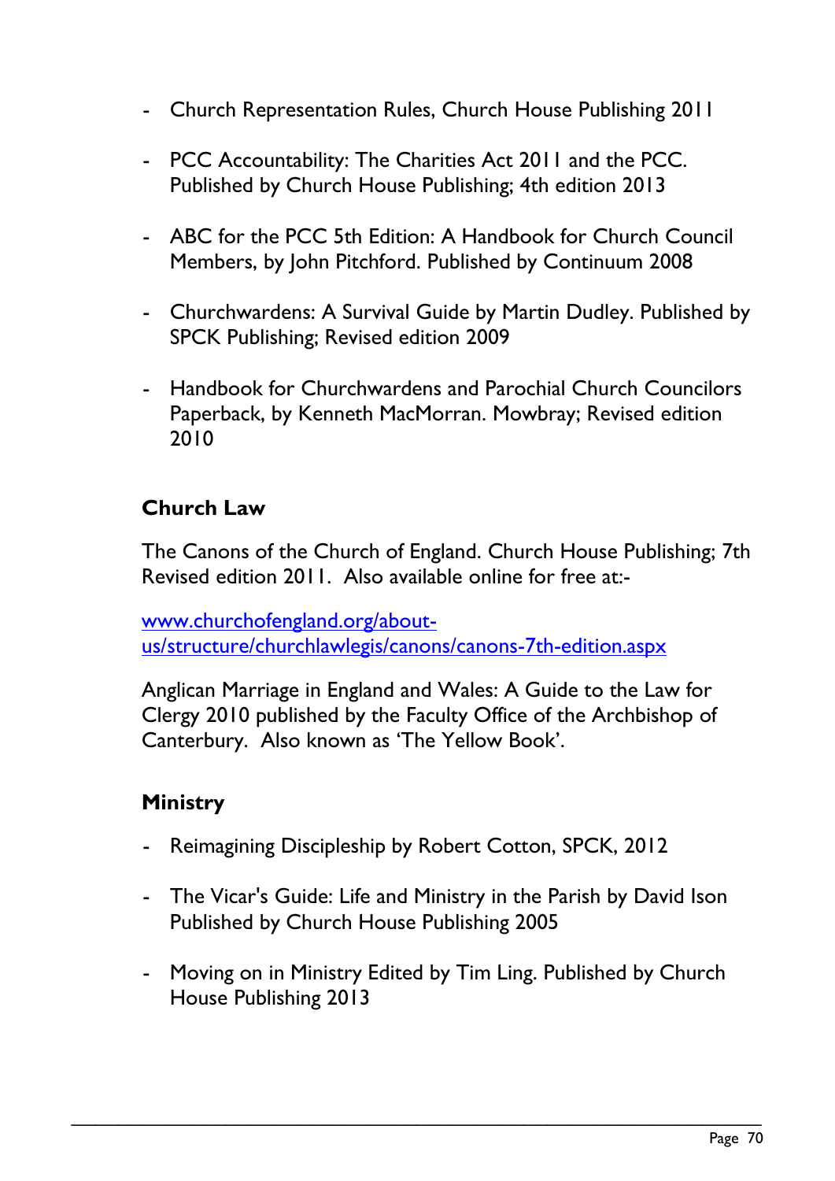- Church Representation Rules, Church House Publishing 2011
- PCC Accountability: The Charities Act 2011 and the PCC. Published by Church House Publishing; 4th edition 2013
- ABC for the PCC 5th Edition: A Handbook for Church Council Members, by John Pitchford. Published by Continuum 2008
- Churchwardens: A Survival Guide by Martin Dudley. Published by SPCK Publishing; Revised edition 2009
- Handbook for Churchwardens and Parochial Church Councilors Paperback, by Kenneth MacMorran. Mowbray; Revised edition 2010

### Church Law

The Canons of the Church of England. Church House Publishing; 7th Revised edition 2011. Also available online for free at:-

[www.churchofengland.org/about-us/structure/churchlawlegis/canons/canons-7th-edition.aspx](www.churchofengland.org/about-us/structure/churchlawlegis/canons/canons-7th-edition.aspx)

Anglican Marriage in England and Wales: A Guide to the Law for Clergy 2010 published by the Faculty Office of the Archbishop of Canterbury. Also known as 'The Yellow Book'.

### Ministry

- Reimagining Discipleship by Robert Cotton, SPCK, 2012
- The Vicar's Guide: Life and Ministry in the Parish by David Ison Published by Church House Publishing 2005
- Moving on in Ministry Edited by Tim Ling. Published by Church House Publishing 2013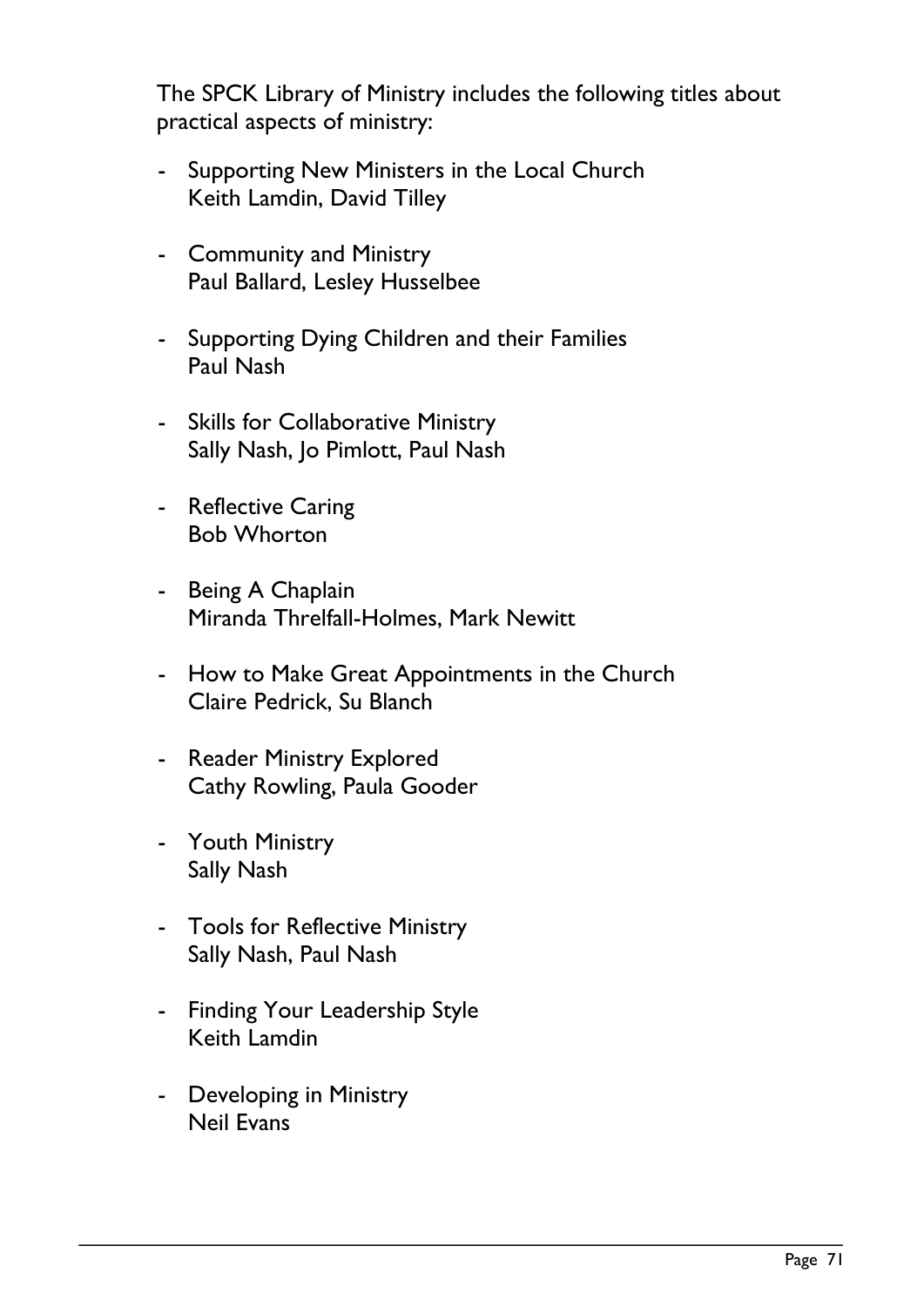The SPCK Library of Ministry includes the following titles about practical aspects of ministry:

- Supporting New Ministers in the Local Church  
  Keith Lamdin, David Tilley

- Community and Ministry  
  Paul Ballard, Lesley Husselbee

- Supporting Dying Children and their Families  
  Paul Nash

- Skills for Collaborative Ministry  
  Sally Nash, Jo Pimlott, Paul Nash

- Reflective Caring  
  Bob Whorton

- Being A Chaplain  
  Miranda Threlfall-Holmes, Mark Newitt

- How to Make Great Appointments in the Church  
  Claire Pedrick, Su Blanch

- Reader Ministry Explored  
  Cathy Rowling, Paula Gooder

- Youth Ministry  
  Sally Nash

- Tools for Reflective Ministry  
  Sally Nash, Paul Nash

- Finding Your Leadership Style  
  Keith Lamdin

- Developing in Ministry  
  Neil Evans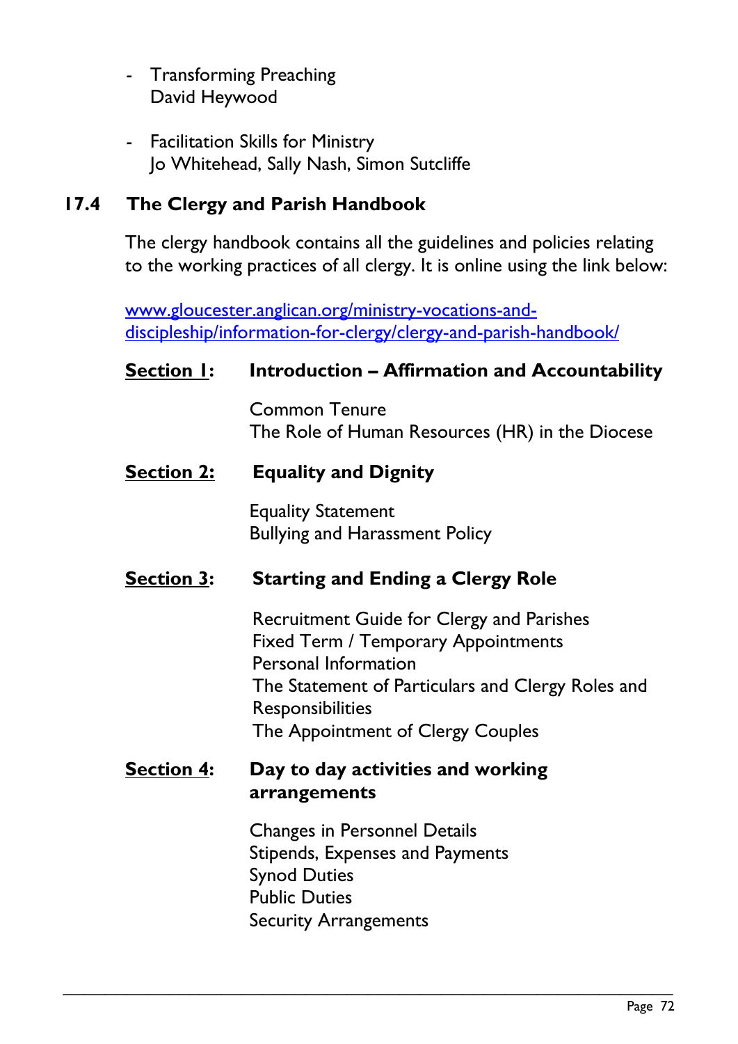- Transforming Preaching
  David Heywood

- Facilitation Skills for Ministry
  Jo Whitehead, Sally Nash, Simon Sutcliffe

## 17.4 The Clergy and Parish Handbook

The clergy handbook contains all the guidelines and policies relating to the working practices of all clergy. It is online using the link below:

[www.gloucester.anglican.org/ministry-vocations-and-discipleship/information-for-clergy/clergy-and-parish-handbook/](www.gloucester.anglican.org/ministry-vocations-and-discipleship/information-for-clergy/clergy-and-parish-handbook/)

**Section 1: Introduction – Affirmation and Accountability**

Common Tenure
The Role of Human Resources (HR) in the Diocese

**Section 2: Equality and Dignity**

Equality Statement
Bullying and Harassment Policy

**Section 3: Starting and Ending a Clergy Role**

Recruitment Guide for Clergy and Parishes
Fixed Term / Temporary Appointments
Personal Information
The Statement of Particulars and Clergy Roles and Responsibilities
The Appointment of Clergy Couples

**Section 4: Day to day activities and working arrangements**

Changes in Personnel Details
Stipends, Expenses and Payments
Synod Duties
Public Duties
Security Arrangements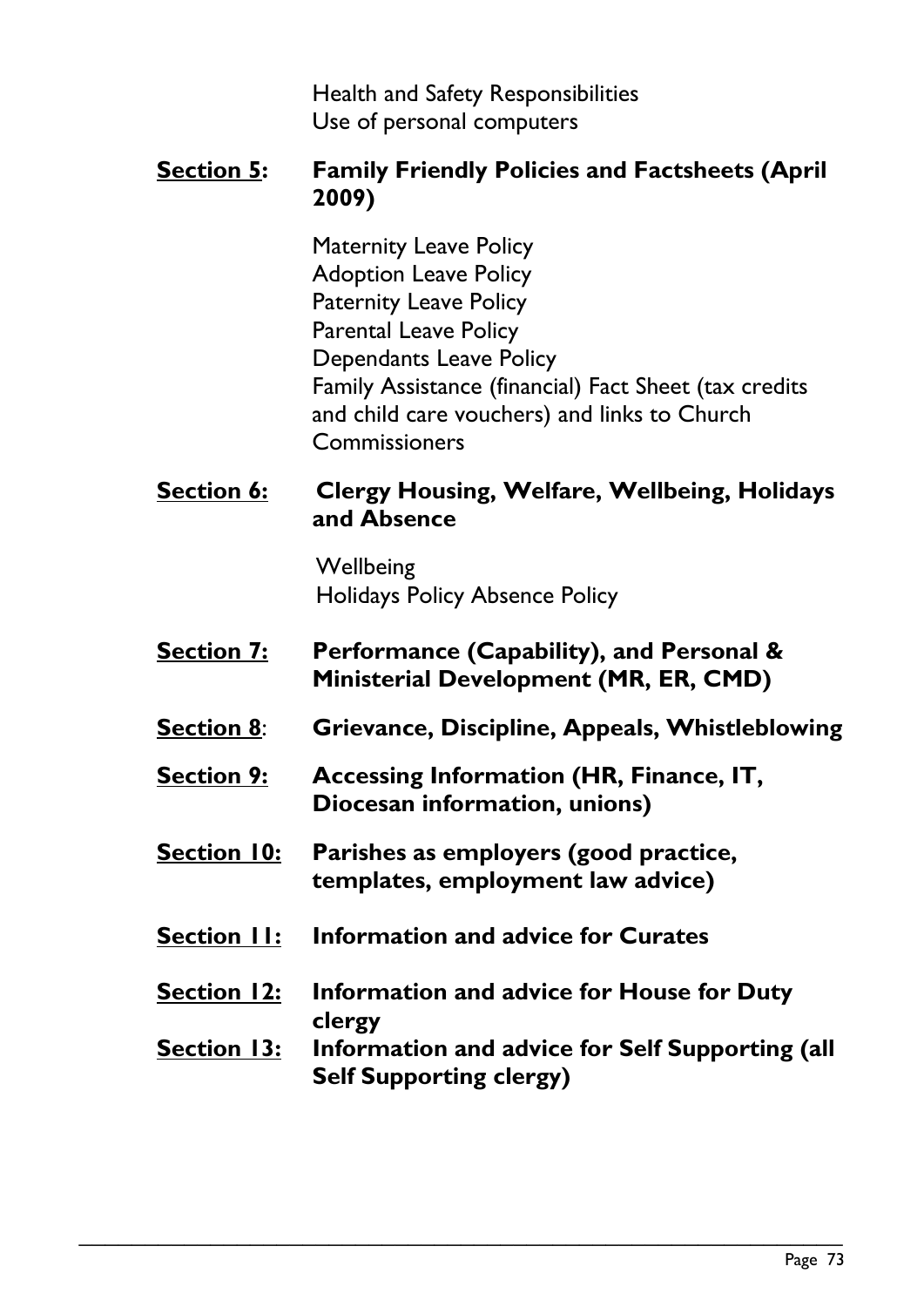Health and Safety Responsibilities
Use of personal computers

**Section 5: Family Friendly Policies and Factsheets (April 2009)**

Maternity Leave Policy
Adoption Leave Policy
Paternity Leave Policy
Parental Leave Policy
Dependants Leave Policy
Family Assistance (financial) Fact Sheet (tax credits and child care vouchers) and links to Church Commissioners

**Section 6: Clergy Housing, Welfare, Wellbeing, Holidays and Absence**

Wellbeing
Holidays Policy Absence Policy

**Section 7: Performance (Capability), and Personal & Ministerial Development (MR, ER, CMD)**

**Section 8: Grievance, Discipline, Appeals, Whistleblowing**

**Section 9: Accessing Information (HR, Finance, IT, Diocesan information, unions)**

**Section 10: Parishes as employers (good practice, templates, employment law advice)**

**Section 11: Information and advice for Curates**

**Section 12: Information and advice for House for Duty clergy**

**Section 13: Information and advice for Self Supporting (all Self Supporting clergy)**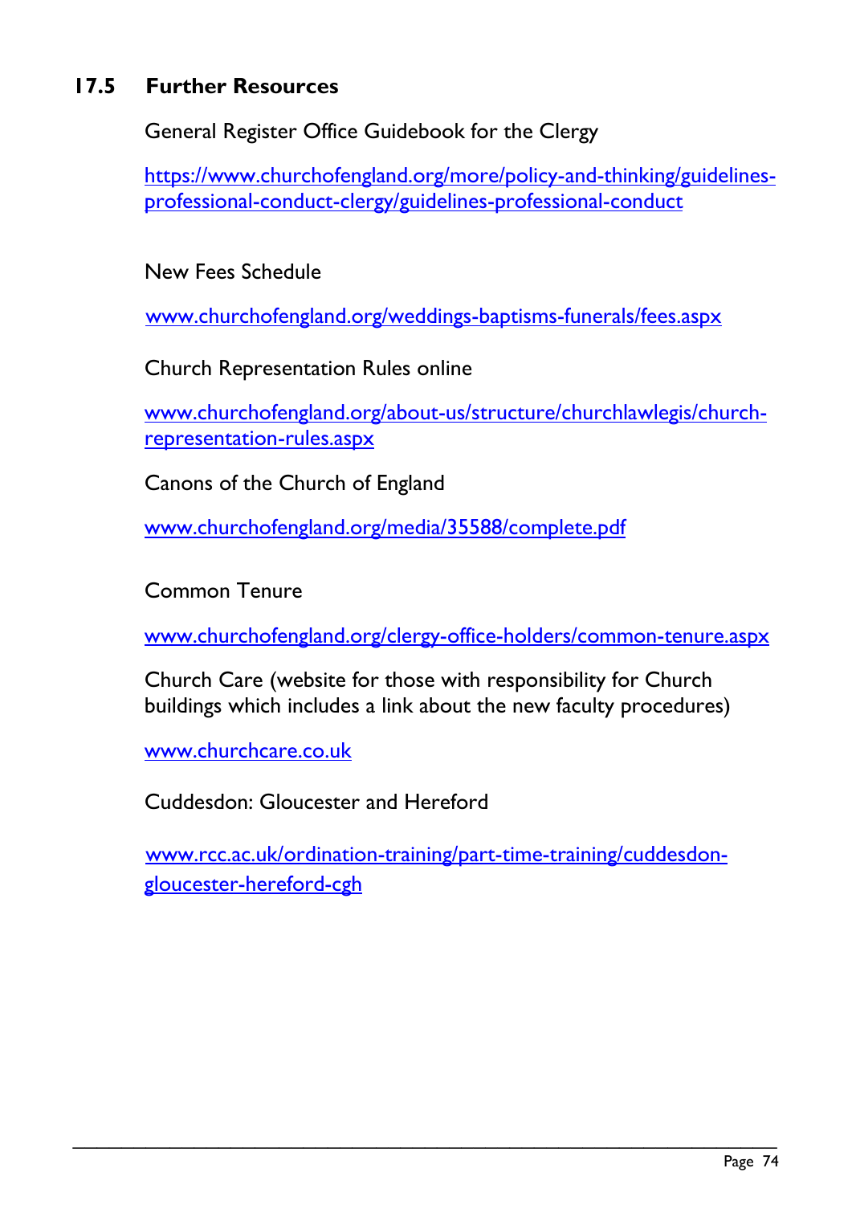## 17.5 Further Resources

General Register Office Guidebook for the Clergy

https://www.churchofengland.org/more/policy-and-thinking/guidelines-professional-conduct-clergy/guidelines-professional-conduct

New Fees Schedule

www.churchofengland.org/weddings-baptisms-funerals/fees.aspx

Church Representation Rules online

www.churchofengland.org/about-us/structure/churchlawlegis/church-representation-rules.aspx

Canons of the Church of England

www.churchofengland.org/media/35588/complete.pdf

Common Tenure

www.churchofengland.org/clergy-office-holders/common-tenure.aspx

Church Care (website for those with responsibility for Church buildings which includes a link about the new faculty procedures)

www.churchcare.co.uk

Cuddesdon: Gloucester and Hereford

www.rcc.ac.uk/ordination-training/part-time-training/cuddesdon-gloucester-hereford-cgh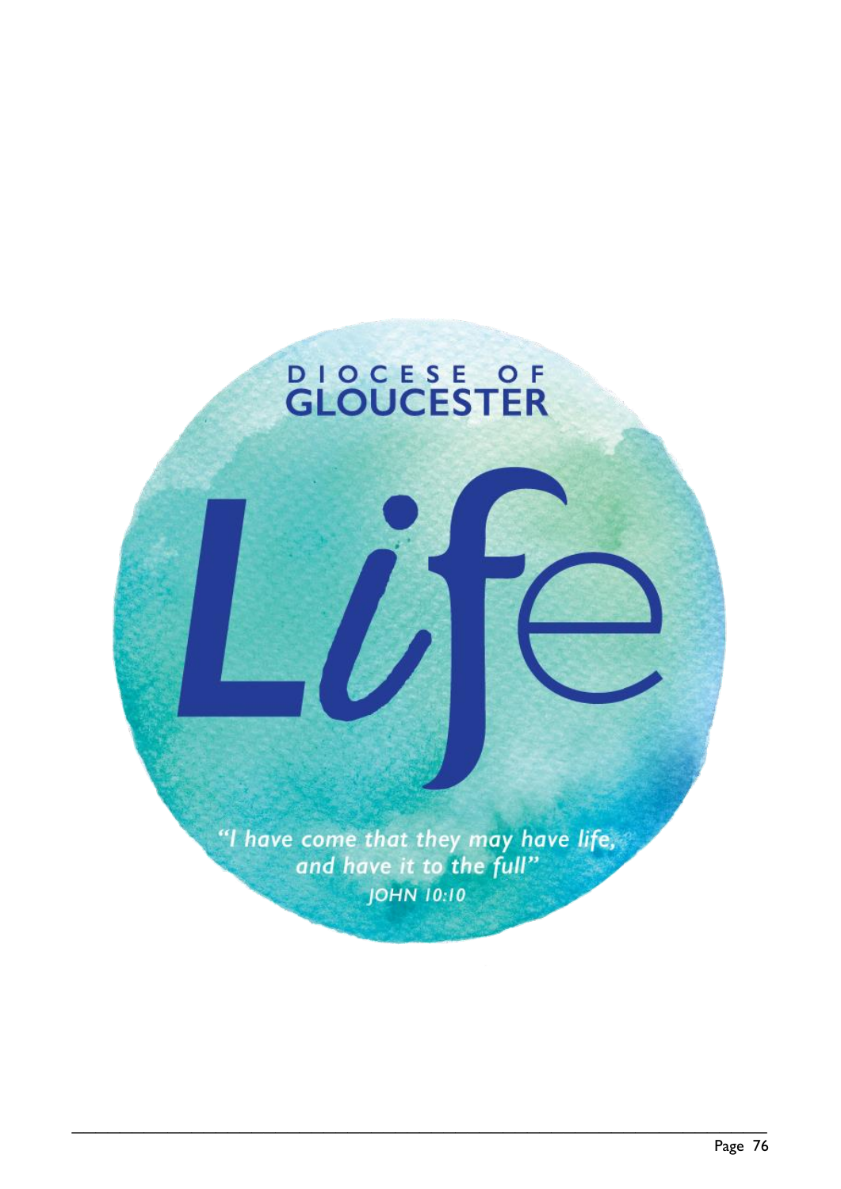DIOCESE OF
GLOUCESTER

Life

*"I have come that they may have life, and have it to the full"*
*JOHN 10:10*